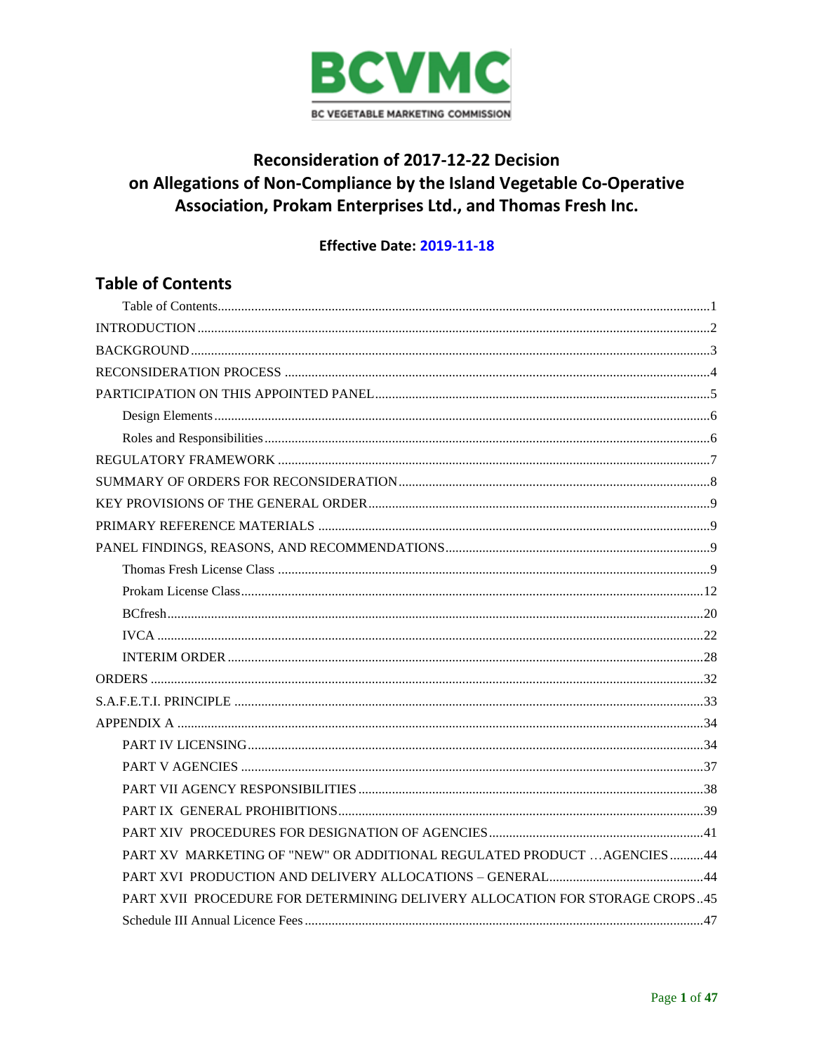BCVMC

BC VEGETABLE MARKETING COMMISSION

# Reconsideration of 2017-12-22 Decision on Allegations of Non-Compliance by the Island Vegetable Co-Operative Association, Prokam Enterprises Ltd., and Thomas Fresh Inc.

**Effective Date: 2019-11-18**

## Table of Contents

- Table of Contents....1
- INTRODUCTION....2
- BACKGROUND....3
- RECONSIDERATION PROCESS....4
- PARTICIPATION ON THIS APPOINTED PANEL....5
  - Design Elements....6
  - Roles and Responsibilities....6
- REGULATORY FRAMEWORK....7
- SUMMARY OF ORDERS FOR RECONSIDERATION....8
- KEY PROVISIONS OF THE GENERAL ORDER....9
- PRIMARY REFERENCE MATERIALS....9
- PANEL FINDINGS, REASONS, AND RECOMMENDATIONS....9
  - Thomas Fresh License Class....9
  - Prokam License Class....12
  - BCfresh....20
  - IVCA....22
  - INTERIM ORDER....28
- ORDERS....32
- S.A.F.E.T.I. PRINCIPLE....33
- APPENDIX A....34
  - PART IV LICENSING....34
  - PART V AGENCIES....37
  - PART VII AGENCY RESPONSIBILITIES....38
  - PART IX GENERAL PROHIBITIONS....39
  - PART XIV PROCEDURES FOR DESIGNATION OF AGENCIES....41
  - PART XV MARKETING OF "NEW" OR ADDITIONAL REGULATED PRODUCT …AGENCIES....44
  - PART XVI PRODUCTION AND DELIVERY ALLOCATIONS – GENERAL....44
  - PART XVII PROCEDURE FOR DETERMINING DELIVERY ALLOCATION FOR STORAGE CROPS....45
  - Schedule III Annual Licence Fees....47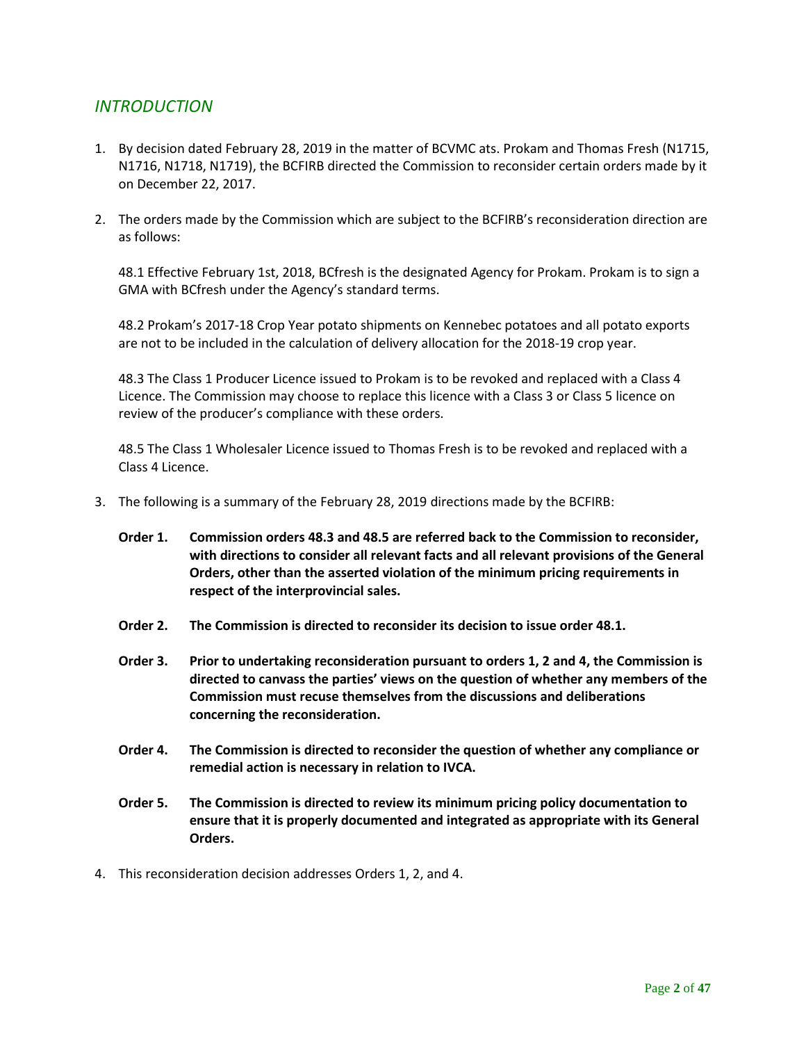## *INTRODUCTION*

1. By decision dated February 28, 2019 in the matter of BCVMC ats. Prokam and Thomas Fresh (N1715, N1716, N1718, N1719), the BCFIRB directed the Commission to reconsider certain orders made by it on December 22, 2017.

2. The orders made by the Commission which are subject to the BCFIRB's reconsideration direction are as follows:

   48.1 Effective February 1st, 2018, BCfresh is the designated Agency for Prokam. Prokam is to sign a GMA with BCfresh under the Agency's standard terms.

   48.2 Prokam's 2017-18 Crop Year potato shipments on Kennebec potatoes and all potato exports are not to be included in the calculation of delivery allocation for the 2018-19 crop year.

   48.3 The Class 1 Producer Licence issued to Prokam is to be revoked and replaced with a Class 4 Licence. The Commission may choose to replace this licence with a Class 3 or Class 5 licence on review of the producer's compliance with these orders.

   48.5 The Class 1 Wholesaler Licence issued to Thomas Fresh is to be revoked and replaced with a Class 4 Licence.

3. The following is a summary of the February 28, 2019 directions made by the BCFIRB:

   **Order 1. Commission orders 48.3 and 48.5 are referred back to the Commission to reconsider, with directions to consider all relevant facts and all relevant provisions of the General Orders, other than the asserted violation of the minimum pricing requirements in respect of the interprovincial sales.**

   **Order 2. The Commission is directed to reconsider its decision to issue order 48.1.**

   **Order 3. Prior to undertaking reconsideration pursuant to orders 1, 2 and 4, the Commission is directed to canvass the parties' views on the question of whether any members of the Commission must recuse themselves from the discussions and deliberations concerning the reconsideration.**

   **Order 4. The Commission is directed to reconsider the question of whether any compliance or remedial action is necessary in relation to IVCA.**

   **Order 5. The Commission is directed to review its minimum pricing policy documentation to ensure that it is properly documented and integrated as appropriate with its General Orders.**

4. This reconsideration decision addresses Orders 1, 2, and 4.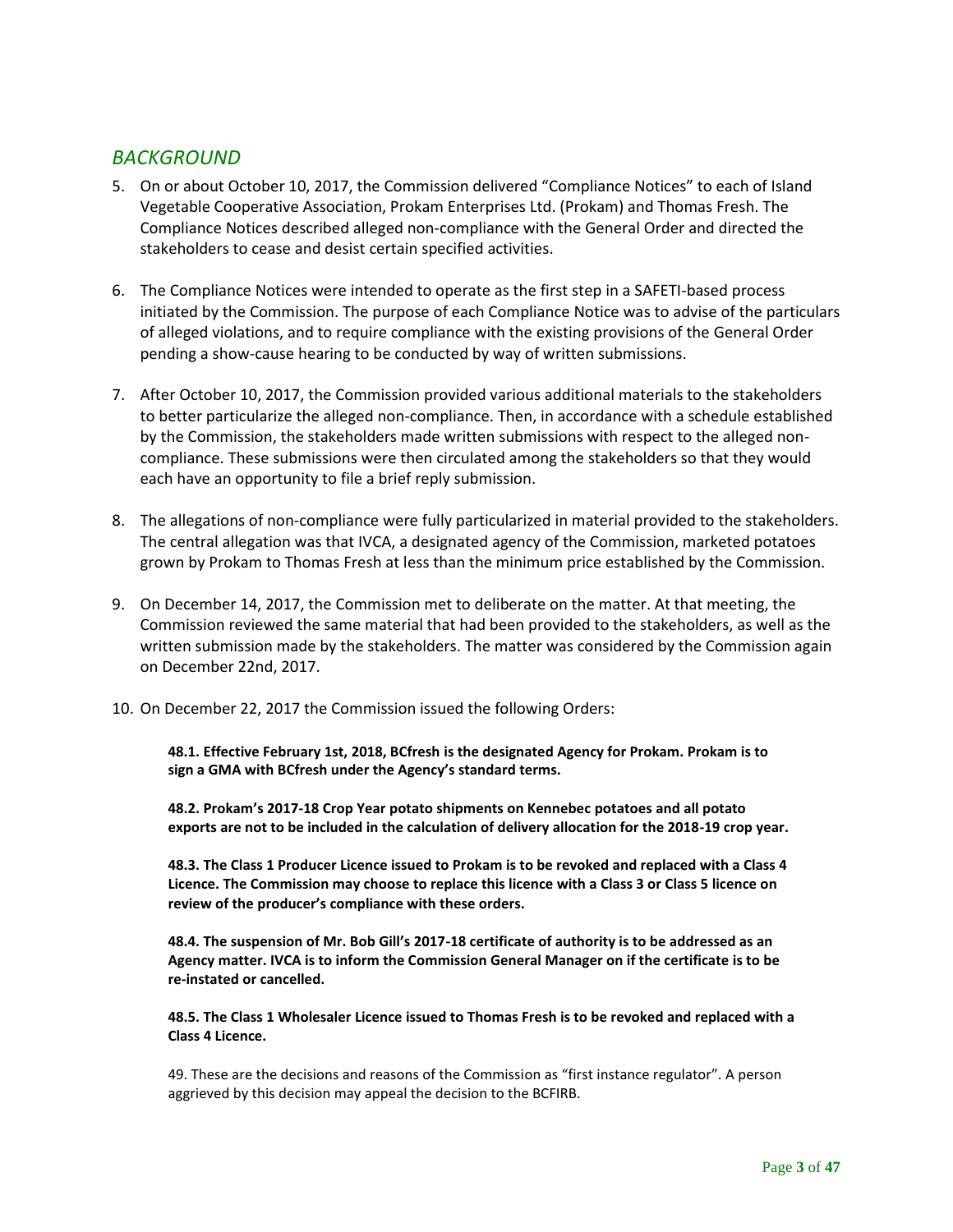## *BACKGROUND*

5. On or about October 10, 2017, the Commission delivered "Compliance Notices" to each of Island Vegetable Cooperative Association, Prokam Enterprises Ltd. (Prokam) and Thomas Fresh. The Compliance Notices described alleged non-compliance with the General Order and directed the stakeholders to cease and desist certain specified activities.

6. The Compliance Notices were intended to operate as the first step in a SAFETI-based process initiated by the Commission. The purpose of each Compliance Notice was to advise of the particulars of alleged violations, and to require compliance with the existing provisions of the General Order pending a show-cause hearing to be conducted by way of written submissions.

7. After October 10, 2017, the Commission provided various additional materials to the stakeholders to better particularize the alleged non-compliance. Then, in accordance with a schedule established by the Commission, the stakeholders made written submissions with respect to the alleged non-compliance. These submissions were then circulated among the stakeholders so that they would each have an opportunity to file a brief reply submission.

8. The allegations of non-compliance were fully particularized in material provided to the stakeholders. The central allegation was that IVCA, a designated agency of the Commission, marketed potatoes grown by Prokam to Thomas Fresh at less than the minimum price established by the Commission.

9. On December 14, 2017, the Commission met to deliberate on the matter. At that meeting, the Commission reviewed the same material that had been provided to the stakeholders, as well as the written submission made by the stakeholders. The matter was considered by the Commission again on December 22nd, 2017.

10. On December 22, 2017 the Commission issued the following Orders:

> **48.1. Effective February 1st, 2018, BCfresh is the designated Agency for Prokam. Prokam is to sign a GMA with BCfresh under the Agency's standard terms.**
>
> **48.2. Prokam's 2017-18 Crop Year potato shipments on Kennebec potatoes and all potato exports are not to be included in the calculation of delivery allocation for the 2018-19 crop year.**
>
> **48.3. The Class 1 Producer Licence issued to Prokam is to be revoked and replaced with a Class 4 Licence. The Commission may choose to replace this licence with a Class 3 or Class 5 licence on review of the producer's compliance with these orders.**
>
> **48.4. The suspension of Mr. Bob Gill's 2017-18 certificate of authority is to be addressed as an Agency matter. IVCA is to inform the Commission General Manager on if the certificate is to be re-instated or cancelled.**
>
> **48.5. The Class 1 Wholesaler Licence issued to Thomas Fresh is to be revoked and replaced with a Class 4 Licence.**
>
> 49. These are the decisions and reasons of the Commission as "first instance regulator". A person aggrieved by this decision may appeal the decision to the BCFIRB.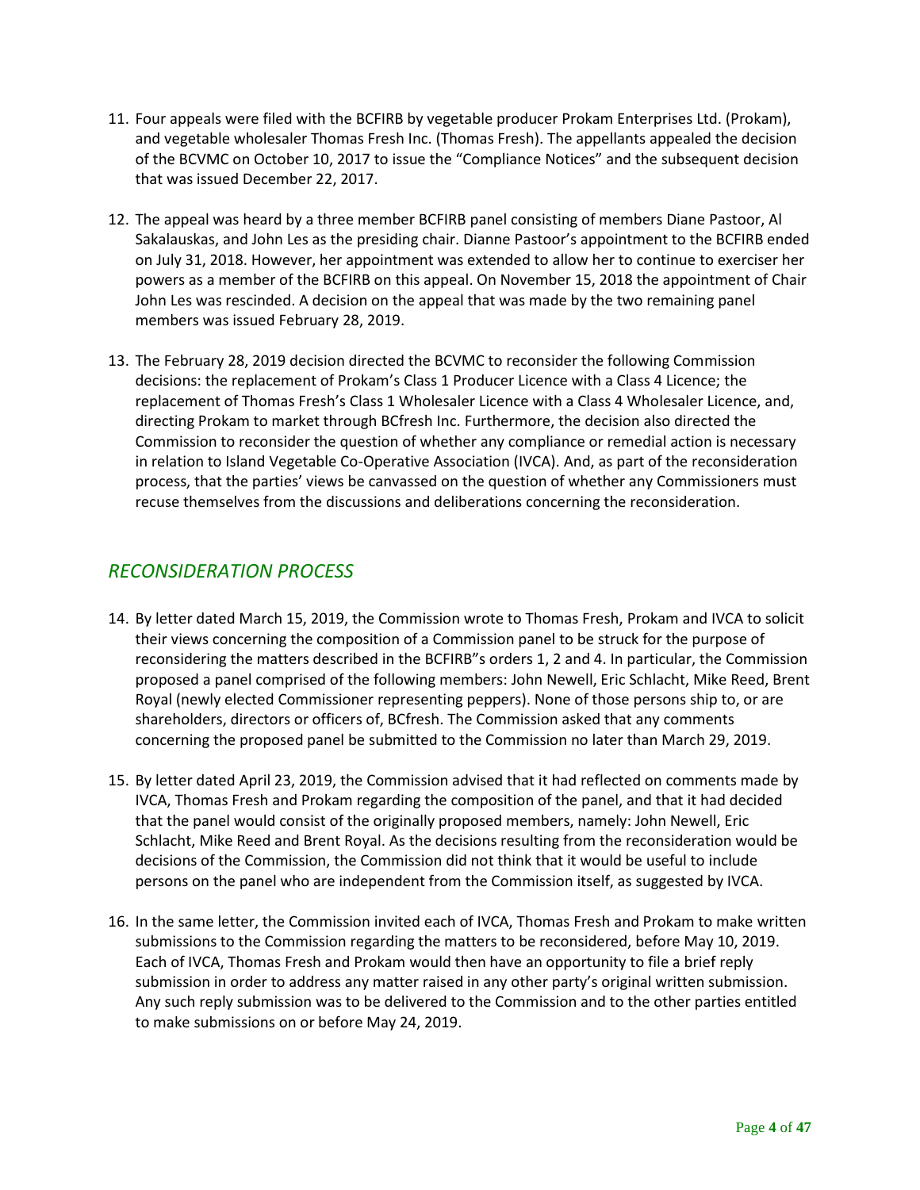11. Four appeals were filed with the BCFIRB by vegetable producer Prokam Enterprises Ltd. (Prokam), and vegetable wholesaler Thomas Fresh Inc. (Thomas Fresh). The appellants appealed the decision of the BCVMC on October 10, 2017 to issue the "Compliance Notices" and the subsequent decision that was issued December 22, 2017.

12. The appeal was heard by a three member BCFIRB panel consisting of members Diane Pastoor, Al Sakalauskas, and John Les as the presiding chair. Dianne Pastoor's appointment to the BCFIRB ended on July 31, 2018. However, her appointment was extended to allow her to continue to exerciser her powers as a member of the BCFIRB on this appeal. On November 15, 2018 the appointment of Chair John Les was rescinded. A decision on the appeal that was made by the two remaining panel members was issued February 28, 2019.

13. The February 28, 2019 decision directed the BCVMC to reconsider the following Commission decisions: the replacement of Prokam's Class 1 Producer Licence with a Class 4 Licence; the replacement of Thomas Fresh's Class 1 Wholesaler Licence with a Class 4 Wholesaler Licence, and, directing Prokam to market through BCfresh Inc. Furthermore, the decision also directed the Commission to reconsider the question of whether any compliance or remedial action is necessary in relation to Island Vegetable Co-Operative Association (IVCA). And, as part of the reconsideration process, that the parties' views be canvassed on the question of whether any Commissioners must recuse themselves from the discussions and deliberations concerning the reconsideration.

## *RECONSIDERATION PROCESS*

14. By letter dated March 15, 2019, the Commission wrote to Thomas Fresh, Prokam and IVCA to solicit their views concerning the composition of a Commission panel to be struck for the purpose of reconsidering the matters described in the BCFIRB"s orders 1, 2 and 4. In particular, the Commission proposed a panel comprised of the following members: John Newell, Eric Schlacht, Mike Reed, Brent Royal (newly elected Commissioner representing peppers). None of those persons ship to, or are shareholders, directors or officers of, BCfresh. The Commission asked that any comments concerning the proposed panel be submitted to the Commission no later than March 29, 2019.

15. By letter dated April 23, 2019, the Commission advised that it had reflected on comments made by IVCA, Thomas Fresh and Prokam regarding the composition of the panel, and that it had decided that the panel would consist of the originally proposed members, namely: John Newell, Eric Schlacht, Mike Reed and Brent Royal. As the decisions resulting from the reconsideration would be decisions of the Commission, the Commission did not think that it would be useful to include persons on the panel who are independent from the Commission itself, as suggested by IVCA.

16. In the same letter, the Commission invited each of IVCA, Thomas Fresh and Prokam to make written submissions to the Commission regarding the matters to be reconsidered, before May 10, 2019. Each of IVCA, Thomas Fresh and Prokam would then have an opportunity to file a brief reply submission in order to address any matter raised in any other party's original written submission. Any such reply submission was to be delivered to the Commission and to the other parties entitled to make submissions on or before May 24, 2019.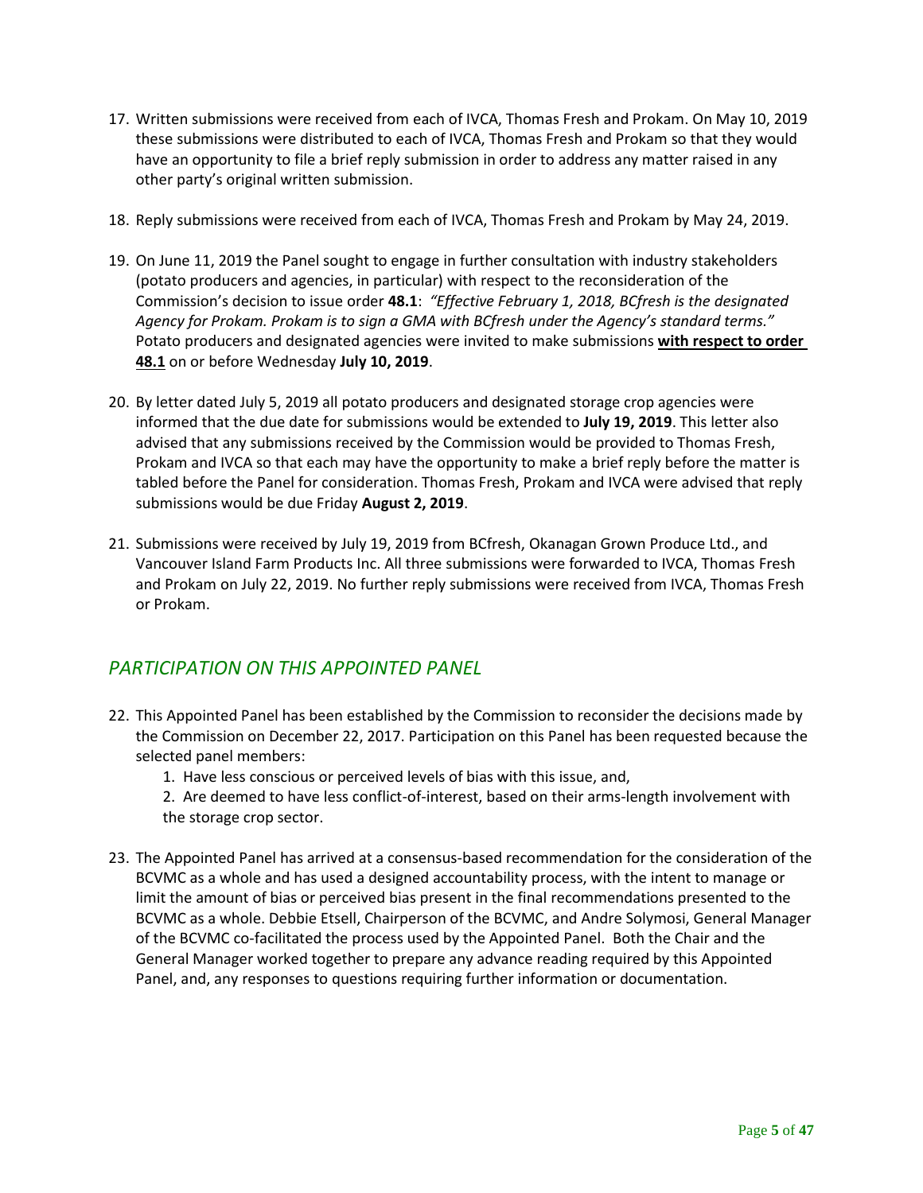17. Written submissions were received from each of IVCA, Thomas Fresh and Prokam. On May 10, 2019 these submissions were distributed to each of IVCA, Thomas Fresh and Prokam so that they would have an opportunity to file a brief reply submission in order to address any matter raised in any other party's original written submission.

18. Reply submissions were received from each of IVCA, Thomas Fresh and Prokam by May 24, 2019.

19. On June 11, 2019 the Panel sought to engage in further consultation with industry stakeholders (potato producers and agencies, in particular) with respect to the reconsideration of the Commission's decision to issue order **48.1**: *"Effective February 1, 2018, BCfresh is the designated Agency for Prokam. Prokam is to sign a GMA with BCfresh under the Agency's standard terms."* Potato producers and designated agencies were invited to make submissions **with respect to order 48.1** on or before Wednesday **July 10, 2019**.

20. By letter dated July 5, 2019 all potato producers and designated storage crop agencies were informed that the due date for submissions would be extended to **July 19, 2019**. This letter also advised that any submissions received by the Commission would be provided to Thomas Fresh, Prokam and IVCA so that each may have the opportunity to make a brief reply before the matter is tabled before the Panel for consideration. Thomas Fresh, Prokam and IVCA were advised that reply submissions would be due Friday **August 2, 2019**.

21. Submissions were received by July 19, 2019 from BCfresh, Okanagan Grown Produce Ltd., and Vancouver Island Farm Products Inc. All three submissions were forwarded to IVCA, Thomas Fresh and Prokam on July 22, 2019. No further reply submissions were received from IVCA, Thomas Fresh or Prokam.

## *PARTICIPATION ON THIS APPOINTED PANEL*

22. This Appointed Panel has been established by the Commission to reconsider the decisions made by the Commission on December 22, 2017. Participation on this Panel has been requested because the selected panel members:
    1. Have less conscious or perceived levels of bias with this issue, and,
    2. Are deemed to have less conflict-of-interest, based on their arms-length involvement with the storage crop sector.

23. The Appointed Panel has arrived at a consensus-based recommendation for the consideration of the BCVMC as a whole and has used a designed accountability process, with the intent to manage or limit the amount of bias or perceived bias present in the final recommendations presented to the BCVMC as a whole. Debbie Etsell, Chairperson of the BCVMC, and Andre Solymosi, General Manager of the BCVMC co-facilitated the process used by the Appointed Panel. Both the Chair and the General Manager worked together to prepare any advance reading required by this Appointed Panel, and, any responses to questions requiring further information or documentation.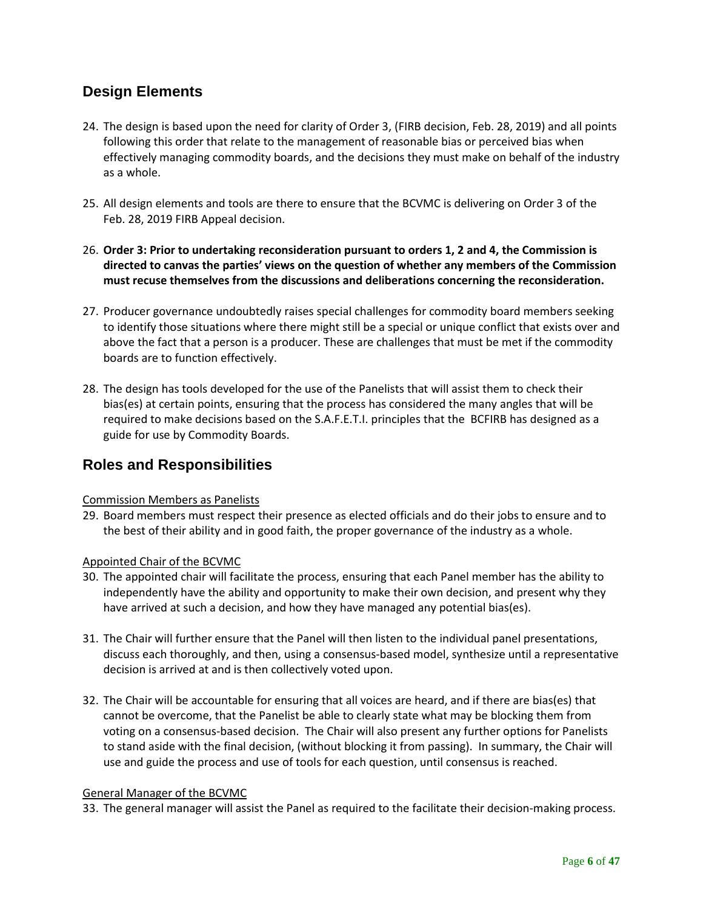## Design Elements

24. The design is based upon the need for clarity of Order 3, (FIRB decision, Feb. 28, 2019) and all points following this order that relate to the management of reasonable bias or perceived bias when effectively managing commodity boards, and the decisions they must make on behalf of the industry as a whole.

25. All design elements and tools are there to ensure that the BCVMC is delivering on Order 3 of the Feb. 28, 2019 FIRB Appeal decision.

26. **Order 3: Prior to undertaking reconsideration pursuant to orders 1, 2 and 4, the Commission is directed to canvas the parties' views on the question of whether any members of the Commission must recuse themselves from the discussions and deliberations concerning the reconsideration.**

27. Producer governance undoubtedly raises special challenges for commodity board members seeking to identify those situations where there might still be a special or unique conflict that exists over and above the fact that a person is a producer. These are challenges that must be met if the commodity boards are to function effectively.

28. The design has tools developed for the use of the Panelists that will assist them to check their bias(es) at certain points, ensuring that the process has considered the many angles that will be required to make decisions based on the S.A.F.E.T.I. principles that the BCFIRB has designed as a guide for use by Commodity Boards.

## Roles and Responsibilities

Commission Members as Panelists

29. Board members must respect their presence as elected officials and do their jobs to ensure and to the best of their ability and in good faith, the proper governance of the industry as a whole.

Appointed Chair of the BCVMC

30. The appointed chair will facilitate the process, ensuring that each Panel member has the ability to independently have the ability and opportunity to make their own decision, and present why they have arrived at such a decision, and how they have managed any potential bias(es).

31. The Chair will further ensure that the Panel will then listen to the individual panel presentations, discuss each thoroughly, and then, using a consensus-based model, synthesize until a representative decision is arrived at and is then collectively voted upon.

32. The Chair will be accountable for ensuring that all voices are heard, and if there are bias(es) that cannot be overcome, that the Panelist be able to clearly state what may be blocking them from voting on a consensus-based decision. The Chair will also present any further options for Panelists to stand aside with the final decision, (without blocking it from passing). In summary, the Chair will use and guide the process and use of tools for each question, until consensus is reached.

General Manager of the BCVMC

33. The general manager will assist the Panel as required to the facilitate their decision-making process.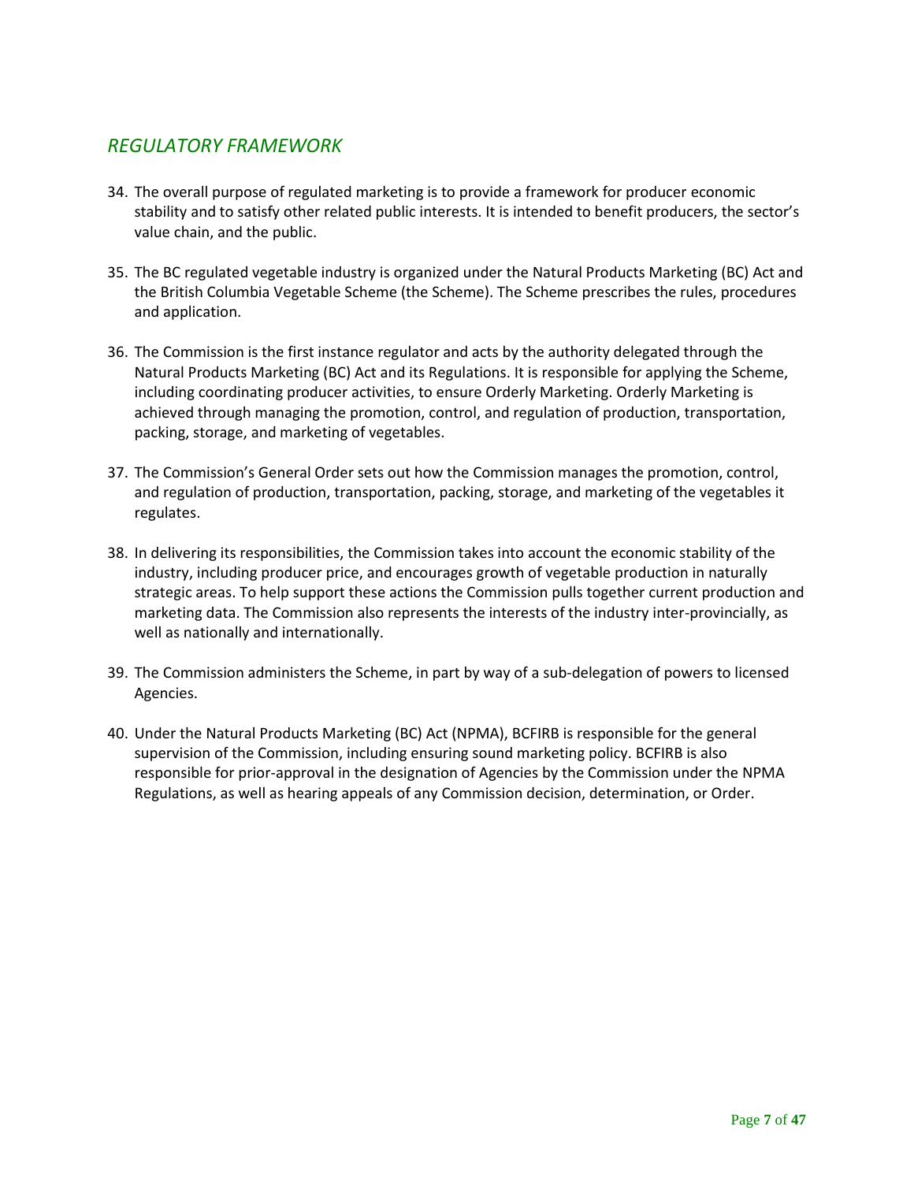## *REGULATORY FRAMEWORK*

34. The overall purpose of regulated marketing is to provide a framework for producer economic stability and to satisfy other related public interests. It is intended to benefit producers, the sector's value chain, and the public.

35. The BC regulated vegetable industry is organized under the Natural Products Marketing (BC) Act and the British Columbia Vegetable Scheme (the Scheme). The Scheme prescribes the rules, procedures and application.

36. The Commission is the first instance regulator and acts by the authority delegated through the Natural Products Marketing (BC) Act and its Regulations. It is responsible for applying the Scheme, including coordinating producer activities, to ensure Orderly Marketing. Orderly Marketing is achieved through managing the promotion, control, and regulation of production, transportation, packing, storage, and marketing of vegetables.

37. The Commission's General Order sets out how the Commission manages the promotion, control, and regulation of production, transportation, packing, storage, and marketing of the vegetables it regulates.

38. In delivering its responsibilities, the Commission takes into account the economic stability of the industry, including producer price, and encourages growth of vegetable production in naturally strategic areas. To help support these actions the Commission pulls together current production and marketing data. The Commission also represents the interests of the industry inter-provincially, as well as nationally and internationally.

39. The Commission administers the Scheme, in part by way of a sub-delegation of powers to licensed Agencies.

40. Under the Natural Products Marketing (BC) Act (NPMA), BCFIRB is responsible for the general supervision of the Commission, including ensuring sound marketing policy. BCFIRB is also responsible for prior-approval in the designation of Agencies by the Commission under the NPMA Regulations, as well as hearing appeals of any Commission decision, determination, or Order.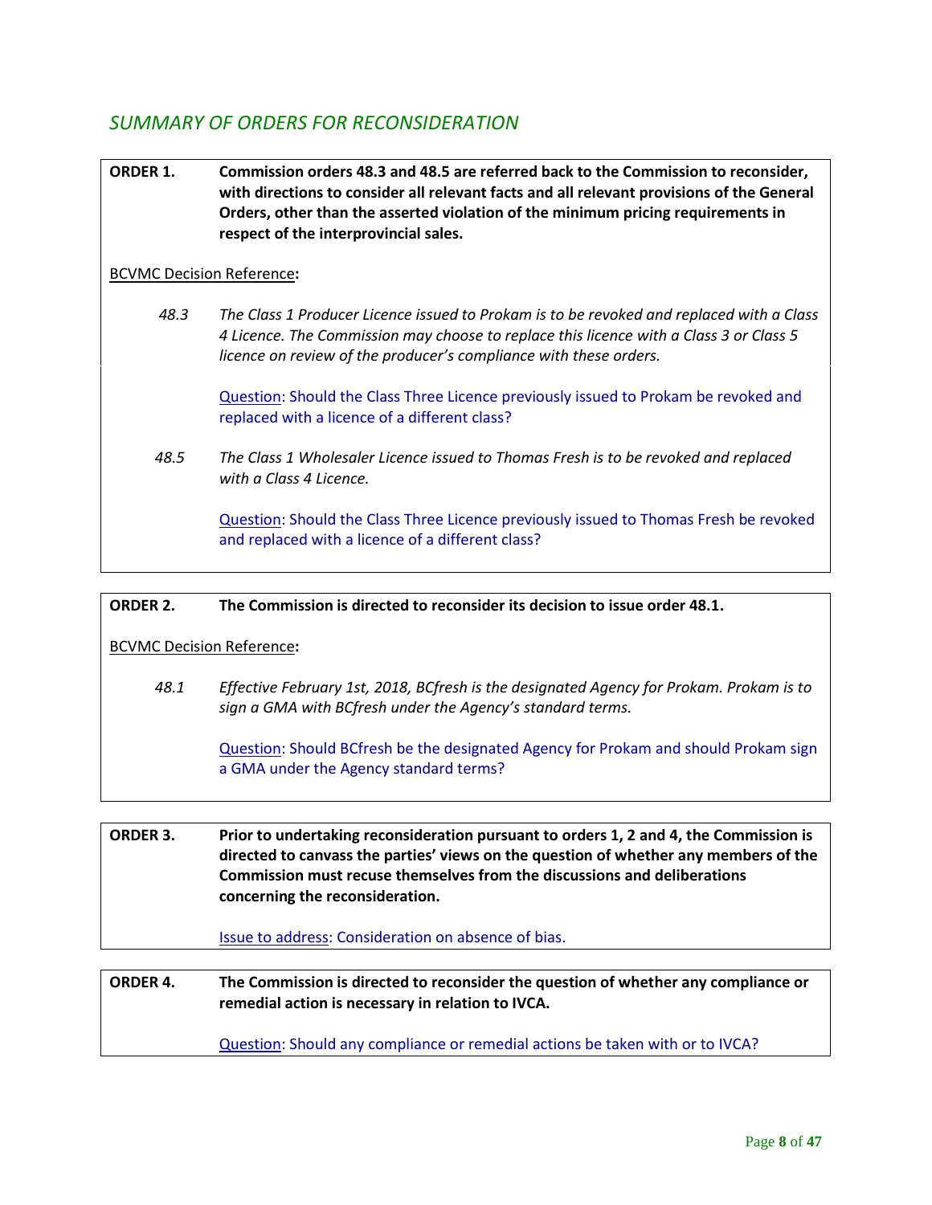## *SUMMARY OF ORDERS FOR RECONSIDERATION*

**ORDER 1.** **Commission orders 48.3 and 48.5 are referred back to the Commission to reconsider, with directions to consider all relevant facts and all relevant provisions of the General Orders, other than the asserted violation of the minimum pricing requirements in respect of the interprovincial sales.**

BCVMC Decision Reference**:**

*48.3* *The Class 1 Producer Licence issued to Prokam is to be revoked and replaced with a Class 4 Licence. The Commission may choose to replace this licence with a Class 3 or Class 5 licence on review of the producer's compliance with these orders.*

Question: Should the Class Three Licence previously issued to Prokam be revoked and replaced with a licence of a different class?

*48.5* *The Class 1 Wholesaler Licence issued to Thomas Fresh is to be revoked and replaced with a Class 4 Licence.*

Question: Should the Class Three Licence previously issued to Thomas Fresh be revoked and replaced with a licence of a different class?

**ORDER 2.** **The Commission is directed to reconsider its decision to issue order 48.1.**

BCVMC Decision Reference**:**

*48.1* *Effective February 1st, 2018, BCfresh is the designated Agency for Prokam. Prokam is to sign a GMA with BCfresh under the Agency's standard terms.*

Question: Should BCfresh be the designated Agency for Prokam and should Prokam sign a GMA under the Agency standard terms?

**ORDER 3.** **Prior to undertaking reconsideration pursuant to orders 1, 2 and 4, the Commission is directed to canvass the parties' views on the question of whether any members of the Commission must recuse themselves from the discussions and deliberations concerning the reconsideration.**

Issue to address: Consideration on absence of bias.

**ORDER 4.** **The Commission is directed to reconsider the question of whether any compliance or remedial action is necessary in relation to IVCA.**

Question: Should any compliance or remedial actions be taken with or to IVCA?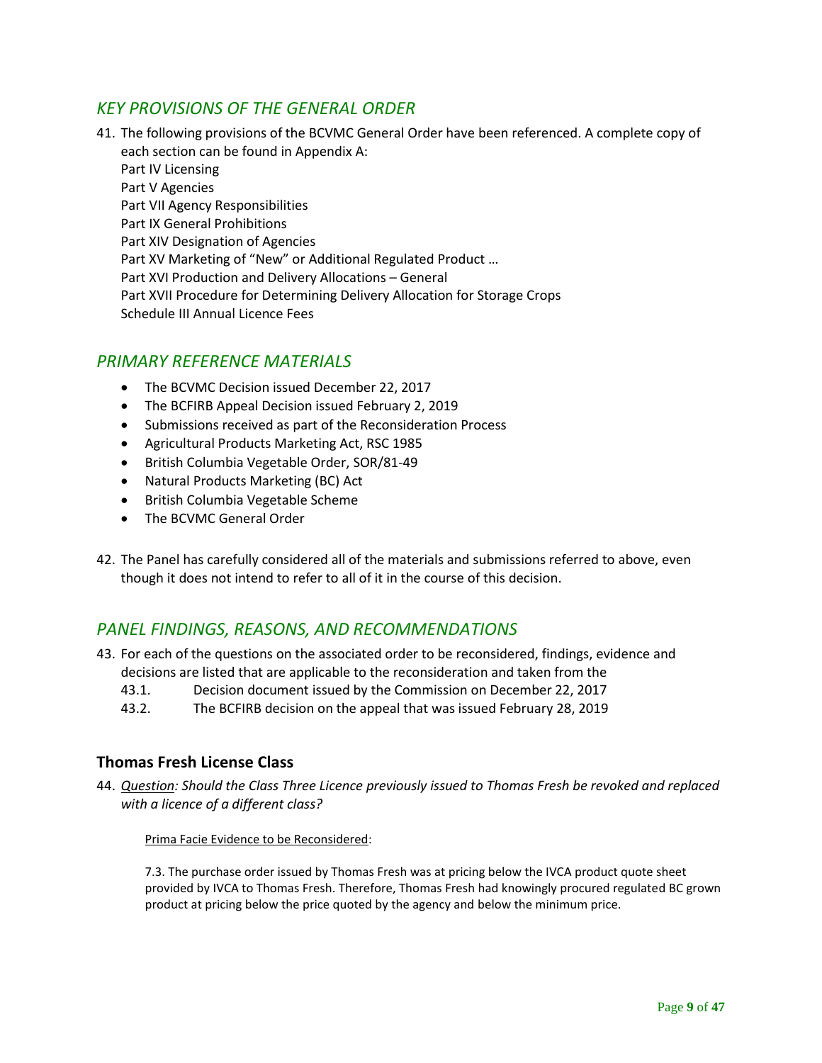## *KEY PROVISIONS OF THE GENERAL ORDER*

41. The following provisions of the BCVMC General Order have been referenced. A complete copy of each section can be found in Appendix A:
    Part IV Licensing
    Part V Agencies
    Part VII Agency Responsibilities
    Part IX General Prohibitions
    Part XIV Designation of Agencies
    Part XV Marketing of “New” or Additional Regulated Product …
    Part XVI Production and Delivery Allocations – General
    Part XVII Procedure for Determining Delivery Allocation for Storage Crops
    Schedule III Annual Licence Fees

## *PRIMARY REFERENCE MATERIALS*

- The BCVMC Decision issued December 22, 2017
- The BCFIRB Appeal Decision issued February 2, 2019
- Submissions received as part of the Reconsideration Process
- Agricultural Products Marketing Act, RSC 1985
- British Columbia Vegetable Order, SOR/81-49
- Natural Products Marketing (BC) Act
- British Columbia Vegetable Scheme
- The BCVMC General Order

42. The Panel has carefully considered all of the materials and submissions referred to above, even though it does not intend to refer to all of it in the course of this decision.

## *PANEL FINDINGS, REASONS, AND RECOMMENDATIONS*

43. For each of the questions on the associated order to be reconsidered, findings, evidence and decisions are listed that are applicable to the reconsideration and taken from the
    43.1. Decision document issued by the Commission on December 22, 2017
    43.2. The BCFIRB decision on the appeal that was issued February 28, 2019

### **Thomas Fresh License Class**

44. *Question: Should the Class Three Licence previously issued to Thomas Fresh be revoked and replaced with a licence of a different class?*

    Prima Facie Evidence to be Reconsidered:

    7.3. The purchase order issued by Thomas Fresh was at pricing below the IVCA product quote sheet provided by IVCA to Thomas Fresh. Therefore, Thomas Fresh had knowingly procured regulated BC grown product at pricing below the price quoted by the agency and below the minimum price.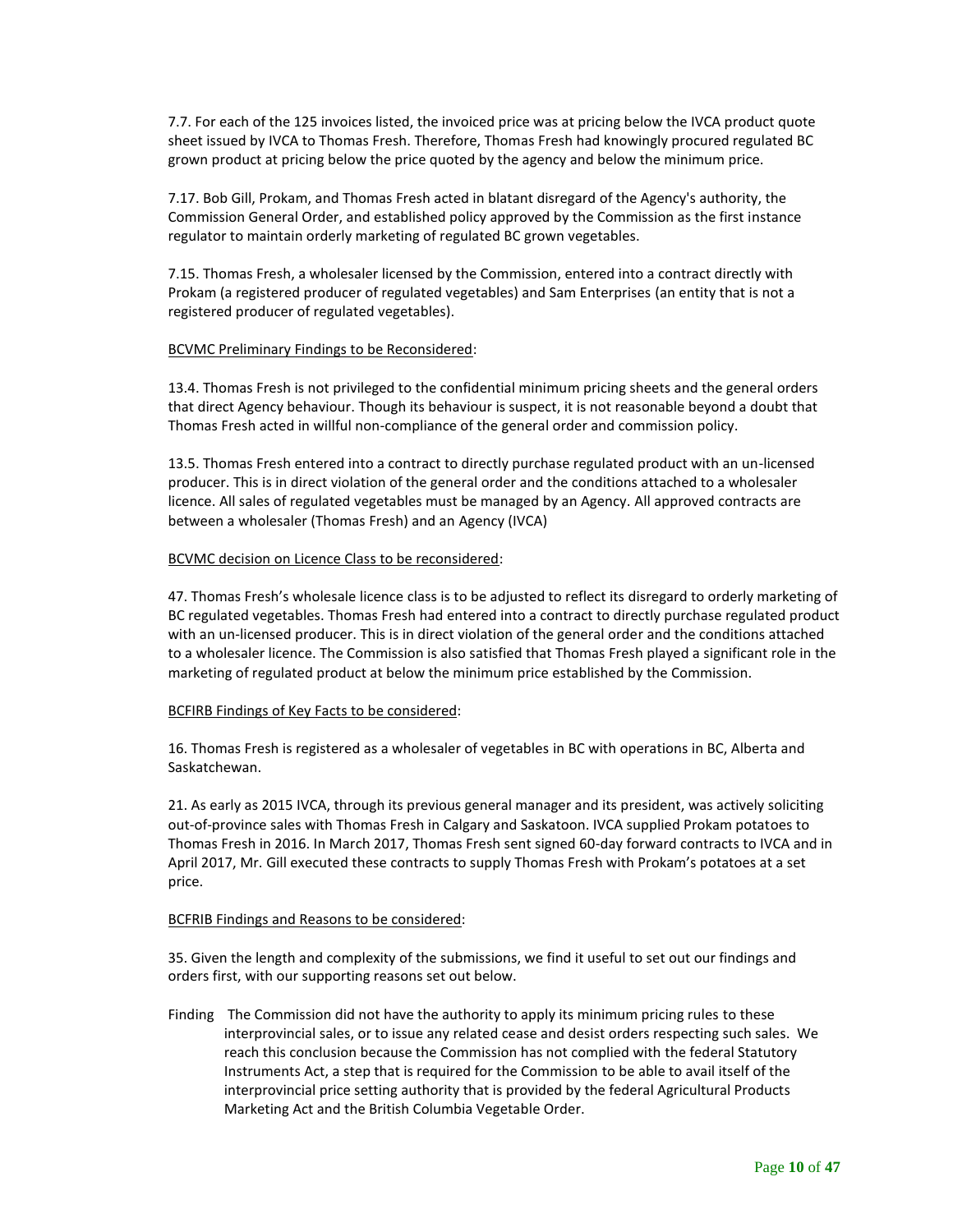7.7. For each of the 125 invoices listed, the invoiced price was at pricing below the IVCA product quote sheet issued by IVCA to Thomas Fresh. Therefore, Thomas Fresh had knowingly procured regulated BC grown product at pricing below the price quoted by the agency and below the minimum price.

7.17. Bob Gill, Prokam, and Thomas Fresh acted in blatant disregard of the Agency's authority, the Commission General Order, and established policy approved by the Commission as the first instance regulator to maintain orderly marketing of regulated BC grown vegetables.

7.15. Thomas Fresh, a wholesaler licensed by the Commission, entered into a contract directly with Prokam (a registered producer of regulated vegetables) and Sam Enterprises (an entity that is not a registered producer of regulated vegetables).

BCVMC Preliminary Findings to be Reconsidered:

13.4. Thomas Fresh is not privileged to the confidential minimum pricing sheets and the general orders that direct Agency behaviour. Though its behaviour is suspect, it is not reasonable beyond a doubt that Thomas Fresh acted in willful non-compliance of the general order and commission policy.

13.5. Thomas Fresh entered into a contract to directly purchase regulated product with an un-licensed producer. This is in direct violation of the general order and the conditions attached to a wholesaler licence. All sales of regulated vegetables must be managed by an Agency. All approved contracts are between a wholesaler (Thomas Fresh) and an Agency (IVCA)

BCVMC decision on Licence Class to be reconsidered:

47. Thomas Fresh's wholesale licence class is to be adjusted to reflect its disregard to orderly marketing of BC regulated vegetables. Thomas Fresh had entered into a contract to directly purchase regulated product with an un-licensed producer. This is in direct violation of the general order and the conditions attached to a wholesaler licence. The Commission is also satisfied that Thomas Fresh played a significant role in the marketing of regulated product at below the minimum price established by the Commission.

BCFIRB Findings of Key Facts to be considered:

16. Thomas Fresh is registered as a wholesaler of vegetables in BC with operations in BC, Alberta and Saskatchewan.

21. As early as 2015 IVCA, through its previous general manager and its president, was actively soliciting out-of-province sales with Thomas Fresh in Calgary and Saskatoon. IVCA supplied Prokam potatoes to Thomas Fresh in 2016. In March 2017, Thomas Fresh sent signed 60-day forward contracts to IVCA and in April 2017, Mr. Gill executed these contracts to supply Thomas Fresh with Prokam's potatoes at a set price.

BCFRIB Findings and Reasons to be considered:

35. Given the length and complexity of the submissions, we find it useful to set out our findings and orders first, with our supporting reasons set out below.

Finding The Commission did not have the authority to apply its minimum pricing rules to these interprovincial sales, or to issue any related cease and desist orders respecting such sales. We reach this conclusion because the Commission has not complied with the federal Statutory Instruments Act, a step that is required for the Commission to be able to avail itself of the interprovincial price setting authority that is provided by the federal Agricultural Products Marketing Act and the British Columbia Vegetable Order.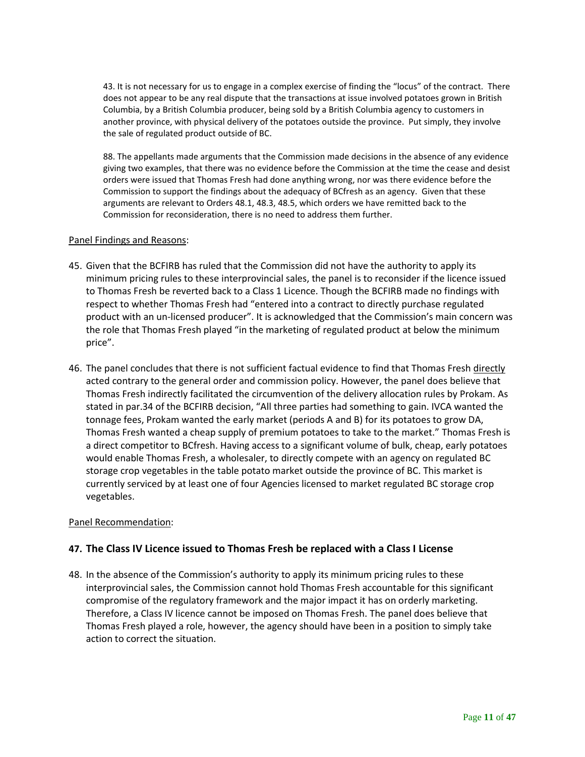> 43. It is not necessary for us to engage in a complex exercise of finding the "locus" of the contract. There does not appear to be any real dispute that the transactions at issue involved potatoes grown in British Columbia, by a British Columbia producer, being sold by a British Columbia agency to customers in another province, with physical delivery of the potatoes outside the province. Put simply, they involve the sale of regulated product outside of BC.
>
> 88. The appellants made arguments that the Commission made decisions in the absence of any evidence giving two examples, that there was no evidence before the Commission at the time the cease and desist orders were issued that Thomas Fresh had done anything wrong, nor was there evidence before the Commission to support the findings about the adequacy of BCfresh as an agency. Given that these arguments are relevant to Orders 48.1, 48.3, 48.5, which orders we have remitted back to the Commission for reconsideration, there is no need to address them further.

Panel Findings and Reasons:

45. Given that the BCFIRB has ruled that the Commission did not have the authority to apply its minimum pricing rules to these interprovincial sales, the panel is to reconsider if the licence issued to Thomas Fresh be reverted back to a Class 1 Licence. Though the BCFIRB made no findings with respect to whether Thomas Fresh had "entered into a contract to directly purchase regulated product with an un-licensed producer". It is acknowledged that the Commission's main concern was the role that Thomas Fresh played "in the marketing of regulated product at below the minimum price".

46. The panel concludes that there is not sufficient factual evidence to find that Thomas Fresh directly acted contrary to the general order and commission policy. However, the panel does believe that Thomas Fresh indirectly facilitated the circumvention of the delivery allocation rules by Prokam. As stated in par.34 of the BCFIRB decision, "All three parties had something to gain. IVCA wanted the tonnage fees, Prokam wanted the early market (periods A and B) for its potatoes to grow DA, Thomas Fresh wanted a cheap supply of premium potatoes to take to the market." Thomas Fresh is a direct competitor to BCfresh. Having access to a significant volume of bulk, cheap, early potatoes would enable Thomas Fresh, a wholesaler, to directly compete with an agency on regulated BC storage crop vegetables in the table potato market outside the province of BC. This market is currently serviced by at least one of four Agencies licensed to market regulated BC storage crop vegetables.

Panel Recommendation:

**47. The Class IV Licence issued to Thomas Fresh be replaced with a Class I License**

48. In the absence of the Commission's authority to apply its minimum pricing rules to these interprovincial sales, the Commission cannot hold Thomas Fresh accountable for this significant compromise of the regulatory framework and the major impact it has on orderly marketing. Therefore, a Class IV licence cannot be imposed on Thomas Fresh. The panel does believe that Thomas Fresh played a role, however, the agency should have been in a position to simply take action to correct the situation.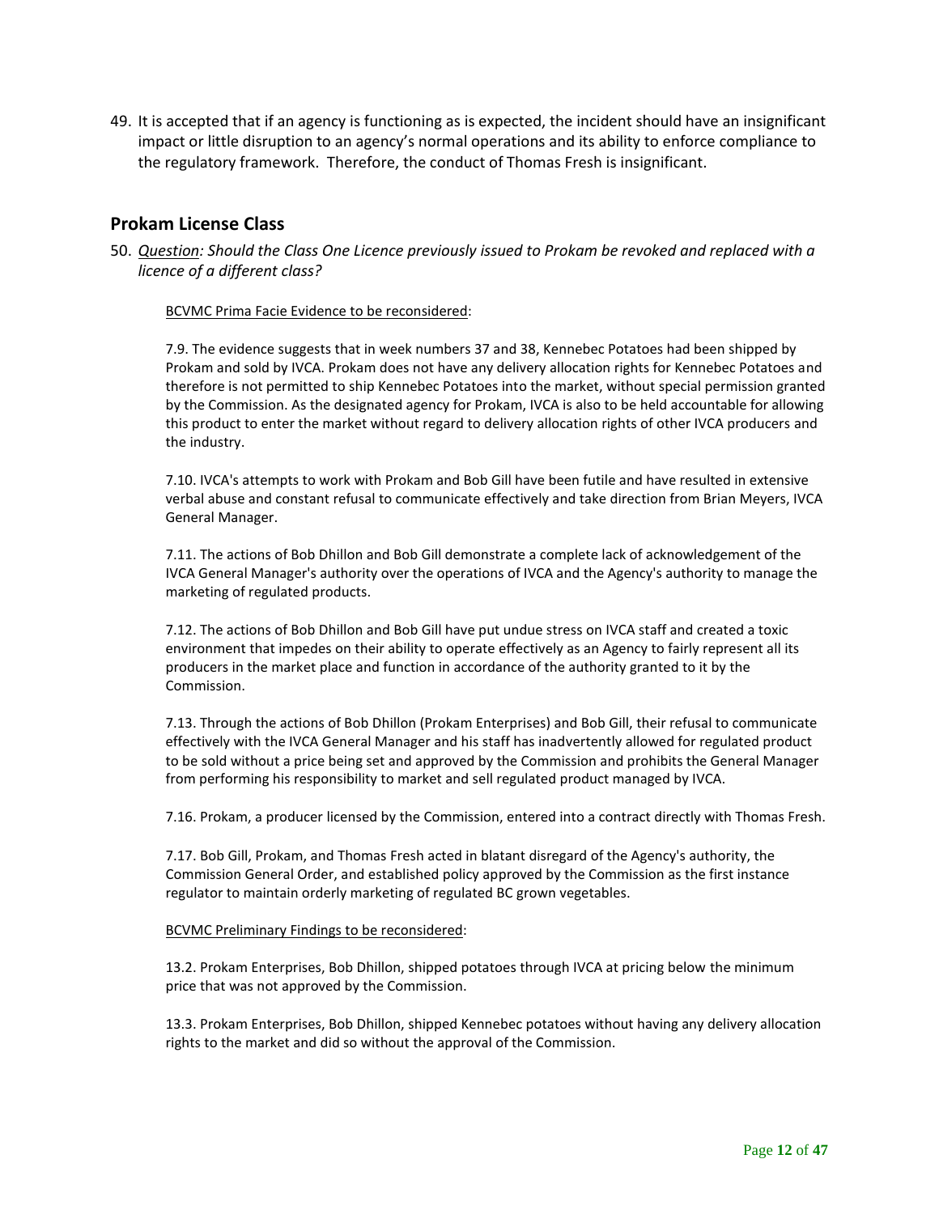49. It is accepted that if an agency is functioning as is expected, the incident should have an insignificant impact or little disruption to an agency's normal operations and its ability to enforce compliance to the regulatory framework. Therefore, the conduct of Thomas Fresh is insignificant.

## Prokam License Class

50. *Question: Should the Class One Licence previously issued to Prokam be revoked and replaced with a licence of a different class?*

    BCVMC Prima Facie Evidence to be reconsidered:

    7.9. The evidence suggests that in week numbers 37 and 38, Kennebec Potatoes had been shipped by Prokam and sold by IVCA. Prokam does not have any delivery allocation rights for Kennebec Potatoes and therefore is not permitted to ship Kennebec Potatoes into the market, without special permission granted by the Commission. As the designated agency for Prokam, IVCA is also to be held accountable for allowing this product to enter the market without regard to delivery allocation rights of other IVCA producers and the industry.

    7.10. IVCA's attempts to work with Prokam and Bob Gill have been futile and have resulted in extensive verbal abuse and constant refusal to communicate effectively and take direction from Brian Meyers, IVCA General Manager.

    7.11. The actions of Bob Dhillon and Bob Gill demonstrate a complete lack of acknowledgement of the IVCA General Manager's authority over the operations of IVCA and the Agency's authority to manage the marketing of regulated products.

    7.12. The actions of Bob Dhillon and Bob Gill have put undue stress on IVCA staff and created a toxic environment that impedes on their ability to operate effectively as an Agency to fairly represent all its producers in the market place and function in accordance of the authority granted to it by the Commission.

    7.13. Through the actions of Bob Dhillon (Prokam Enterprises) and Bob Gill, their refusal to communicate effectively with the IVCA General Manager and his staff has inadvertently allowed for regulated product to be sold without a price being set and approved by the Commission and prohibits the General Manager from performing his responsibility to market and sell regulated product managed by IVCA.

    7.16. Prokam, a producer licensed by the Commission, entered into a contract directly with Thomas Fresh.

    7.17. Bob Gill, Prokam, and Thomas Fresh acted in blatant disregard of the Agency's authority, the Commission General Order, and established policy approved by the Commission as the first instance regulator to maintain orderly marketing of regulated BC grown vegetables.

    BCVMC Preliminary Findings to be reconsidered:

    13.2. Prokam Enterprises, Bob Dhillon, shipped potatoes through IVCA at pricing below the minimum price that was not approved by the Commission.

    13.3. Prokam Enterprises, Bob Dhillon, shipped Kennebec potatoes without having any delivery allocation rights to the market and did so without the approval of the Commission.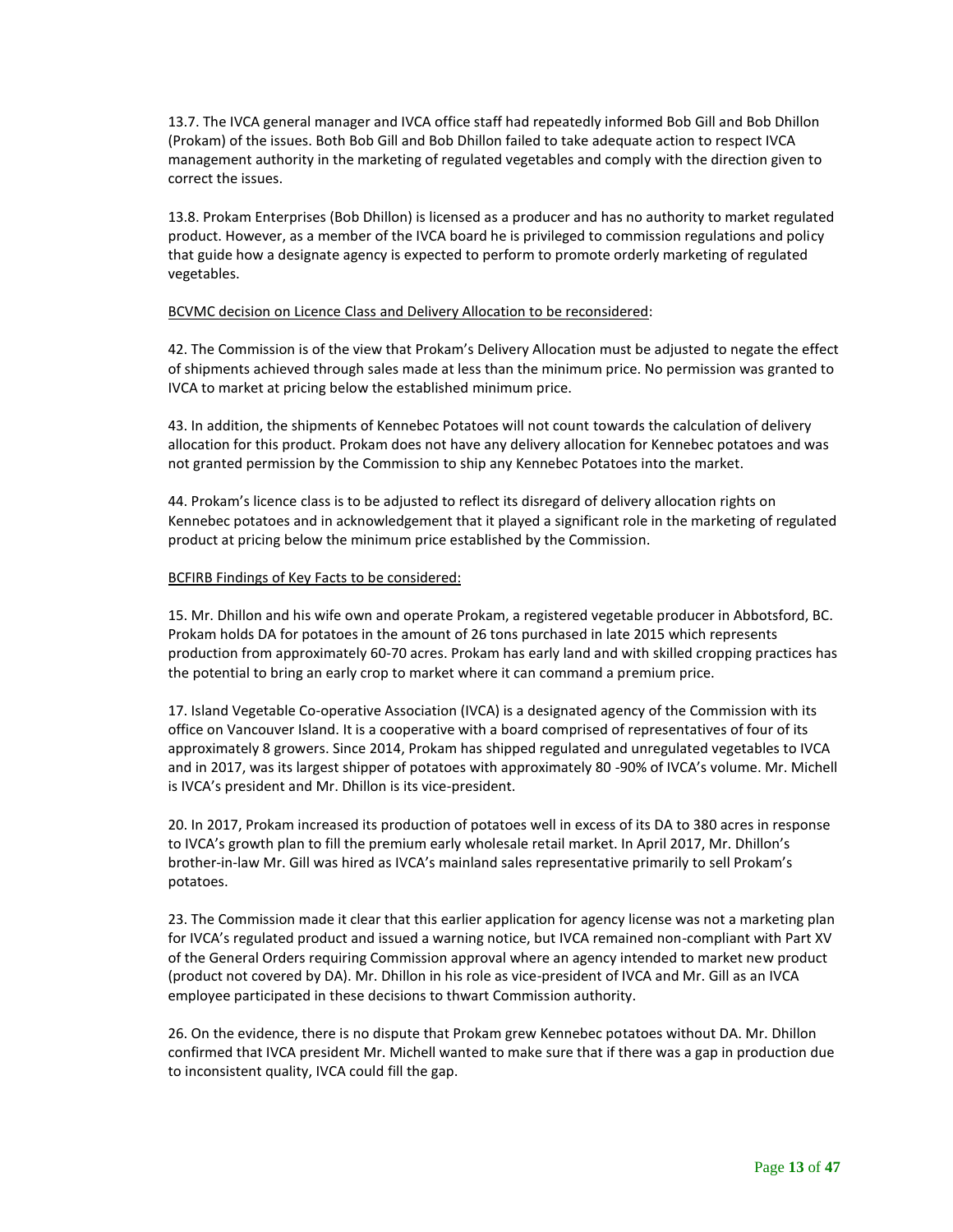13.7. The IVCA general manager and IVCA office staff had repeatedly informed Bob Gill and Bob Dhillon (Prokam) of the issues. Both Bob Gill and Bob Dhillon failed to take adequate action to respect IVCA management authority in the marketing of regulated vegetables and comply with the direction given to correct the issues.

13.8. Prokam Enterprises (Bob Dhillon) is licensed as a producer and has no authority to market regulated product. However, as a member of the IVCA board he is privileged to commission regulations and policy that guide how a designate agency is expected to perform to promote orderly marketing of regulated vegetables.

<u>BCVMC decision on Licence Class and Delivery Allocation to be reconsidered</u>:

42. The Commission is of the view that Prokam's Delivery Allocation must be adjusted to negate the effect of shipments achieved through sales made at less than the minimum price. No permission was granted to IVCA to market at pricing below the established minimum price.

43. In addition, the shipments of Kennebec Potatoes will not count towards the calculation of delivery allocation for this product. Prokam does not have any delivery allocation for Kennebec potatoes and was not granted permission by the Commission to ship any Kennebec Potatoes into the market.

44. Prokam's licence class is to be adjusted to reflect its disregard of delivery allocation rights on Kennebec potatoes and in acknowledgement that it played a significant role in the marketing of regulated product at pricing below the minimum price established by the Commission.

<u>BCFIRB Findings of Key Facts to be considered:</u>

15. Mr. Dhillon and his wife own and operate Prokam, a registered vegetable producer in Abbotsford, BC. Prokam holds DA for potatoes in the amount of 26 tons purchased in late 2015 which represents production from approximately 60-70 acres. Prokam has early land and with skilled cropping practices has the potential to bring an early crop to market where it can command a premium price.

17. Island Vegetable Co-operative Association (IVCA) is a designated agency of the Commission with its office on Vancouver Island. It is a cooperative with a board comprised of representatives of four of its approximately 8 growers. Since 2014, Prokam has shipped regulated and unregulated vegetables to IVCA and in 2017, was its largest shipper of potatoes with approximately 80 -90% of IVCA's volume. Mr. Michell is IVCA's president and Mr. Dhillon is its vice-president.

20. In 2017, Prokam increased its production of potatoes well in excess of its DA to 380 acres in response to IVCA's growth plan to fill the premium early wholesale retail market. In April 2017, Mr. Dhillon's brother-in-law Mr. Gill was hired as IVCA's mainland sales representative primarily to sell Prokam's potatoes.

23. The Commission made it clear that this earlier application for agency license was not a marketing plan for IVCA's regulated product and issued a warning notice, but IVCA remained non-compliant with Part XV of the General Orders requiring Commission approval where an agency intended to market new product (product not covered by DA). Mr. Dhillon in his role as vice-president of IVCA and Mr. Gill as an IVCA employee participated in these decisions to thwart Commission authority.

26. On the evidence, there is no dispute that Prokam grew Kennebec potatoes without DA. Mr. Dhillon confirmed that IVCA president Mr. Michell wanted to make sure that if there was a gap in production due to inconsistent quality, IVCA could fill the gap.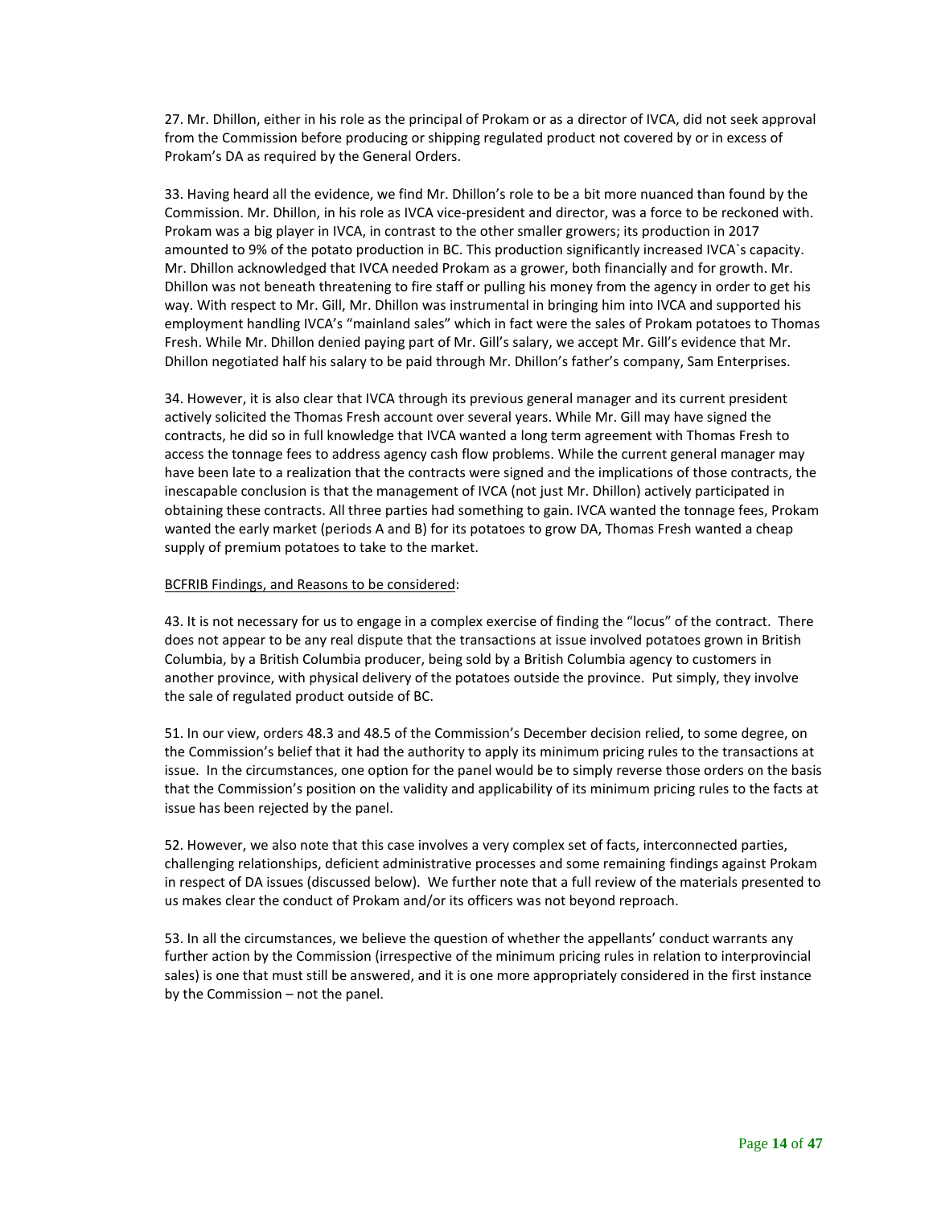27. Mr. Dhillon, either in his role as the principal of Prokam or as a director of IVCA, did not seek approval from the Commission before producing or shipping regulated product not covered by or in excess of Prokam's DA as required by the General Orders.

33. Having heard all the evidence, we find Mr. Dhillon's role to be a bit more nuanced than found by the Commission. Mr. Dhillon, in his role as IVCA vice-president and director, was a force to be reckoned with. Prokam was a big player in IVCA, in contrast to the other smaller growers; its production in 2017 amounted to 9% of the potato production in BC. This production significantly increased IVCA`s capacity. Mr. Dhillon acknowledged that IVCA needed Prokam as a grower, both financially and for growth. Mr. Dhillon was not beneath threatening to fire staff or pulling his money from the agency in order to get his way. With respect to Mr. Gill, Mr. Dhillon was instrumental in bringing him into IVCA and supported his employment handling IVCA's "mainland sales" which in fact were the sales of Prokam potatoes to Thomas Fresh. While Mr. Dhillon denied paying part of Mr. Gill's salary, we accept Mr. Gill's evidence that Mr. Dhillon negotiated half his salary to be paid through Mr. Dhillon's father's company, Sam Enterprises.

34. However, it is also clear that IVCA through its previous general manager and its current president actively solicited the Thomas Fresh account over several years. While Mr. Gill may have signed the contracts, he did so in full knowledge that IVCA wanted a long term agreement with Thomas Fresh to access the tonnage fees to address agency cash flow problems. While the current general manager may have been late to a realization that the contracts were signed and the implications of those contracts, the inescapable conclusion is that the management of IVCA (not just Mr. Dhillon) actively participated in obtaining these contracts. All three parties had something to gain. IVCA wanted the tonnage fees, Prokam wanted the early market (periods A and B) for its potatoes to grow DA, Thomas Fresh wanted a cheap supply of premium potatoes to take to the market.

<u>BCFRIB Findings, and Reasons to be considered</u>:

43. It is not necessary for us to engage in a complex exercise of finding the "locus" of the contract. There does not appear to be any real dispute that the transactions at issue involved potatoes grown in British Columbia, by a British Columbia producer, being sold by a British Columbia agency to customers in another province, with physical delivery of the potatoes outside the province. Put simply, they involve the sale of regulated product outside of BC.

51. In our view, orders 48.3 and 48.5 of the Commission's December decision relied, to some degree, on the Commission's belief that it had the authority to apply its minimum pricing rules to the transactions at issue. In the circumstances, one option for the panel would be to simply reverse those orders on the basis that the Commission's position on the validity and applicability of its minimum pricing rules to the facts at issue has been rejected by the panel.

52. However, we also note that this case involves a very complex set of facts, interconnected parties, challenging relationships, deficient administrative processes and some remaining findings against Prokam in respect of DA issues (discussed below). We further note that a full review of the materials presented to us makes clear the conduct of Prokam and/or its officers was not beyond reproach.

53. In all the circumstances, we believe the question of whether the appellants' conduct warrants any further action by the Commission (irrespective of the minimum pricing rules in relation to interprovincial sales) is one that must still be answered, and it is one more appropriately considered in the first instance by the Commission – not the panel.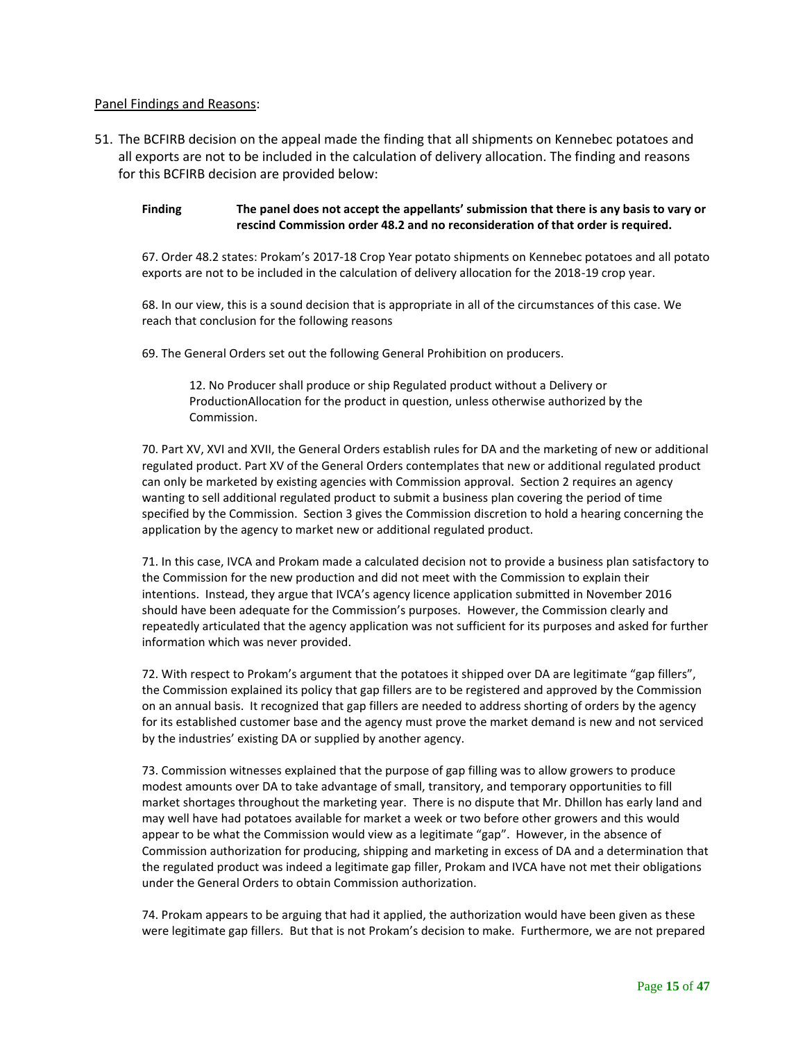<u>Panel Findings and Reasons</u>:

51. The BCFIRB decision on the appeal made the finding that all shipments on Kennebec potatoes and all exports are not to be included in the calculation of delivery allocation. The finding and reasons for this BCFIRB decision are provided below:

> **Finding The panel does not accept the appellants' submission that there is any basis to vary or rescind Commission order 48.2 and no reconsideration of that order is required.**
>
> 67. Order 48.2 states: Prokam's 2017-18 Crop Year potato shipments on Kennebec potatoes and all potato exports are not to be included in the calculation of delivery allocation for the 2018-19 crop year.
>
> 68. In our view, this is a sound decision that is appropriate in all of the circumstances of this case. We reach that conclusion for the following reasons
>
> 69. The General Orders set out the following General Prohibition on producers.
>
> > 12. No Producer shall produce or ship Regulated product without a Delivery or ProductionAllocation for the product in question, unless otherwise authorized by the Commission.
>
> 70. Part XV, XVI and XVII, the General Orders establish rules for DA and the marketing of new or additional regulated product. Part XV of the General Orders contemplates that new or additional regulated product can only be marketed by existing agencies with Commission approval. Section 2 requires an agency wanting to sell additional regulated product to submit a business plan covering the period of time specified by the Commission. Section 3 gives the Commission discretion to hold a hearing concerning the application by the agency to market new or additional regulated product.
>
> 71. In this case, IVCA and Prokam made a calculated decision not to provide a business plan satisfactory to the Commission for the new production and did not meet with the Commission to explain their intentions. Instead, they argue that IVCA's agency licence application submitted in November 2016 should have been adequate for the Commission's purposes. However, the Commission clearly and repeatedly articulated that the agency application was not sufficient for its purposes and asked for further information which was never provided.
>
> 72. With respect to Prokam's argument that the potatoes it shipped over DA are legitimate "gap fillers", the Commission explained its policy that gap fillers are to be registered and approved by the Commission on an annual basis. It recognized that gap fillers are needed to address shorting of orders by the agency for its established customer base and the agency must prove the market demand is new and not serviced by the industries' existing DA or supplied by another agency.
>
> 73. Commission witnesses explained that the purpose of gap filling was to allow growers to produce modest amounts over DA to take advantage of small, transitory, and temporary opportunities to fill market shortages throughout the marketing year. There is no dispute that Mr. Dhillon has early land and may well have had potatoes available for market a week or two before other growers and this would appear to be what the Commission would view as a legitimate "gap". However, in the absence of Commission authorization for producing, shipping and marketing in excess of DA and a determination that the regulated product was indeed a legitimate gap filler, Prokam and IVCA have not met their obligations under the General Orders to obtain Commission authorization.
>
> 74. Prokam appears to be arguing that had it applied, the authorization would have been given as these were legitimate gap fillers. But that is not Prokam's decision to make. Furthermore, we are not prepared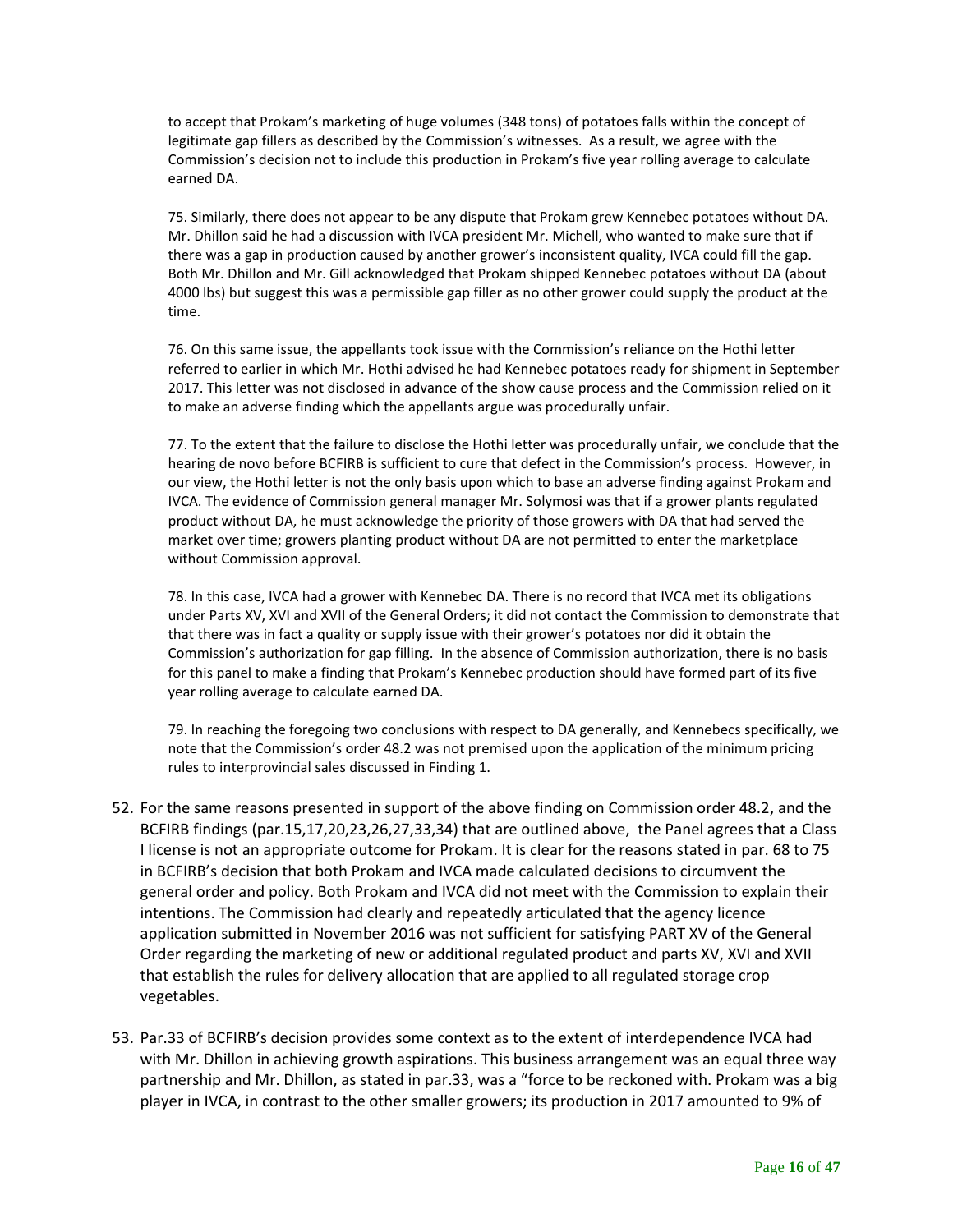> to accept that Prokam's marketing of huge volumes (348 tons) of potatoes falls within the concept of legitimate gap fillers as described by the Commission's witnesses. As a result, we agree with the Commission's decision not to include this production in Prokam's five year rolling average to calculate earned DA.
>
> 75. Similarly, there does not appear to be any dispute that Prokam grew Kennebec potatoes without DA. Mr. Dhillon said he had a discussion with IVCA president Mr. Michell, who wanted to make sure that if there was a gap in production caused by another grower's inconsistent quality, IVCA could fill the gap. Both Mr. Dhillon and Mr. Gill acknowledged that Prokam shipped Kennebec potatoes without DA (about 4000 lbs) but suggest this was a permissible gap filler as no other grower could supply the product at the time.
>
> 76. On this same issue, the appellants took issue with the Commission's reliance on the Hothi letter referred to earlier in which Mr. Hothi advised he had Kennebec potatoes ready for shipment in September 2017. This letter was not disclosed in advance of the show cause process and the Commission relied on it to make an adverse finding which the appellants argue was procedurally unfair.
>
> 77. To the extent that the failure to disclose the Hothi letter was procedurally unfair, we conclude that the hearing de novo before BCFIRB is sufficient to cure that defect in the Commission's process. However, in our view, the Hothi letter is not the only basis upon which to base an adverse finding against Prokam and IVCA. The evidence of Commission general manager Mr. Solymosi was that if a grower plants regulated product without DA, he must acknowledge the priority of those growers with DA that had served the market over time; growers planting product without DA are not permitted to enter the marketplace without Commission approval.
>
> 78. In this case, IVCA had a grower with Kennebec DA. There is no record that IVCA met its obligations under Parts XV, XVI and XVII of the General Orders; it did not contact the Commission to demonstrate that that there was in fact a quality or supply issue with their grower's potatoes nor did it obtain the Commission's authorization for gap filling. In the absence of Commission authorization, there is no basis for this panel to make a finding that Prokam's Kennebec production should have formed part of its five year rolling average to calculate earned DA.
>
> 79. In reaching the foregoing two conclusions with respect to DA generally, and Kennebecs specifically, we note that the Commission's order 48.2 was not premised upon the application of the minimum pricing rules to interprovincial sales discussed in Finding 1.

52. For the same reasons presented in support of the above finding on Commission order 48.2, and the BCFIRB findings (par.15,17,20,23,26,27,33,34) that are outlined above, the Panel agrees that a Class I license is not an appropriate outcome for Prokam. It is clear for the reasons stated in par. 68 to 75 in BCFIRB's decision that both Prokam and IVCA made calculated decisions to circumvent the general order and policy. Both Prokam and IVCA did not meet with the Commission to explain their intentions. The Commission had clearly and repeatedly articulated that the agency licence application submitted in November 2016 was not sufficient for satisfying PART XV of the General Order regarding the marketing of new or additional regulated product and parts XV, XVI and XVII that establish the rules for delivery allocation that are applied to all regulated storage crop vegetables.

53. Par.33 of BCFIRB's decision provides some context as to the extent of interdependence IVCA had with Mr. Dhillon in achieving growth aspirations. This business arrangement was an equal three way partnership and Mr. Dhillon, as stated in par.33, was a "force to be reckoned with. Prokam was a big player in IVCA, in contrast to the other smaller growers; its production in 2017 amounted to 9% of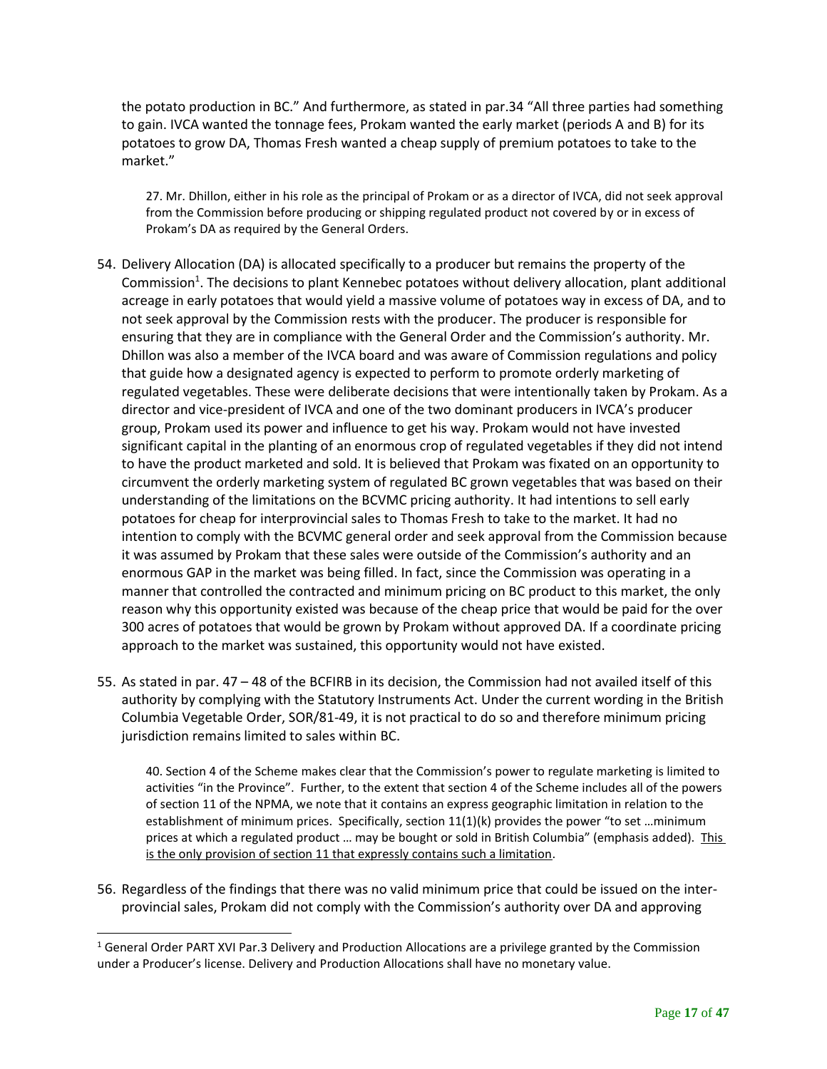the potato production in BC." And furthermore, as stated in par.34 "All three parties had something to gain. IVCA wanted the tonnage fees, Prokam wanted the early market (periods A and B) for its potatoes to grow DA, Thomas Fresh wanted a cheap supply of premium potatoes to take to the market."

> 27. Mr. Dhillon, either in his role as the principal of Prokam or as a director of IVCA, did not seek approval from the Commission before producing or shipping regulated product not covered by or in excess of Prokam's DA as required by the General Orders.

54. Delivery Allocation (DA) is allocated specifically to a producer but remains the property of the Commission[1]. The decisions to plant Kennebec potatoes without delivery allocation, plant additional acreage in early potatoes that would yield a massive volume of potatoes way in excess of DA, and to not seek approval by the Commission rests with the producer. The producer is responsible for ensuring that they are in compliance with the General Order and the Commission's authority. Mr. Dhillon was also a member of the IVCA board and was aware of Commission regulations and policy that guide how a designated agency is expected to perform to promote orderly marketing of regulated vegetables. These were deliberate decisions that were intentionally taken by Prokam. As a director and vice-president of IVCA and one of the two dominant producers in IVCA's producer group, Prokam used its power and influence to get his way. Prokam would not have invested significant capital in the planting of an enormous crop of regulated vegetables if they did not intend to have the product marketed and sold. It is believed that Prokam was fixated on an opportunity to circumvent the orderly marketing system of regulated BC grown vegetables that was based on their understanding of the limitations on the BCVMC pricing authority. It had intentions to sell early potatoes for cheap for interprovincial sales to Thomas Fresh to take to the market. It had no intention to comply with the BCVMC general order and seek approval from the Commission because it was assumed by Prokam that these sales were outside of the Commission's authority and an enormous GAP in the market was being filled. In fact, since the Commission was operating in a manner that controlled the contracted and minimum pricing on BC product to this market, the only reason why this opportunity existed was because of the cheap price that would be paid for the over 300 acres of potatoes that would be grown by Prokam without approved DA. If a coordinate pricing approach to the market was sustained, this opportunity would not have existed.

55. As stated in par. 47 – 48 of the BCFIRB in its decision, the Commission had not availed itself of this authority by complying with the Statutory Instruments Act. Under the current wording in the British Columbia Vegetable Order, SOR/81-49, it is not practical to do so and therefore minimum pricing jurisdiction remains limited to sales within BC.

> 40. Section 4 of the Scheme makes clear that the Commission's power to regulate marketing is limited to activities "in the Province". Further, to the extent that section 4 of the Scheme includes all of the powers of section 11 of the NPMA, we note that it contains an express geographic limitation in relation to the establishment of minimum prices. Specifically, section 11(1)(k) provides the power "to set …minimum prices at which a regulated product … may be bought or sold in British Columbia" (emphasis added). <u>This is the only provision of section 11 that expressly contains such a limitation</u>.

56. Regardless of the findings that there was no valid minimum price that could be issued on the inter-provincial sales, Prokam did not comply with the Commission's authority over DA and approving

---

[1] General Order PART XVI Par.3 Delivery and Production Allocations are a privilege granted by the Commission under a Producer's license. Delivery and Production Allocations shall have no monetary value.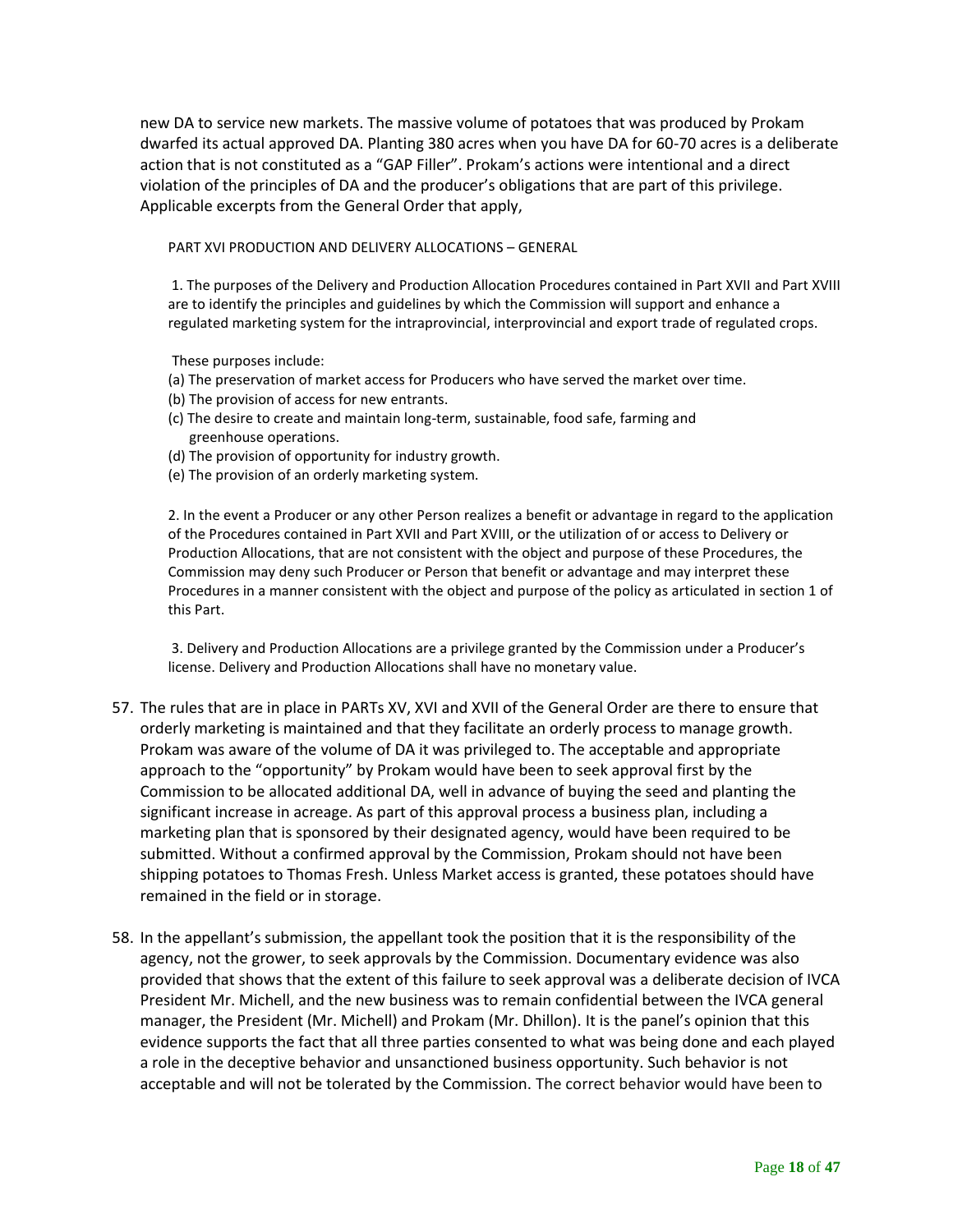new DA to service new markets. The massive volume of potatoes that was produced by Prokam dwarfed its actual approved DA. Planting 380 acres when you have DA for 60-70 acres is a deliberate action that is not constituted as a "GAP Filler". Prokam's actions were intentional and a direct violation of the principles of DA and the producer's obligations that are part of this privilege. Applicable excerpts from the General Order that apply,

> PART XVI PRODUCTION AND DELIVERY ALLOCATIONS – GENERAL
>
> 1. The purposes of the Delivery and Production Allocation Procedures contained in Part XVII and Part XVIII are to identify the principles and guidelines by which the Commission will support and enhance a regulated marketing system for the intraprovincial, interprovincial and export trade of regulated crops.
>
> These purposes include:
>
> (a) The preservation of market access for Producers who have served the market over time.
> (b) The provision of access for new entrants.
> (c) The desire to create and maintain long-term, sustainable, food safe, farming and greenhouse operations.
> (d) The provision of opportunity for industry growth.
> (e) The provision of an orderly marketing system.
>
> 2. In the event a Producer or any other Person realizes a benefit or advantage in regard to the application of the Procedures contained in Part XVII and Part XVIII, or the utilization of or access to Delivery or Production Allocations, that are not consistent with the object and purpose of these Procedures, the Commission may deny such Producer or Person that benefit or advantage and may interpret these Procedures in a manner consistent with the object and purpose of the policy as articulated in section 1 of this Part.
>
> 3. Delivery and Production Allocations are a privilege granted by the Commission under a Producer's license. Delivery and Production Allocations shall have no monetary value.

57. The rules that are in place in PARTs XV, XVI and XVII of the General Order are there to ensure that orderly marketing is maintained and that they facilitate an orderly process to manage growth. Prokam was aware of the volume of DA it was privileged to. The acceptable and appropriate approach to the "opportunity" by Prokam would have been to seek approval first by the Commission to be allocated additional DA, well in advance of buying the seed and planting the significant increase in acreage. As part of this approval process a business plan, including a marketing plan that is sponsored by their designated agency, would have been required to be submitted. Without a confirmed approval by the Commission, Prokam should not have been shipping potatoes to Thomas Fresh. Unless Market access is granted, these potatoes should have remained in the field or in storage.

58. In the appellant's submission, the appellant took the position that it is the responsibility of the agency, not the grower, to seek approvals by the Commission. Documentary evidence was also provided that shows that the extent of this failure to seek approval was a deliberate decision of IVCA President Mr. Michell, and the new business was to remain confidential between the IVCA general manager, the President (Mr. Michell) and Prokam (Mr. Dhillon). It is the panel's opinion that this evidence supports the fact that all three parties consented to what was being done and each played a role in the deceptive behavior and unsanctioned business opportunity. Such behavior is not acceptable and will not be tolerated by the Commission. The correct behavior would have been to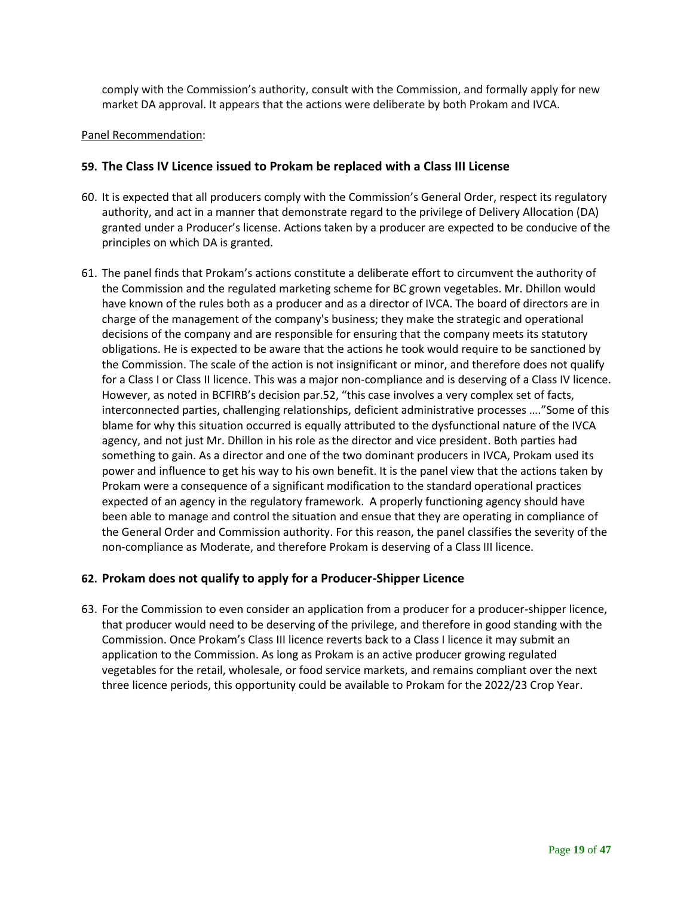comply with the Commission's authority, consult with the Commission, and formally apply for new market DA approval. It appears that the actions were deliberate by both Prokam and IVCA.

Panel Recommendation:

### 59. The Class IV Licence issued to Prokam be replaced with a Class III License

60. It is expected that all producers comply with the Commission's General Order, respect its regulatory authority, and act in a manner that demonstrate regard to the privilege of Delivery Allocation (DA) granted under a Producer's license. Actions taken by a producer are expected to be conducive of the principles on which DA is granted.

61. The panel finds that Prokam's actions constitute a deliberate effort to circumvent the authority of the Commission and the regulated marketing scheme for BC grown vegetables. Mr. Dhillon would have known of the rules both as a producer and as a director of IVCA. The board of directors are in charge of the management of the company's business; they make the strategic and operational decisions of the company and are responsible for ensuring that the company meets its statutory obligations. He is expected to be aware that the actions he took would require to be sanctioned by the Commission. The scale of the action is not insignificant or minor, and therefore does not qualify for a Class I or Class II licence. This was a major non-compliance and is deserving of a Class IV licence. However, as noted in BCFIRB's decision par.52, "this case involves a very complex set of facts, interconnected parties, challenging relationships, deficient administrative processes …."Some of this blame for why this situation occurred is equally attributed to the dysfunctional nature of the IVCA agency, and not just Mr. Dhillon in his role as the director and vice president. Both parties had something to gain. As a director and one of the two dominant producers in IVCA, Prokam used its power and influence to get his way to his own benefit. It is the panel view that the actions taken by Prokam were a consequence of a significant modification to the standard operational practices expected of an agency in the regulatory framework. A properly functioning agency should have been able to manage and control the situation and ensue that they are operating in compliance of the General Order and Commission authority. For this reason, the panel classifies the severity of the non-compliance as Moderate, and therefore Prokam is deserving of a Class III licence.

### 62. Prokam does not qualify to apply for a Producer-Shipper Licence

63. For the Commission to even consider an application from a producer for a producer-shipper licence, that producer would need to be deserving of the privilege, and therefore in good standing with the Commission. Once Prokam's Class III licence reverts back to a Class I licence it may submit an application to the Commission. As long as Prokam is an active producer growing regulated vegetables for the retail, wholesale, or food service markets, and remains compliant over the next three licence periods, this opportunity could be available to Prokam for the 2022/23 Crop Year.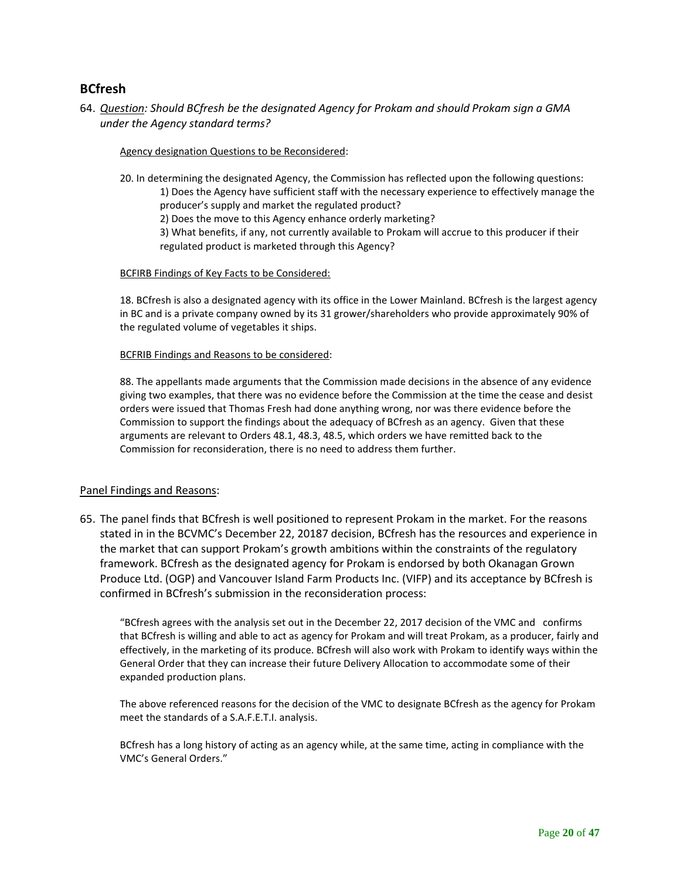## BCfresh

64. *Question: Should BCfresh be the designated Agency for Prokam and should Prokam sign a GMA under the Agency standard terms?*

> Agency designation Questions to be Reconsidered:
>
> 20. In determining the designated Agency, the Commission has reflected upon the following questions:
>     1) Does the Agency have sufficient staff with the necessary experience to effectively manage the producer's supply and market the regulated product?
>     2) Does the move to this Agency enhance orderly marketing?
>     3) What benefits, if any, not currently available to Prokam will accrue to this producer if their regulated product is marketed through this Agency?
>
> BCFIRB Findings of Key Facts to be Considered:
>
> 18. BCfresh is also a designated agency with its office in the Lower Mainland. BCfresh is the largest agency in BC and is a private company owned by its 31 grower/shareholders who provide approximately 90% of the regulated volume of vegetables it ships.
>
> BCFRIB Findings and Reasons to be considered:
>
> 88. The appellants made arguments that the Commission made decisions in the absence of any evidence giving two examples, that there was no evidence before the Commission at the time the cease and desist orders were issued that Thomas Fresh had done anything wrong, nor was there evidence before the Commission to support the findings about the adequacy of BCfresh as an agency. Given that these arguments are relevant to Orders 48.1, 48.3, 48.5, which orders we have remitted back to the Commission for reconsideration, there is no need to address them further.

Panel Findings and Reasons:

65. The panel finds that BCfresh is well positioned to represent Prokam in the market. For the reasons stated in in the BCVMC's December 22, 20187 decision, BCfresh has the resources and experience in the market that can support Prokam's growth ambitions within the constraints of the regulatory framework. BCfresh as the designated agency for Prokam is endorsed by both Okanagan Grown Produce Ltd. (OGP) and Vancouver Island Farm Products Inc. (VIFP) and its acceptance by BCfresh is confirmed in BCfresh's submission in the reconsideration process:

> "BCfresh agrees with the analysis set out in the December 22, 2017 decision of the VMC and confirms that BCfresh is willing and able to act as agency for Prokam and will treat Prokam, as a producer, fairly and effectively, in the marketing of its produce. BCfresh will also work with Prokam to identify ways within the General Order that they can increase their future Delivery Allocation to accommodate some of their expanded production plans.
>
> The above referenced reasons for the decision of the VMC to designate BCfresh as the agency for Prokam meet the standards of a S.A.F.E.T.I. analysis.
>
> BCfresh has a long history of acting as an agency while, at the same time, acting in compliance with the VMC's General Orders."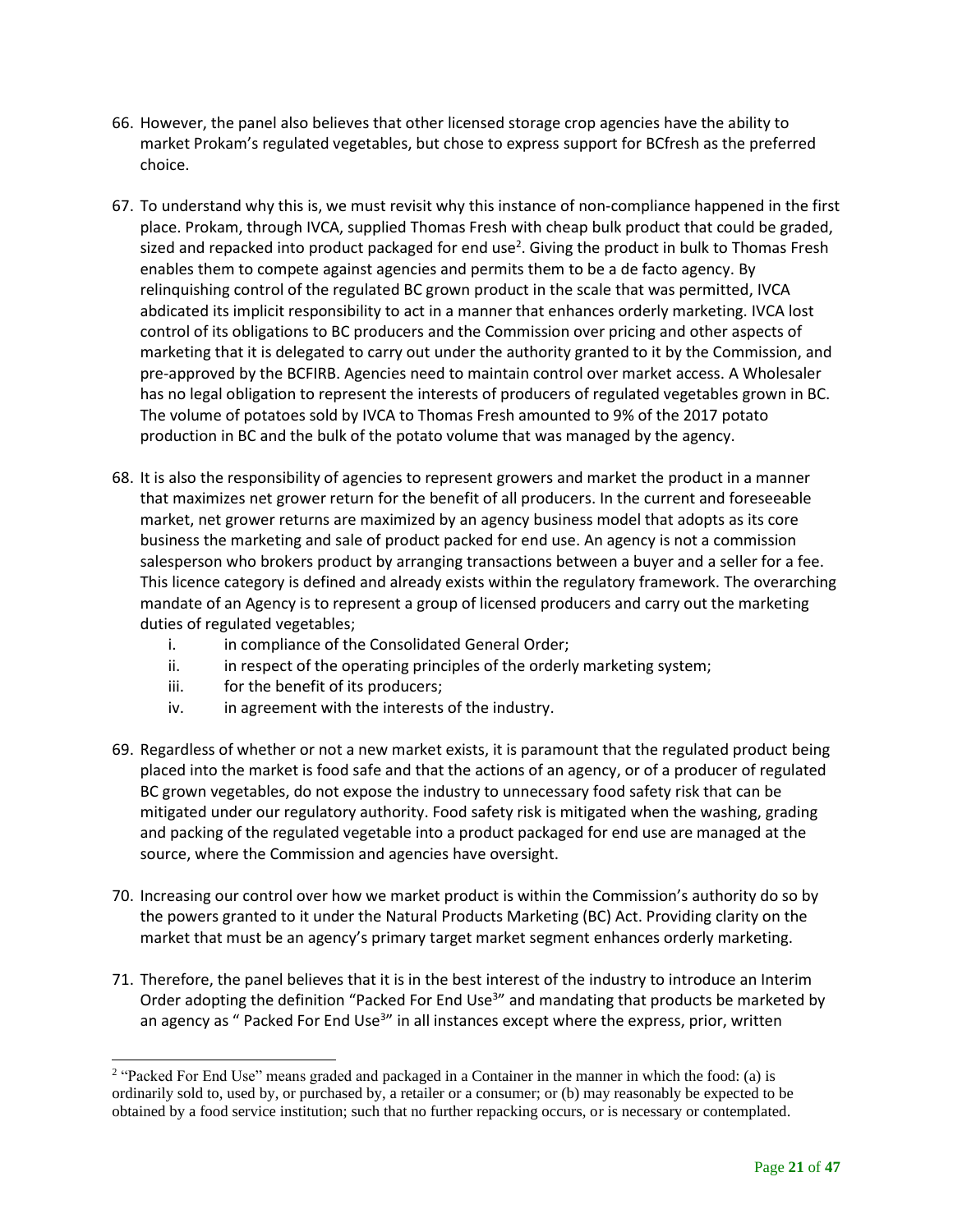66. However, the panel also believes that other licensed storage crop agencies have the ability to market Prokam's regulated vegetables, but chose to express support for BCfresh as the preferred choice.

67. To understand why this is, we must revisit why this instance of non-compliance happened in the first place. Prokam, through IVCA, supplied Thomas Fresh with cheap bulk product that could be graded, sized and repacked into product packaged for end use[2]. Giving the product in bulk to Thomas Fresh enables them to compete against agencies and permits them to be a de facto agency. By relinquishing control of the regulated BC grown product in the scale that was permitted, IVCA abdicated its implicit responsibility to act in a manner that enhances orderly marketing. IVCA lost control of its obligations to BC producers and the Commission over pricing and other aspects of marketing that it is delegated to carry out under the authority granted to it by the Commission, and pre-approved by the BCFIRB. Agencies need to maintain control over market access. A Wholesaler has no legal obligation to represent the interests of producers of regulated vegetables grown in BC. The volume of potatoes sold by IVCA to Thomas Fresh amounted to 9% of the 2017 potato production in BC and the bulk of the potato volume that was managed by the agency.

68. It is also the responsibility of agencies to represent growers and market the product in a manner that maximizes net grower return for the benefit of all producers. In the current and foreseeable market, net grower returns are maximized by an agency business model that adopts as its core business the marketing and sale of product packed for end use. An agency is not a commission salesperson who brokers product by arranging transactions between a buyer and a seller for a fee. This licence category is defined and already exists within the regulatory framework. The overarching mandate of an Agency is to represent a group of licensed producers and carry out the marketing duties of regulated vegetables;
    i. in compliance of the Consolidated General Order;
    ii. in respect of the operating principles of the orderly marketing system;
    iii. for the benefit of its producers;
    iv. in agreement with the interests of the industry.

69. Regardless of whether or not a new market exists, it is paramount that the regulated product being placed into the market is food safe and that the actions of an agency, or of a producer of regulated BC grown vegetables, do not expose the industry to unnecessary food safety risk that can be mitigated under our regulatory authority. Food safety risk is mitigated when the washing, grading and packing of the regulated vegetable into a product packaged for end use are managed at the source, where the Commission and agencies have oversight.

70. Increasing our control over how we market product is within the Commission's authority do so by the powers granted to it under the Natural Products Marketing (BC) Act. Providing clarity on the market that must be an agency's primary target market segment enhances orderly marketing.

71. Therefore, the panel believes that it is in the best interest of the industry to introduce an Interim Order adopting the definition "Packed For End Use[3]" and mandating that products be marketed by an agency as " Packed For End Use[3]" in all instances except where the express, prior, written

[2] "Packed For End Use" means graded and packaged in a Container in the manner in which the food: (a) is ordinarily sold to, used by, or purchased by, a retailer or a consumer; or (b) may reasonably be expected to be obtained by a food service institution; such that no further repacking occurs, or is necessary or contemplated.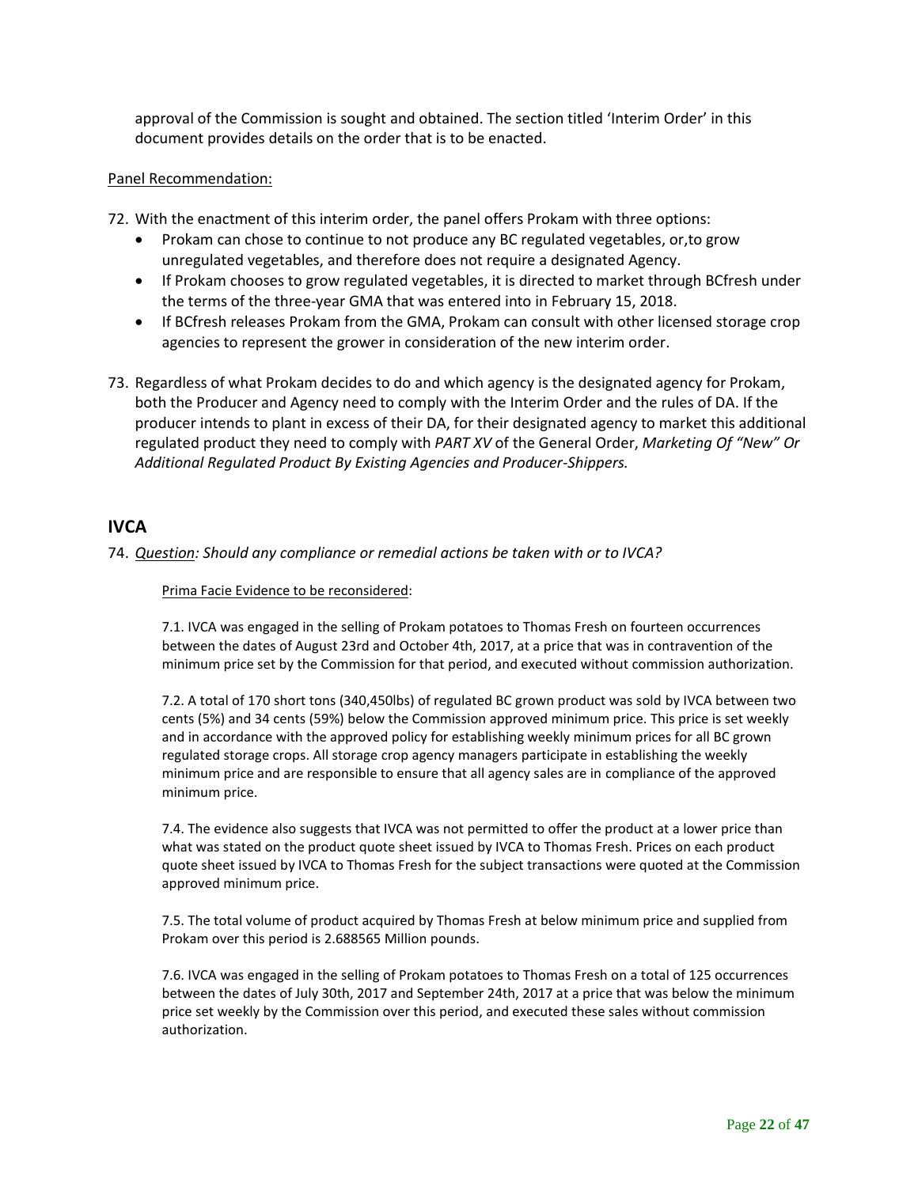approval of the Commission is sought and obtained. The section titled 'Interim Order' in this document provides details on the order that is to be enacted.

Panel Recommendation:

72. With the enactment of this interim order, the panel offers Prokam with three options:
    - Prokam can chose to continue to not produce any BC regulated vegetables, or,to grow unregulated vegetables, and therefore does not require a designated Agency.
    - If Prokam chooses to grow regulated vegetables, it is directed to market through BCfresh under the terms of the three-year GMA that was entered into in February 15, 2018.
    - If BCfresh releases Prokam from the GMA, Prokam can consult with other licensed storage crop agencies to represent the grower in consideration of the new interim order.

73. Regardless of what Prokam decides to do and which agency is the designated agency for Prokam, both the Producer and Agency need to comply with the Interim Order and the rules of DA. If the producer intends to plant in excess of their DA, for their designated agency to market this additional regulated product they need to comply with *PART XV* of the General Order, *Marketing Of "New" Or Additional Regulated Product By Existing Agencies and Producer-Shippers.*

## IVCA

74. *Question: Should any compliance or remedial actions be taken with or to IVCA?*

    Prima Facie Evidence to be reconsidered:

    7.1. IVCA was engaged in the selling of Prokam potatoes to Thomas Fresh on fourteen occurrences between the dates of August 23rd and October 4th, 2017, at a price that was in contravention of the minimum price set by the Commission for that period, and executed without commission authorization.

    7.2. A total of 170 short tons (340,450lbs) of regulated BC grown product was sold by IVCA between two cents (5%) and 34 cents (59%) below the Commission approved minimum price. This price is set weekly and in accordance with the approved policy for establishing weekly minimum prices for all BC grown regulated storage crops. All storage crop agency managers participate in establishing the weekly minimum price and are responsible to ensure that all agency sales are in compliance of the approved minimum price.

    7.4. The evidence also suggests that IVCA was not permitted to offer the product at a lower price than what was stated on the product quote sheet issued by IVCA to Thomas Fresh. Prices on each product quote sheet issued by IVCA to Thomas Fresh for the subject transactions were quoted at the Commission approved minimum price.

    7.5. The total volume of product acquired by Thomas Fresh at below minimum price and supplied from Prokam over this period is 2.688565 Million pounds.

    7.6. IVCA was engaged in the selling of Prokam potatoes to Thomas Fresh on a total of 125 occurrences between the dates of July 30th, 2017 and September 24th, 2017 at a price that was below the minimum price set weekly by the Commission over this period, and executed these sales without commission authorization.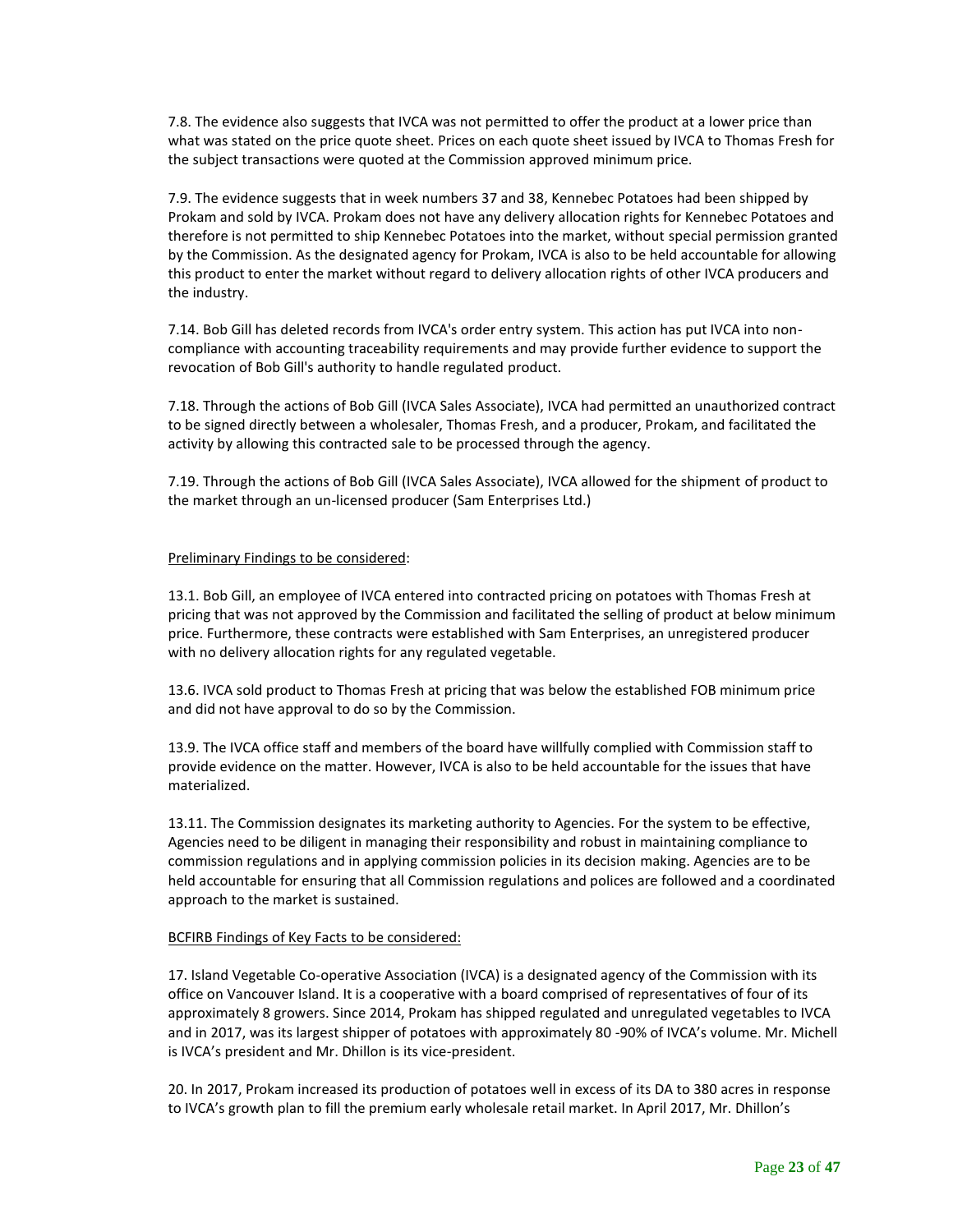7.8. The evidence also suggests that IVCA was not permitted to offer the product at a lower price than what was stated on the price quote sheet. Prices on each quote sheet issued by IVCA to Thomas Fresh for the subject transactions were quoted at the Commission approved minimum price.

7.9. The evidence suggests that in week numbers 37 and 38, Kennebec Potatoes had been shipped by Prokam and sold by IVCA. Prokam does not have any delivery allocation rights for Kennebec Potatoes and therefore is not permitted to ship Kennebec Potatoes into the market, without special permission granted by the Commission. As the designated agency for Prokam, IVCA is also to be held accountable for allowing this product to enter the market without regard to delivery allocation rights of other IVCA producers and the industry.

7.14. Bob Gill has deleted records from IVCA's order entry system. This action has put IVCA into non-compliance with accounting traceability requirements and may provide further evidence to support the revocation of Bob Gill's authority to handle regulated product.

7.18. Through the actions of Bob Gill (IVCA Sales Associate), IVCA had permitted an unauthorized contract to be signed directly between a wholesaler, Thomas Fresh, and a producer, Prokam, and facilitated the activity by allowing this contracted sale to be processed through the agency.

7.19. Through the actions of Bob Gill (IVCA Sales Associate), IVCA allowed for the shipment of product to the market through an un-licensed producer (Sam Enterprises Ltd.)

<u>Preliminary Findings to be considered</u>:

13.1. Bob Gill, an employee of IVCA entered into contracted pricing on potatoes with Thomas Fresh at pricing that was not approved by the Commission and facilitated the selling of product at below minimum price. Furthermore, these contracts were established with Sam Enterprises, an unregistered producer with no delivery allocation rights for any regulated vegetable.

13.6. IVCA sold product to Thomas Fresh at pricing that was below the established FOB minimum price and did not have approval to do so by the Commission.

13.9. The IVCA office staff and members of the board have willfully complied with Commission staff to provide evidence on the matter. However, IVCA is also to be held accountable for the issues that have materialized.

13.11. The Commission designates its marketing authority to Agencies. For the system to be effective, Agencies need to be diligent in managing their responsibility and robust in maintaining compliance to commission regulations and in applying commission policies in its decision making. Agencies are to be held accountable for ensuring that all Commission regulations and polices are followed and a coordinated approach to the market is sustained.

<u>BCFIRB Findings of Key Facts to be considered:</u>

17. Island Vegetable Co-operative Association (IVCA) is a designated agency of the Commission with its office on Vancouver Island. It is a cooperative with a board comprised of representatives of four of its approximately 8 growers. Since 2014, Prokam has shipped regulated and unregulated vegetables to IVCA and in 2017, was its largest shipper of potatoes with approximately 80 -90% of IVCA's volume. Mr. Michell is IVCA's president and Mr. Dhillon is its vice-president.

20. In 2017, Prokam increased its production of potatoes well in excess of its DA to 380 acres in response to IVCA's growth plan to fill the premium early wholesale retail market. In April 2017, Mr. Dhillon's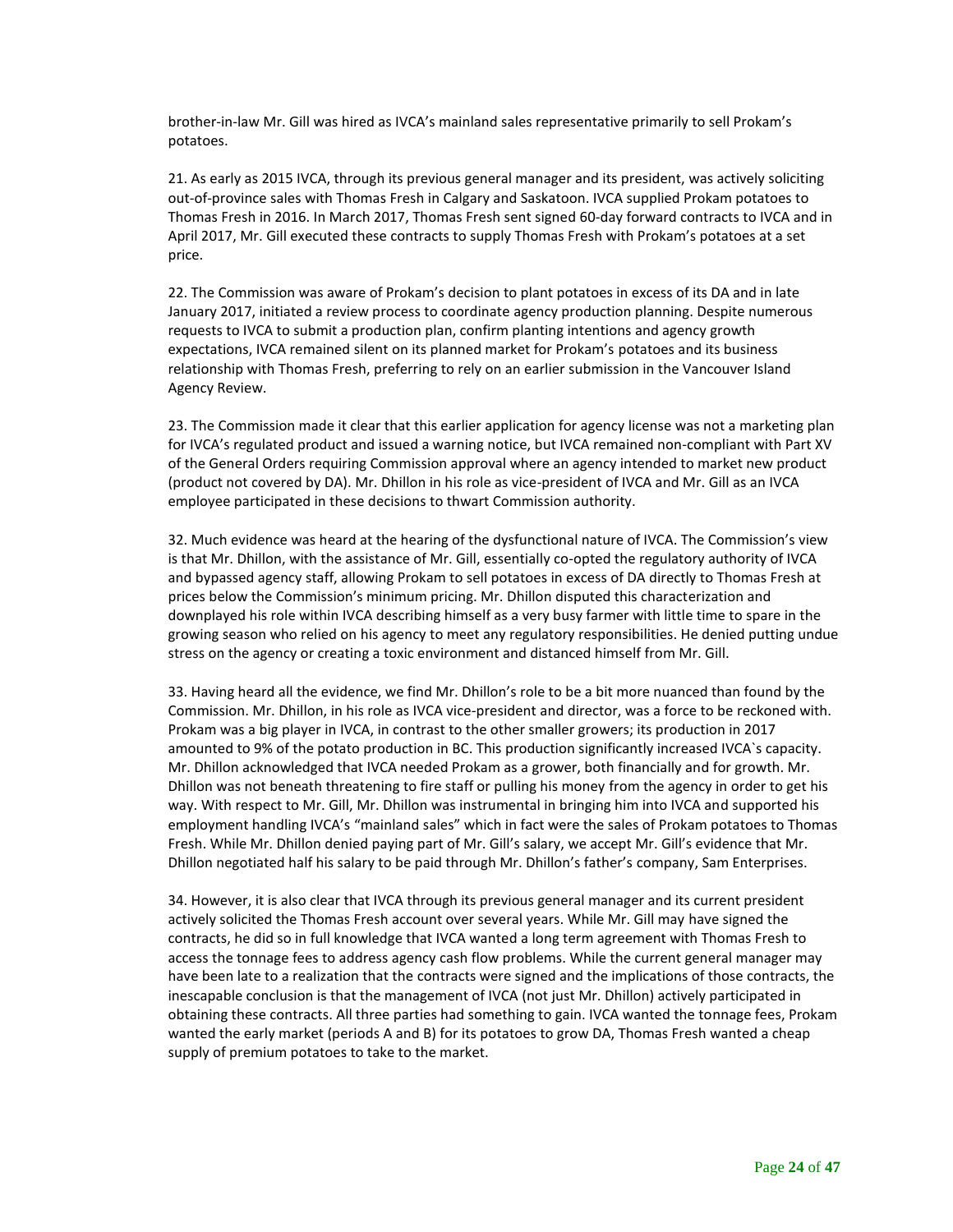brother-in-law Mr. Gill was hired as IVCA's mainland sales representative primarily to sell Prokam's potatoes.

21. As early as 2015 IVCA, through its previous general manager and its president, was actively soliciting out-of-province sales with Thomas Fresh in Calgary and Saskatoon. IVCA supplied Prokam potatoes to Thomas Fresh in 2016. In March 2017, Thomas Fresh sent signed 60-day forward contracts to IVCA and in April 2017, Mr. Gill executed these contracts to supply Thomas Fresh with Prokam's potatoes at a set price.

22. The Commission was aware of Prokam's decision to plant potatoes in excess of its DA and in late January 2017, initiated a review process to coordinate agency production planning. Despite numerous requests to IVCA to submit a production plan, confirm planting intentions and agency growth expectations, IVCA remained silent on its planned market for Prokam's potatoes and its business relationship with Thomas Fresh, preferring to rely on an earlier submission in the Vancouver Island Agency Review.

23. The Commission made it clear that this earlier application for agency license was not a marketing plan for IVCA's regulated product and issued a warning notice, but IVCA remained non-compliant with Part XV of the General Orders requiring Commission approval where an agency intended to market new product (product not covered by DA). Mr. Dhillon in his role as vice-president of IVCA and Mr. Gill as an IVCA employee participated in these decisions to thwart Commission authority.

32. Much evidence was heard at the hearing of the dysfunctional nature of IVCA. The Commission's view is that Mr. Dhillon, with the assistance of Mr. Gill, essentially co-opted the regulatory authority of IVCA and bypassed agency staff, allowing Prokam to sell potatoes in excess of DA directly to Thomas Fresh at prices below the Commission's minimum pricing. Mr. Dhillon disputed this characterization and downplayed his role within IVCA describing himself as a very busy farmer with little time to spare in the growing season who relied on his agency to meet any regulatory responsibilities. He denied putting undue stress on the agency or creating a toxic environment and distanced himself from Mr. Gill.

33. Having heard all the evidence, we find Mr. Dhillon's role to be a bit more nuanced than found by the Commission. Mr. Dhillon, in his role as IVCA vice-president and director, was a force to be reckoned with. Prokam was a big player in IVCA, in contrast to the other smaller growers; its production in 2017 amounted to 9% of the potato production in BC. This production significantly increased IVCA`s capacity. Mr. Dhillon acknowledged that IVCA needed Prokam as a grower, both financially and for growth. Mr. Dhillon was not beneath threatening to fire staff or pulling his money from the agency in order to get his way. With respect to Mr. Gill, Mr. Dhillon was instrumental in bringing him into IVCA and supported his employment handling IVCA's "mainland sales" which in fact were the sales of Prokam potatoes to Thomas Fresh. While Mr. Dhillon denied paying part of Mr. Gill's salary, we accept Mr. Gill's evidence that Mr. Dhillon negotiated half his salary to be paid through Mr. Dhillon's father's company, Sam Enterprises.

34. However, it is also clear that IVCA through its previous general manager and its current president actively solicited the Thomas Fresh account over several years. While Mr. Gill may have signed the contracts, he did so in full knowledge that IVCA wanted a long term agreement with Thomas Fresh to access the tonnage fees to address agency cash flow problems. While the current general manager may have been late to a realization that the contracts were signed and the implications of those contracts, the inescapable conclusion is that the management of IVCA (not just Mr. Dhillon) actively participated in obtaining these contracts. All three parties had something to gain. IVCA wanted the tonnage fees, Prokam wanted the early market (periods A and B) for its potatoes to grow DA, Thomas Fresh wanted a cheap supply of premium potatoes to take to the market.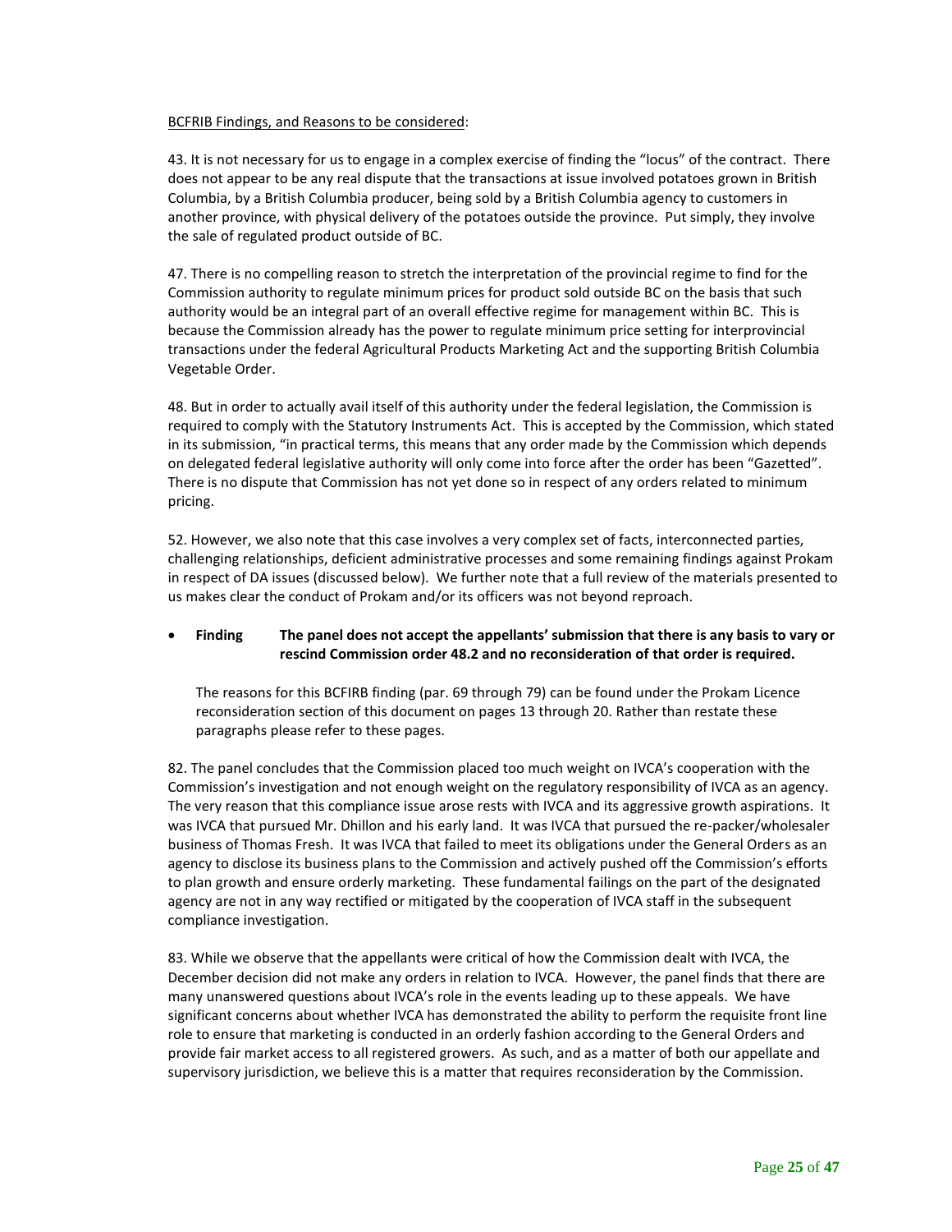BCFRIB Findings, and Reasons to be considered:

43. It is not necessary for us to engage in a complex exercise of finding the "locus" of the contract. There does not appear to be any real dispute that the transactions at issue involved potatoes grown in British Columbia, by a British Columbia producer, being sold by a British Columbia agency to customers in another province, with physical delivery of the potatoes outside the province. Put simply, they involve the sale of regulated product outside of BC.

47. There is no compelling reason to stretch the interpretation of the provincial regime to find for the Commission authority to regulate minimum prices for product sold outside BC on the basis that such authority would be an integral part of an overall effective regime for management within BC. This is because the Commission already has the power to regulate minimum price setting for interprovincial transactions under the federal Agricultural Products Marketing Act and the supporting British Columbia Vegetable Order.

48. But in order to actually avail itself of this authority under the federal legislation, the Commission is required to comply with the Statutory Instruments Act. This is accepted by the Commission, which stated in its submission, "in practical terms, this means that any order made by the Commission which depends on delegated federal legislative authority will only come into force after the order has been "Gazetted". There is no dispute that Commission has not yet done so in respect of any orders related to minimum pricing.

52. However, we also note that this case involves a very complex set of facts, interconnected parties, challenging relationships, deficient administrative processes and some remaining findings against Prokam in respect of DA issues (discussed below). We further note that a full review of the materials presented to us makes clear the conduct of Prokam and/or its officers was not beyond reproach.

- **Finding** **The panel does not accept the appellants' submission that there is any basis to vary or rescind Commission order 48.2 and no reconsideration of that order is required.**

  The reasons for this BCFIRB finding (par. 69 through 79) can be found under the Prokam Licence reconsideration section of this document on pages 13 through 20. Rather than restate these paragraphs please refer to these pages.

82. The panel concludes that the Commission placed too much weight on IVCA's cooperation with the Commission's investigation and not enough weight on the regulatory responsibility of IVCA as an agency. The very reason that this compliance issue arose rests with IVCA and its aggressive growth aspirations. It was IVCA that pursued Mr. Dhillon and his early land. It was IVCA that pursued the re-packer/wholesaler business of Thomas Fresh. It was IVCA that failed to meet its obligations under the General Orders as an agency to disclose its business plans to the Commission and actively pushed off the Commission's efforts to plan growth and ensure orderly marketing. These fundamental failings on the part of the designated agency are not in any way rectified or mitigated by the cooperation of IVCA staff in the subsequent compliance investigation.

83. While we observe that the appellants were critical of how the Commission dealt with IVCA, the December decision did not make any orders in relation to IVCA. However, the panel finds that there are many unanswered questions about IVCA's role in the events leading up to these appeals. We have significant concerns about whether IVCA has demonstrated the ability to perform the requisite front line role to ensure that marketing is conducted in an orderly fashion according to the General Orders and provide fair market access to all registered growers. As such, and as a matter of both our appellate and supervisory jurisdiction, we believe this is a matter that requires reconsideration by the Commission.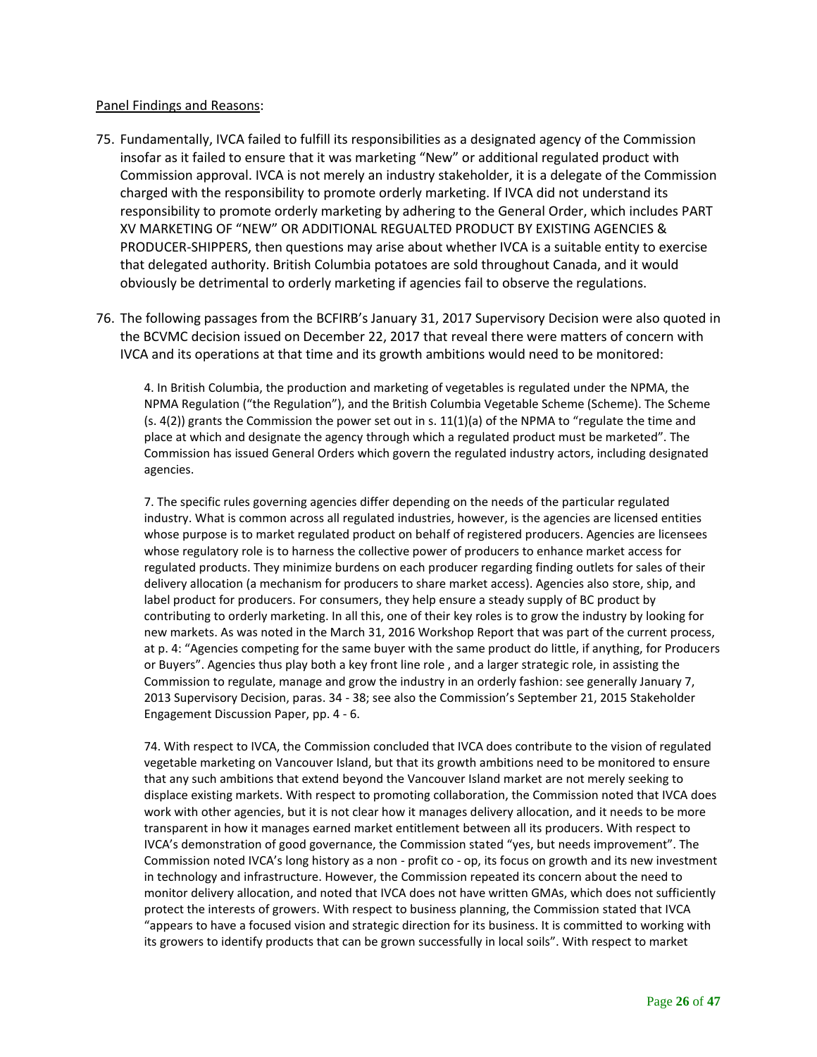Panel Findings and Reasons:

75. Fundamentally, IVCA failed to fulfill its responsibilities as a designated agency of the Commission insofar as it failed to ensure that it was marketing "New" or additional regulated product with Commission approval. IVCA is not merely an industry stakeholder, it is a delegate of the Commission charged with the responsibility to promote orderly marketing. If IVCA did not understand its responsibility to promote orderly marketing by adhering to the General Order, which includes PART XV MARKETING OF "NEW" OR ADDITIONAL REGUALTED PRODUCT BY EXISTING AGENCIES & PRODUCER-SHIPPERS, then questions may arise about whether IVCA is a suitable entity to exercise that delegated authority. British Columbia potatoes are sold throughout Canada, and it would obviously be detrimental to orderly marketing if agencies fail to observe the regulations.

76. The following passages from the BCFIRB's January 31, 2017 Supervisory Decision were also quoted in the BCVMC decision issued on December 22, 2017 that reveal there were matters of concern with IVCA and its operations at that time and its growth ambitions would need to be monitored:

> 4. In British Columbia, the production and marketing of vegetables is regulated under the NPMA, the NPMA Regulation ("the Regulation"), and the British Columbia Vegetable Scheme (Scheme). The Scheme (s. 4(2)) grants the Commission the power set out in s. 11(1)(a) of the NPMA to "regulate the time and place at which and designate the agency through which a regulated product must be marketed". The Commission has issued General Orders which govern the regulated industry actors, including designated agencies.
>
> 7. The specific rules governing agencies differ depending on the needs of the particular regulated industry. What is common across all regulated industries, however, is the agencies are licensed entities whose purpose is to market regulated product on behalf of registered producers. Agencies are licensees whose regulatory role is to harness the collective power of producers to enhance market access for regulated products. They minimize burdens on each producer regarding finding outlets for sales of their delivery allocation (a mechanism for producers to share market access). Agencies also store, ship, and label product for producers. For consumers, they help ensure a steady supply of BC product by contributing to orderly marketing. In all this, one of their key roles is to grow the industry by looking for new markets. As was noted in the March 31, 2016 Workshop Report that was part of the current process, at p. 4: "Agencies competing for the same buyer with the same product do little, if anything, for Producers or Buyers". Agencies thus play both a key front line role , and a larger strategic role, in assisting the Commission to regulate, manage and grow the industry in an orderly fashion: see generally January 7, 2013 Supervisory Decision, paras. 34 - 38; see also the Commission's September 21, 2015 Stakeholder Engagement Discussion Paper, pp. 4 - 6.
>
> 74. With respect to IVCA, the Commission concluded that IVCA does contribute to the vision of regulated vegetable marketing on Vancouver Island, but that its growth ambitions need to be monitored to ensure that any such ambitions that extend beyond the Vancouver Island market are not merely seeking to displace existing markets. With respect to promoting collaboration, the Commission noted that IVCA does work with other agencies, but it is not clear how it manages delivery allocation, and it needs to be more transparent in how it manages earned market entitlement between all its producers. With respect to IVCA's demonstration of good governance, the Commission stated "yes, but needs improvement". The Commission noted IVCA's long history as a non - profit co - op, its focus on growth and its new investment in technology and infrastructure. However, the Commission repeated its concern about the need to monitor delivery allocation, and noted that IVCA does not have written GMAs, which does not sufficiently protect the interests of growers. With respect to business planning, the Commission stated that IVCA "appears to have a focused vision and strategic direction for its business. It is committed to working with its growers to identify products that can be grown successfully in local soils". With respect to market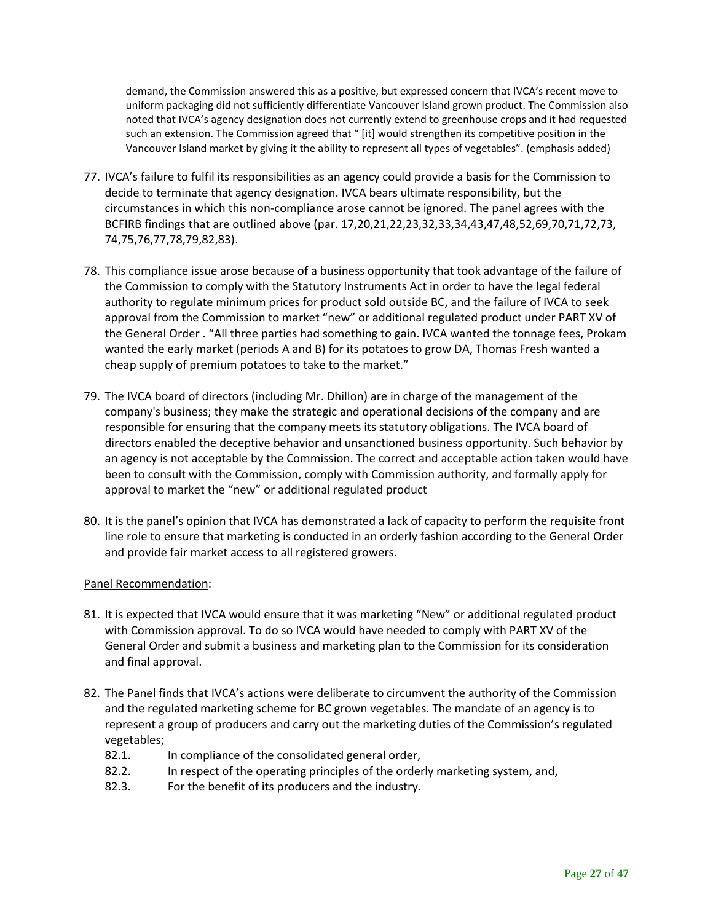> demand, the Commission answered this as a positive, but expressed concern that IVCA's recent move to uniform packaging did not sufficiently differentiate Vancouver Island grown product. The Commission also noted that IVCA's agency designation does not currently extend to greenhouse crops and it had requested such an extension. The Commission agreed that " [it] would strengthen its competitive position in the Vancouver Island market by giving it the ability to represent all types of vegetables". (emphasis added)

77. IVCA's failure to fulfil its responsibilities as an agency could provide a basis for the Commission to decide to terminate that agency designation. IVCA bears ultimate responsibility, but the circumstances in which this non-compliance arose cannot be ignored. The panel agrees with the BCFIRB findings that are outlined above (par. 17,20,21,22,23,32,33,34,43,47,48,52,69,70,71,72,73,74,75,76,77,78,79,82,83).

78. This compliance issue arose because of a business opportunity that took advantage of the failure of the Commission to comply with the Statutory Instruments Act in order to have the legal federal authority to regulate minimum prices for product sold outside BC, and the failure of IVCA to seek approval from the Commission to market "new" or additional regulated product under PART XV of the General Order . "All three parties had something to gain. IVCA wanted the tonnage fees, Prokam wanted the early market (periods A and B) for its potatoes to grow DA, Thomas Fresh wanted a cheap supply of premium potatoes to take to the market."

79. The IVCA board of directors (including Mr. Dhillon) are in charge of the management of the company's business; they make the strategic and operational decisions of the company and are responsible for ensuring that the company meets its statutory obligations. The IVCA board of directors enabled the deceptive behavior and unsanctioned business opportunity. Such behavior by an agency is not acceptable by the Commission. The correct and acceptable action taken would have been to consult with the Commission, comply with Commission authority, and formally apply for approval to market the "new" or additional regulated product

80. It is the panel's opinion that IVCA has demonstrated a lack of capacity to perform the requisite front line role to ensure that marketing is conducted in an orderly fashion according to the General Order and provide fair market access to all registered growers.

<u>Panel Recommendation</u>:

81. It is expected that IVCA would ensure that it was marketing "New" or additional regulated product with Commission approval. To do so IVCA would have needed to comply with PART XV of the General Order and submit a business and marketing plan to the Commission for its consideration and final approval.

82. The Panel finds that IVCA's actions were deliberate to circumvent the authority of the Commission and the regulated marketing scheme for BC grown vegetables. The mandate of an agency is to represent a group of producers and carry out the marketing duties of the Commission's regulated vegetables;
    - 82.1. In compliance of the consolidated general order,
    - 82.2. In respect of the operating principles of the orderly marketing system, and,
    - 82.3. For the benefit of its producers and the industry.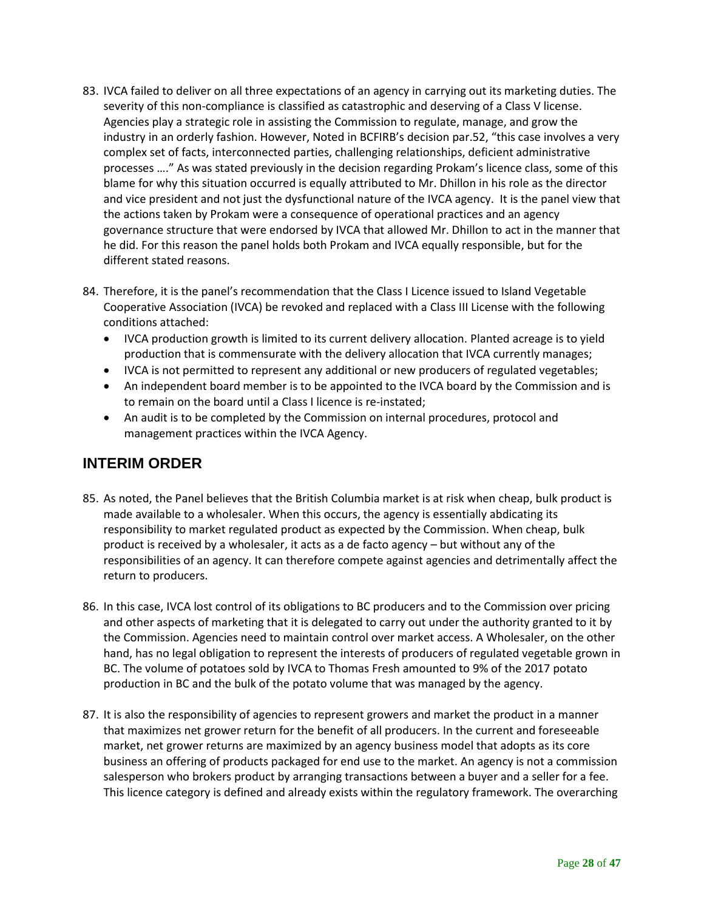83. IVCA failed to deliver on all three expectations of an agency in carrying out its marketing duties. The severity of this non-compliance is classified as catastrophic and deserving of a Class V license. Agencies play a strategic role in assisting the Commission to regulate, manage, and grow the industry in an orderly fashion. However, Noted in BCFIRB's decision par.52, "this case involves a very complex set of facts, interconnected parties, challenging relationships, deficient administrative processes …." As was stated previously in the decision regarding Prokam's licence class, some of this blame for why this situation occurred is equally attributed to Mr. Dhillon in his role as the director and vice president and not just the dysfunctional nature of the IVCA agency. It is the panel view that the actions taken by Prokam were a consequence of operational practices and an agency governance structure that were endorsed by IVCA that allowed Mr. Dhillon to act in the manner that he did. For this reason the panel holds both Prokam and IVCA equally responsible, but for the different stated reasons.

84. Therefore, it is the panel's recommendation that the Class I Licence issued to Island Vegetable Cooperative Association (IVCA) be revoked and replaced with a Class III License with the following conditions attached:
    - IVCA production growth is limited to its current delivery allocation. Planted acreage is to yield production that is commensurate with the delivery allocation that IVCA currently manages;
    - IVCA is not permitted to represent any additional or new producers of regulated vegetables;
    - An independent board member is to be appointed to the IVCA board by the Commission and is to remain on the board until a Class I licence is re-instated;
    - An audit is to be completed by the Commission on internal procedures, protocol and management practices within the IVCA Agency.

## INTERIM ORDER

85. As noted, the Panel believes that the British Columbia market is at risk when cheap, bulk product is made available to a wholesaler. When this occurs, the agency is essentially abdicating its responsibility to market regulated product as expected by the Commission. When cheap, bulk product is received by a wholesaler, it acts as a de facto agency – but without any of the responsibilities of an agency. It can therefore compete against agencies and detrimentally affect the return to producers.

86. In this case, IVCA lost control of its obligations to BC producers and to the Commission over pricing and other aspects of marketing that it is delegated to carry out under the authority granted to it by the Commission. Agencies need to maintain control over market access. A Wholesaler, on the other hand, has no legal obligation to represent the interests of producers of regulated vegetable grown in BC. The volume of potatoes sold by IVCA to Thomas Fresh amounted to 9% of the 2017 potato production in BC and the bulk of the potato volume that was managed by the agency.

87. It is also the responsibility of agencies to represent growers and market the product in a manner that maximizes net grower return for the benefit of all producers. In the current and foreseeable market, net grower returns are maximized by an agency business model that adopts as its core business an offering of products packaged for end use to the market. An agency is not a commission salesperson who brokers product by arranging transactions between a buyer and a seller for a fee. This licence category is defined and already exists within the regulatory framework. The overarching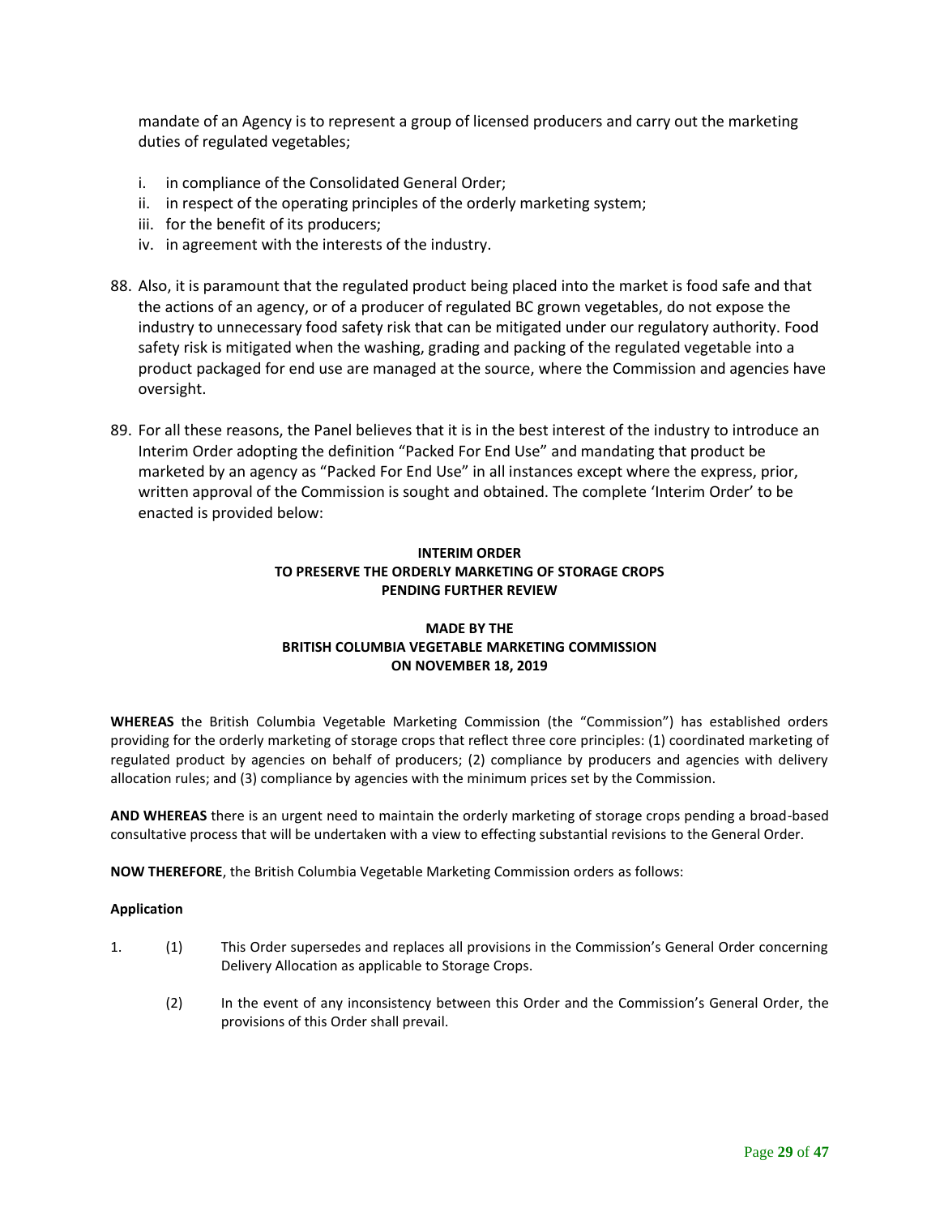mandate of an Agency is to represent a group of licensed producers and carry out the marketing duties of regulated vegetables;

i. in compliance of the Consolidated General Order;
ii. in respect of the operating principles of the orderly marketing system;
iii. for the benefit of its producers;
iv. in agreement with the interests of the industry.

88. Also, it is paramount that the regulated product being placed into the market is food safe and that the actions of an agency, or of a producer of regulated BC grown vegetables, do not expose the industry to unnecessary food safety risk that can be mitigated under our regulatory authority. Food safety risk is mitigated when the washing, grading and packing of the regulated vegetable into a product packaged for end use are managed at the source, where the Commission and agencies have oversight.

89. For all these reasons, the Panel believes that it is in the best interest of the industry to introduce an Interim Order adopting the definition "Packed For End Use" and mandating that product be marketed by an agency as "Packed For End Use" in all instances except where the express, prior, written approval of the Commission is sought and obtained. The complete 'Interim Order' to be enacted is provided below:

**INTERIM ORDER**
**TO PRESERVE THE ORDERLY MARKETING OF STORAGE CROPS**
**PENDING FURTHER REVIEW**

**MADE BY THE**
**BRITISH COLUMBIA VEGETABLE MARKETING COMMISSION**
**ON NOVEMBER 18, 2019**

**WHEREAS** the British Columbia Vegetable Marketing Commission (the "Commission") has established orders providing for the orderly marketing of storage crops that reflect three core principles: (1) coordinated marketing of regulated product by agencies on behalf of producers; (2) compliance by producers and agencies with delivery allocation rules; and (3) compliance by agencies with the minimum prices set by the Commission.

**AND WHEREAS** there is an urgent need to maintain the orderly marketing of storage crops pending a broad-based consultative process that will be undertaken with a view to effecting substantial revisions to the General Order.

**NOW THEREFORE**, the British Columbia Vegetable Marketing Commission orders as follows:

**Application**

1. (1) This Order supersedes and replaces all provisions in the Commission's General Order concerning Delivery Allocation as applicable to Storage Crops.

   (2) In the event of any inconsistency between this Order and the Commission's General Order, the provisions of this Order shall prevail.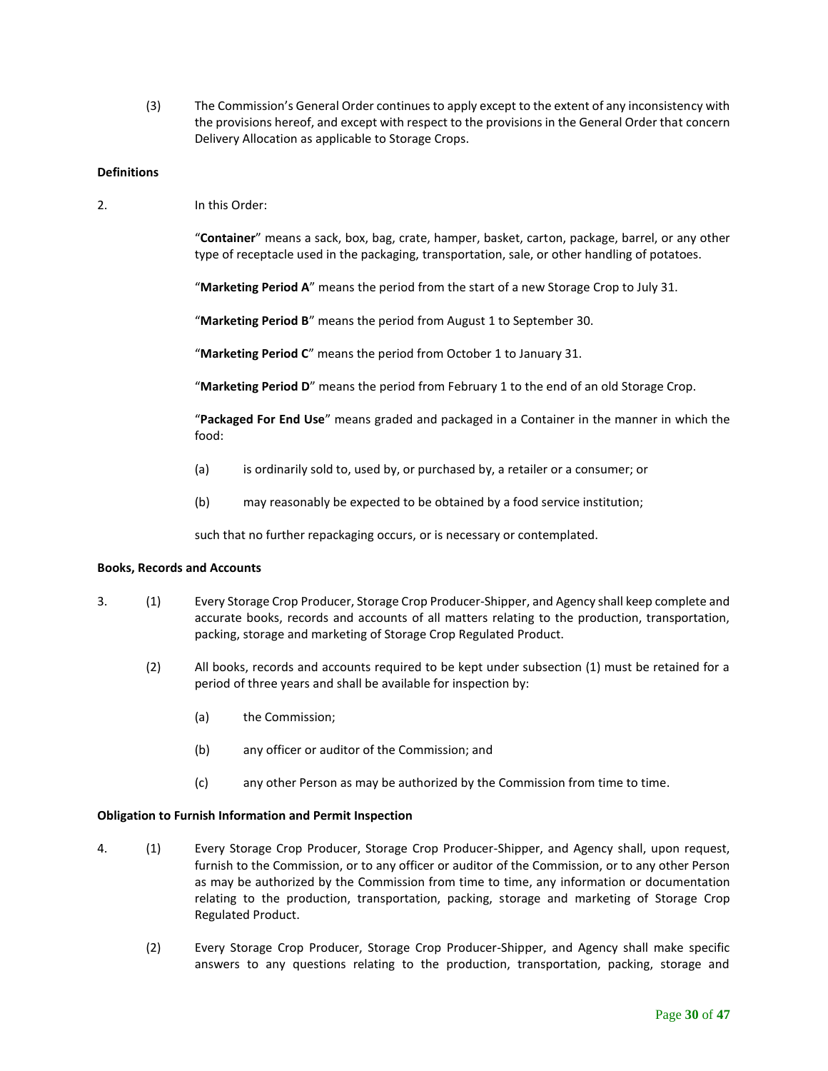(3) The Commission's General Order continues to apply except to the extent of any inconsistency with the provisions hereof, and except with respect to the provisions in the General Order that concern Delivery Allocation as applicable to Storage Crops.

**Definitions**

2. In this Order:

"**Container**" means a sack, box, bag, crate, hamper, basket, carton, package, barrel, or any other type of receptacle used in the packaging, transportation, sale, or other handling of potatoes.

"**Marketing Period A**" means the period from the start of a new Storage Crop to July 31.

"**Marketing Period B**" means the period from August 1 to September 30.

"**Marketing Period C**" means the period from October 1 to January 31.

"**Marketing Period D**" means the period from February 1 to the end of an old Storage Crop.

"**Packaged For End Use**" means graded and packaged in a Container in the manner in which the food:

(a) is ordinarily sold to, used by, or purchased by, a retailer or a consumer; or

(b) may reasonably be expected to be obtained by a food service institution;

such that no further repackaging occurs, or is necessary or contemplated.

**Books, Records and Accounts**

3. (1) Every Storage Crop Producer, Storage Crop Producer-Shipper, and Agency shall keep complete and accurate books, records and accounts of all matters relating to the production, transportation, packing, storage and marketing of Storage Crop Regulated Product.

(2) All books, records and accounts required to be kept under subsection (1) must be retained for a period of three years and shall be available for inspection by:

(a) the Commission;

(b) any officer or auditor of the Commission; and

(c) any other Person as may be authorized by the Commission from time to time.

**Obligation to Furnish Information and Permit Inspection**

4. (1) Every Storage Crop Producer, Storage Crop Producer-Shipper, and Agency shall, upon request, furnish to the Commission, or to any officer or auditor of the Commission, or to any other Person as may be authorized by the Commission from time to time, any information or documentation relating to the production, transportation, packing, storage and marketing of Storage Crop Regulated Product.

(2) Every Storage Crop Producer, Storage Crop Producer-Shipper, and Agency shall make specific answers to any questions relating to the production, transportation, packing, storage and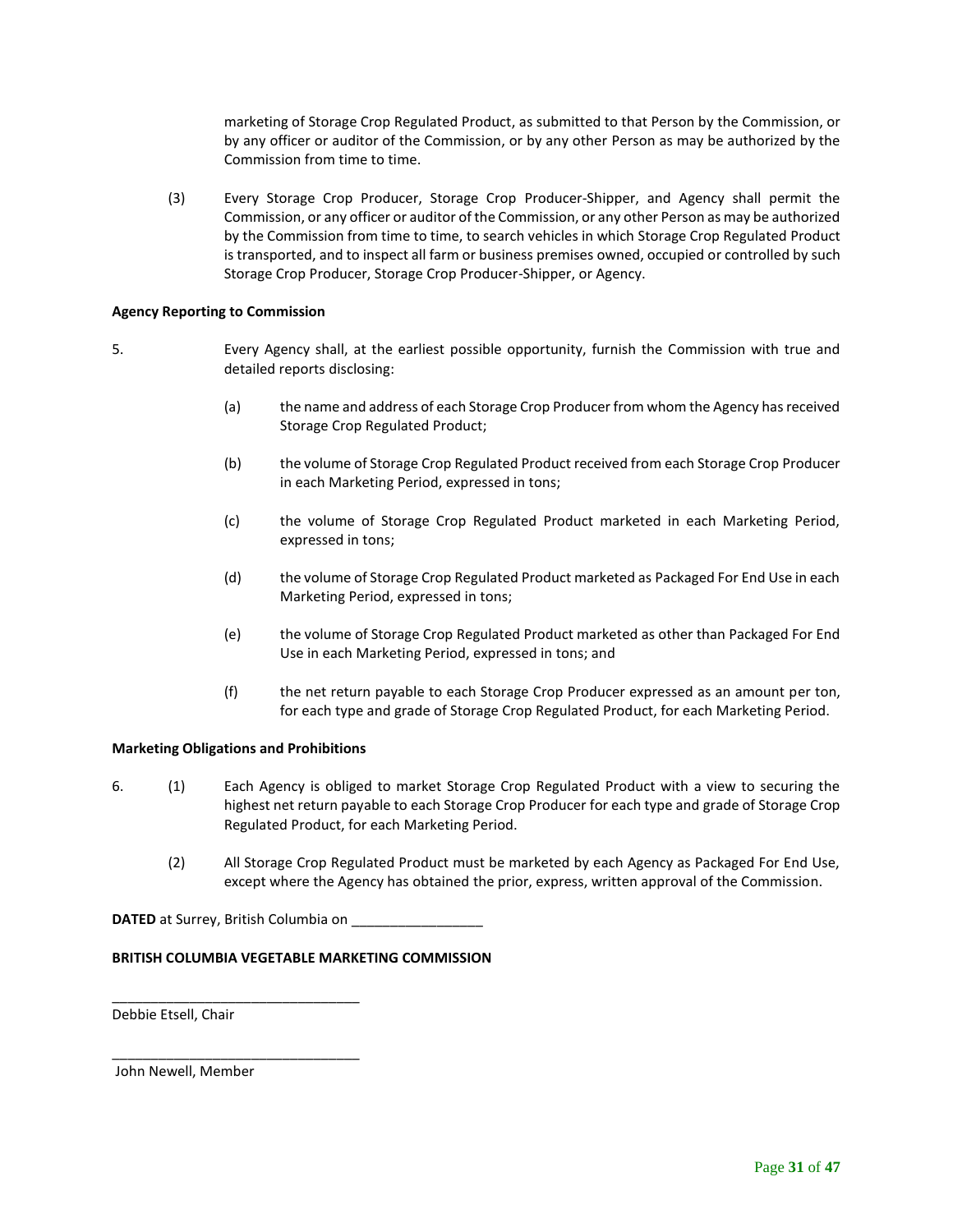marketing of Storage Crop Regulated Product, as submitted to that Person by the Commission, or by any officer or auditor of the Commission, or by any other Person as may be authorized by the Commission from time to time.

(3) Every Storage Crop Producer, Storage Crop Producer-Shipper, and Agency shall permit the Commission, or any officer or auditor of the Commission, or any other Person as may be authorized by the Commission from time to time, to search vehicles in which Storage Crop Regulated Product is transported, and to inspect all farm or business premises owned, occupied or controlled by such Storage Crop Producer, Storage Crop Producer-Shipper, or Agency.

**Agency Reporting to Commission**

5. Every Agency shall, at the earliest possible opportunity, furnish the Commission with true and detailed reports disclosing:

   (a) the name and address of each Storage Crop Producer from whom the Agency has received Storage Crop Regulated Product;

   (b) the volume of Storage Crop Regulated Product received from each Storage Crop Producer in each Marketing Period, expressed in tons;

   (c) the volume of Storage Crop Regulated Product marketed in each Marketing Period, expressed in tons;

   (d) the volume of Storage Crop Regulated Product marketed as Packaged For End Use in each Marketing Period, expressed in tons;

   (e) the volume of Storage Crop Regulated Product marketed as other than Packaged For End Use in each Marketing Period, expressed in tons; and

   (f) the net return payable to each Storage Crop Producer expressed as an amount per ton, for each type and grade of Storage Crop Regulated Product, for each Marketing Period.

**Marketing Obligations and Prohibitions**

6. (1) Each Agency is obliged to market Storage Crop Regulated Product with a view to securing the highest net return payable to each Storage Crop Producer for each type and grade of Storage Crop Regulated Product, for each Marketing Period.

   (2) All Storage Crop Regulated Product must be marketed by each Agency as Packaged For End Use, except where the Agency has obtained the prior, express, written approval of the Commission.

**DATED** at Surrey, British Columbia on _________________

**BRITISH COLUMBIA VEGETABLE MARKETING COMMISSION**

________________________________
Debbie Etsell, Chair

________________________________
John Newell, Member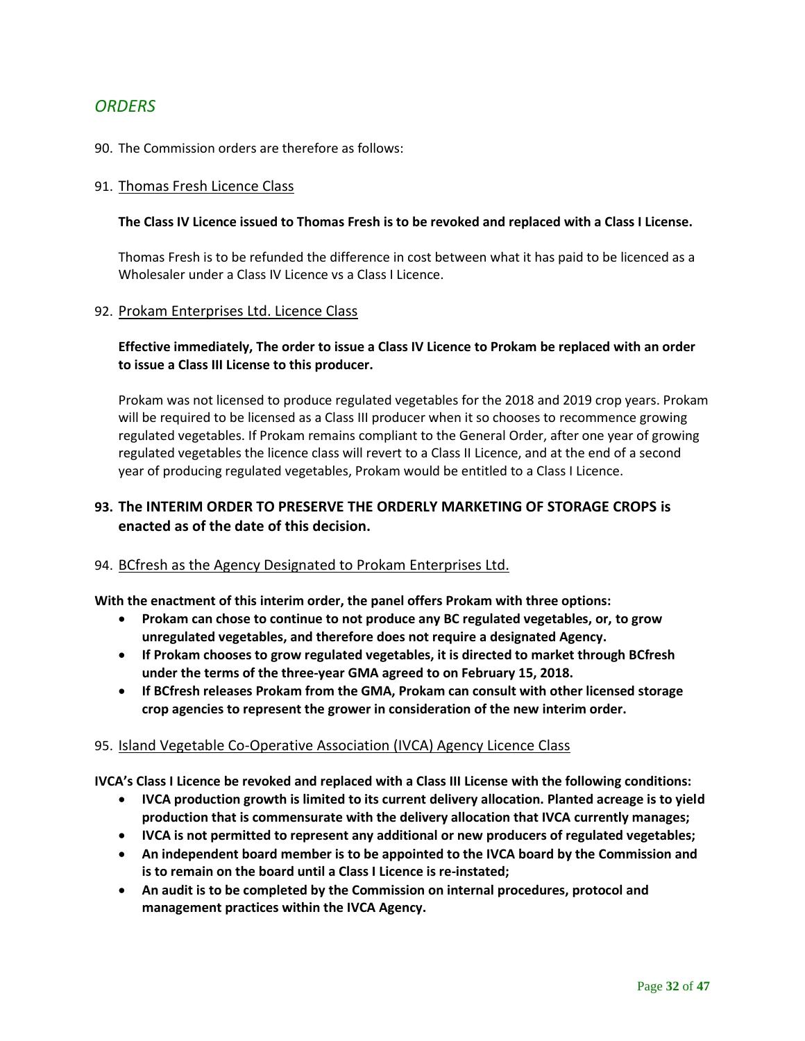## *ORDERS*

90. The Commission orders are therefore as follows:

91. Thomas Fresh Licence Class

    **The Class IV Licence issued to Thomas Fresh is to be revoked and replaced with a Class I License.**

    Thomas Fresh is to be refunded the difference in cost between what it has paid to be licenced as a Wholesaler under a Class IV Licence vs a Class I Licence.

92. Prokam Enterprises Ltd. Licence Class

    **Effective immediately, The order to issue a Class IV Licence to Prokam be replaced with an order to issue a Class III License to this producer.**

    Prokam was not licensed to produce regulated vegetables for the 2018 and 2019 crop years. Prokam will be required to be licensed as a Class III producer when it so chooses to recommence growing regulated vegetables. If Prokam remains compliant to the General Order, after one year of growing regulated vegetables the licence class will revert to a Class II Licence, and at the end of a second year of producing regulated vegetables, Prokam would be entitled to a Class I Licence.

### 93. The INTERIM ORDER TO PRESERVE THE ORDERLY MARKETING OF STORAGE CROPS is enacted as of the date of this decision.

94. BCfresh as the Agency Designated to Prokam Enterprises Ltd.

**With the enactment of this interim order, the panel offers Prokam with three options:**

- **Prokam can chose to continue to not produce any BC regulated vegetables, or, to grow unregulated vegetables, and therefore does not require a designated Agency.**
- **If Prokam chooses to grow regulated vegetables, it is directed to market through BCfresh under the terms of the three-year GMA agreed to on February 15, 2018.**
- **If BCfresh releases Prokam from the GMA, Prokam can consult with other licensed storage crop agencies to represent the grower in consideration of the new interim order.**

95. Island Vegetable Co-Operative Association (IVCA) Agency Licence Class

**IVCA's Class I Licence be revoked and replaced with a Class III License with the following conditions:**

- **IVCA production growth is limited to its current delivery allocation. Planted acreage is to yield production that is commensurate with the delivery allocation that IVCA currently manages;**
- **IVCA is not permitted to represent any additional or new producers of regulated vegetables;**
- **An independent board member is to be appointed to the IVCA board by the Commission and is to remain on the board until a Class I Licence is re-instated;**
- **An audit is to be completed by the Commission on internal procedures, protocol and management practices within the IVCA Agency.**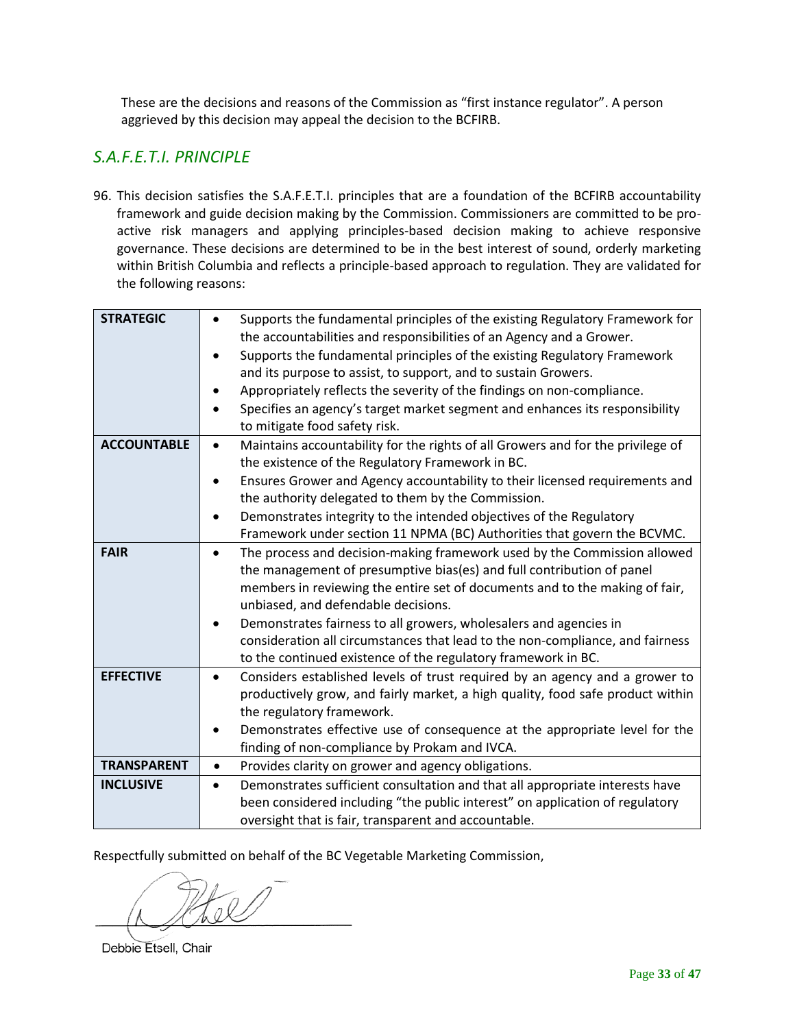These are the decisions and reasons of the Commission as "first instance regulator". A person aggrieved by this decision may appeal the decision to the BCFIRB.

## *S.A.F.E.T.I. PRINCIPLE*

96. This decision satisfies the S.A.F.E.T.I. principles that are a foundation of the BCFIRB accountability framework and guide decision making by the Commission. Commissioners are committed to be pro-active risk managers and applying principles-based decision making to achieve responsive governance. These decisions are determined to be in the best interest of sound, orderly marketing within British Columbia and reflects a principle-based approach to regulation. They are validated for the following reasons:

| | |
|---|---|
| **STRATEGIC** | • Supports the fundamental principles of the existing Regulatory Framework for the accountabilities and responsibilities of an Agency and a Grower.<br>• Supports the fundamental principles of the existing Regulatory Framework and its purpose to assist, to support, and to sustain Growers.<br>• Appropriately reflects the severity of the findings on non-compliance.<br>• Specifies an agency's target market segment and enhances its responsibility to mitigate food safety risk. |
| **ACCOUNTABLE** | • Maintains accountability for the rights of all Growers and for the privilege of the existence of the Regulatory Framework in BC.<br>• Ensures Grower and Agency accountability to their licensed requirements and the authority delegated to them by the Commission.<br>• Demonstrates integrity to the intended objectives of the Regulatory Framework under section 11 NPMA (BC) Authorities that govern the BCVMC. |
| **FAIR** | • The process and decision-making framework used by the Commission allowed the management of presumptive bias(es) and full contribution of panel members in reviewing the entire set of documents and to the making of fair, unbiased, and defendable decisions.<br>• Demonstrates fairness to all growers, wholesalers and agencies in consideration all circumstances that lead to the non-compliance, and fairness to the continued existence of the regulatory framework in BC. |
| **EFFECTIVE** | • Considers established levels of trust required by an agency and a grower to productively grow, and fairly market, a high quality, food safe product within the regulatory framework.<br>• Demonstrates effective use of consequence at the appropriate level for the finding of non-compliance by Prokam and IVCA. |
| **TRANSPARENT** | • Provides clarity on grower and agency obligations. |
| **INCLUSIVE** | • Demonstrates sufficient consultation and that all appropriate interests have been considered including "the public interest" on application of regulatory oversight that is fair, transparent and accountable. |

Respectfully submitted on behalf of the BC Vegetable Marketing Commission,

Debbie Etsell, Chair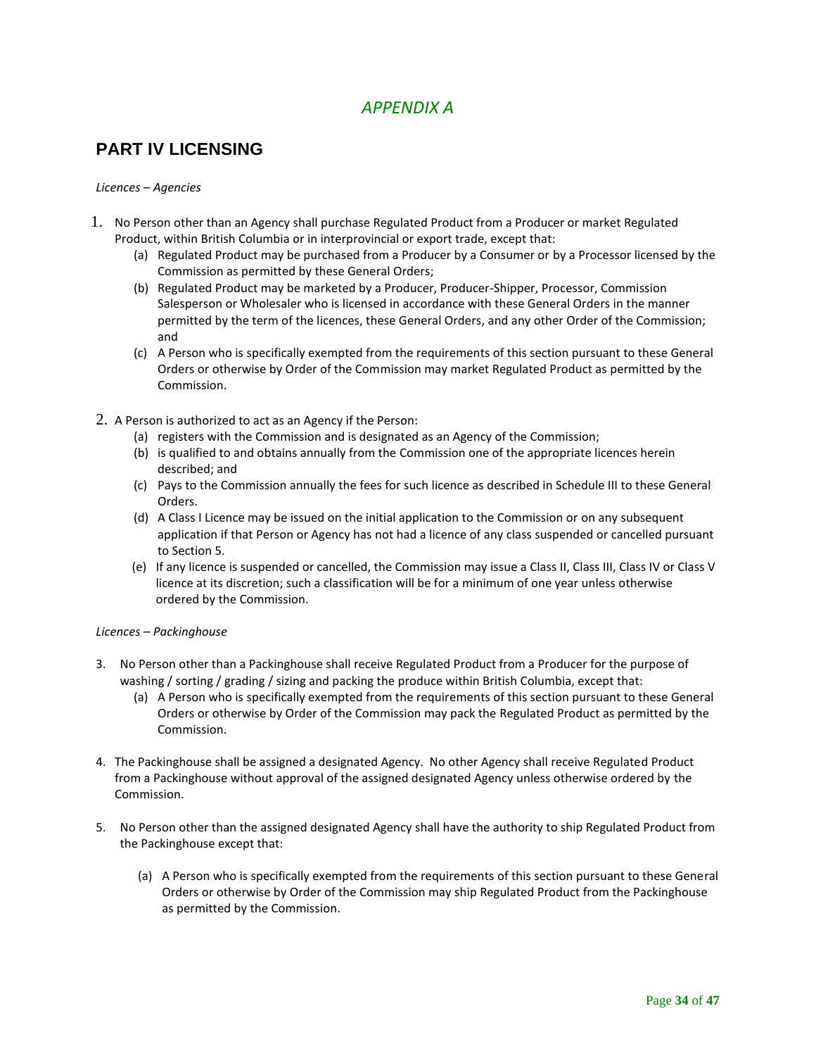*APPENDIX A*

## PART IV LICENSING

*Licences – Agencies*

1. No Person other than an Agency shall purchase Regulated Product from a Producer or market Regulated Product, within British Columbia or in interprovincial or export trade, except that:
   (a) Regulated Product may be purchased from a Producer by a Consumer or by a Processor licensed by the Commission as permitted by these General Orders;
   (b) Regulated Product may be marketed by a Producer, Producer-Shipper, Processor, Commission Salesperson or Wholesaler who is licensed in accordance with these General Orders in the manner permitted by the term of the licences, these General Orders, and any other Order of the Commission; and
   (c) A Person who is specifically exempted from the requirements of this section pursuant to these General Orders or otherwise by Order of the Commission may market Regulated Product as permitted by the Commission.

2. A Person is authorized to act as an Agency if the Person:
   (a) registers with the Commission and is designated as an Agency of the Commission;
   (b) is qualified to and obtains annually from the Commission one of the appropriate licences herein described; and
   (c) Pays to the Commission annually the fees for such licence as described in Schedule III to these General Orders.
   (d) A Class I Licence may be issued on the initial application to the Commission or on any subsequent application if that Person or Agency has not had a licence of any class suspended or cancelled pursuant to Section 5.
   (e) If any licence is suspended or cancelled, the Commission may issue a Class II, Class III, Class IV or Class V licence at its discretion; such a classification will be for a minimum of one year unless otherwise ordered by the Commission.

*Licences – Packinghouse*

3. No Person other than a Packinghouse shall receive Regulated Product from a Producer for the purpose of washing / sorting / grading / sizing and packing the produce within British Columbia, except that:
   (a) A Person who is specifically exempted from the requirements of this section pursuant to these General Orders or otherwise by Order of the Commission may pack the Regulated Product as permitted by the Commission.

4. The Packinghouse shall be assigned a designated Agency. No other Agency shall receive Regulated Product from a Packinghouse without approval of the assigned designated Agency unless otherwise ordered by the Commission.

5. No Person other than the assigned designated Agency shall have the authority to ship Regulated Product from the Packinghouse except that:

   (a) A Person who is specifically exempted from the requirements of this section pursuant to these General Orders or otherwise by Order of the Commission may ship Regulated Product from the Packinghouse as permitted by the Commission.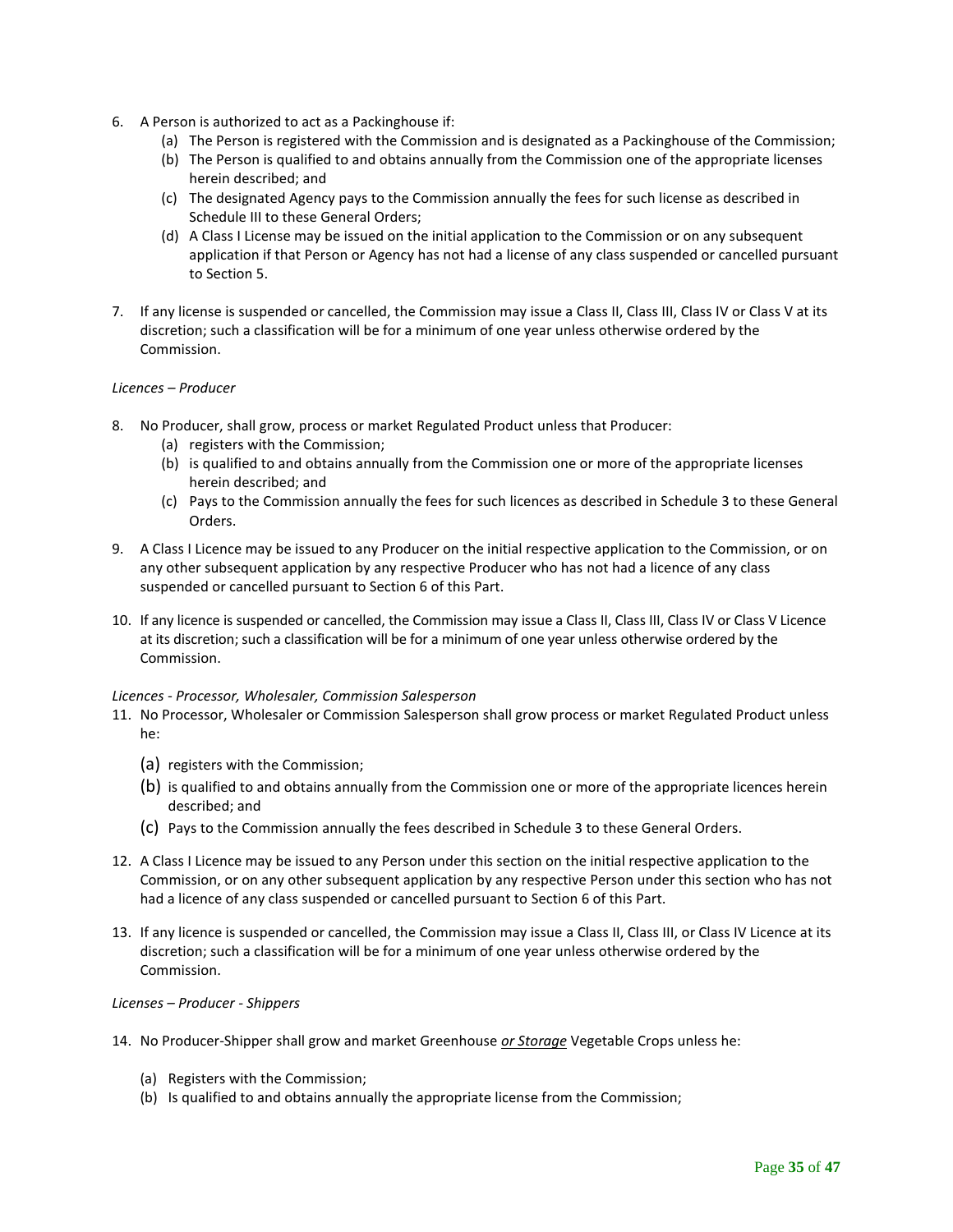6. A Person is authorized to act as a Packinghouse if:
    (a) The Person is registered with the Commission and is designated as a Packinghouse of the Commission;
    (b) The Person is qualified to and obtains annually from the Commission one of the appropriate licenses herein described; and
    (c) The designated Agency pays to the Commission annually the fees for such license as described in Schedule III to these General Orders;
    (d) A Class I License may be issued on the initial application to the Commission or on any subsequent application if that Person or Agency has not had a license of any class suspended or cancelled pursuant to Section 5.

7. If any license is suspended or cancelled, the Commission may issue a Class II, Class III, Class IV or Class V at its discretion; such a classification will be for a minimum of one year unless otherwise ordered by the Commission.

*Licences – Producer*

8. No Producer, shall grow, process or market Regulated Product unless that Producer:
    (a) registers with the Commission;
    (b) is qualified to and obtains annually from the Commission one or more of the appropriate licenses herein described; and
    (c) Pays to the Commission annually the fees for such licences as described in Schedule 3 to these General Orders.

9. A Class I Licence may be issued to any Producer on the initial respective application to the Commission, or on any other subsequent application by any respective Producer who has not had a licence of any class suspended or cancelled pursuant to Section 6 of this Part.

10. If any licence is suspended or cancelled, the Commission may issue a Class II, Class III, Class IV or Class V Licence at its discretion; such a classification will be for a minimum of one year unless otherwise ordered by the Commission.

*Licences - Processor, Wholesaler, Commission Salesperson*

11. No Processor, Wholesaler or Commission Salesperson shall grow process or market Regulated Product unless he:
    (a) registers with the Commission;
    (b) is qualified to and obtains annually from the Commission one or more of the appropriate licences herein described; and
    (c) Pays to the Commission annually the fees described in Schedule 3 to these General Orders.

12. A Class I Licence may be issued to any Person under this section on the initial respective application to the Commission, or on any other subsequent application by any respective Person under this section who has not had a licence of any class suspended or cancelled pursuant to Section 6 of this Part.

13. If any licence is suspended or cancelled, the Commission may issue a Class II, Class III, or Class IV Licence at its discretion; such a classification will be for a minimum of one year unless otherwise ordered by the Commission.

*Licenses – Producer - Shippers*

14. No Producer-Shipper shall grow and market Greenhouse <u>*or Storage*</u> Vegetable Crops unless he:
    (a) Registers with the Commission;
    (b) Is qualified to and obtains annually the appropriate license from the Commission;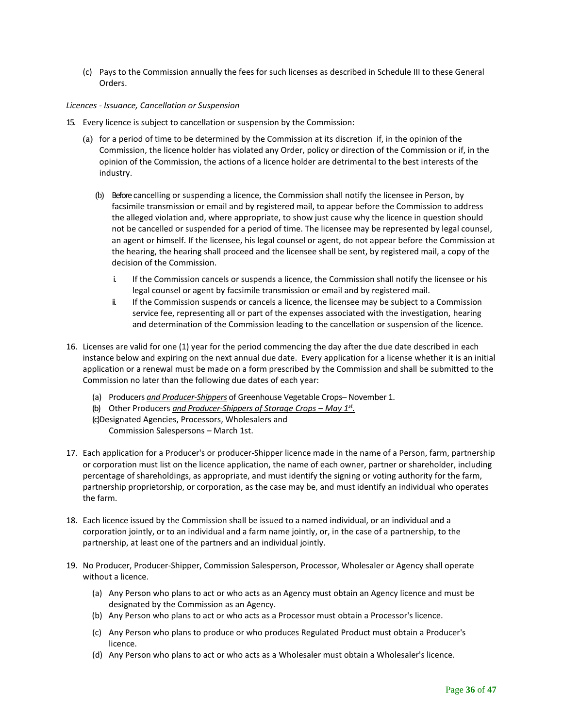(c) Pays to the Commission annually the fees for such licenses as described in Schedule III to these General Orders.

*Licences - Issuance, Cancellation or Suspension*

15. Every licence is subject to cancellation or suspension by the Commission:

    (a) for a period of time to be determined by the Commission at its discretion if, in the opinion of the Commission, the licence holder has violated any Order, policy or direction of the Commission or if, in the opinion of the Commission, the actions of a licence holder are detrimental to the best interests of the industry.

    (b) Before cancelling or suspending a licence, the Commission shall notify the licensee in Person, by facsimile transmission or email and by registered mail, to appear before the Commission to address the alleged violation and, where appropriate, to show just cause why the licence in question should not be cancelled or suspended for a period of time. The licensee may be represented by legal counsel, an agent or himself. If the licensee, his legal counsel or agent, do not appear before the Commission at the hearing, the hearing shall proceed and the licensee shall be sent, by registered mail, a copy of the decision of the Commission.

        i. If the Commission cancels or suspends a licence, the Commission shall notify the licensee or his legal counsel or agent by facsimile transmission or email and by registered mail.
        ii. If the Commission suspends or cancels a licence, the licensee may be subject to a Commission service fee, representing all or part of the expenses associated with the investigation, hearing and determination of the Commission leading to the cancellation or suspension of the licence.

16. Licenses are valid for one (1) year for the period commencing the day after the due date described in each instance below and expiring on the next annual due date. Every application for a license whether it is an initial application or a renewal must be made on a form prescribed by the Commission and shall be submitted to the Commission no later than the following due dates of each year:

    (a) Producers ***and Producer-Shippers*** of Greenhouse Vegetable Crops– November 1.
    (b) Other Producers ***and Producer-Shippers of Storage Crops – May 1st.***
    (c) Designated Agencies, Processors, Wholesalers and Commission Salespersons – March 1st.

17. Each application for a Producer's or producer-Shipper licence made in the name of a Person, farm, partnership or corporation must list on the licence application, the name of each owner, partner or shareholder, including percentage of shareholdings, as appropriate, and must identify the signing or voting authority for the farm, partnership proprietorship, or corporation, as the case may be, and must identify an individual who operates the farm.

18. Each licence issued by the Commission shall be issued to a named individual, or an individual and a corporation jointly, or to an individual and a farm name jointly, or, in the case of a partnership, to the partnership, at least one of the partners and an individual jointly.

19. No Producer, Producer-Shipper, Commission Salesperson, Processor, Wholesaler or Agency shall operate without a licence.

    (a) Any Person who plans to act or who acts as an Agency must obtain an Agency licence and must be designated by the Commission as an Agency.
    (b) Any Person who plans to act or who acts as a Processor must obtain a Processor's licence.
    (c) Any Person who plans to produce or who produces Regulated Product must obtain a Producer's licence.
    (d) Any Person who plans to act or who acts as a Wholesaler must obtain a Wholesaler's licence.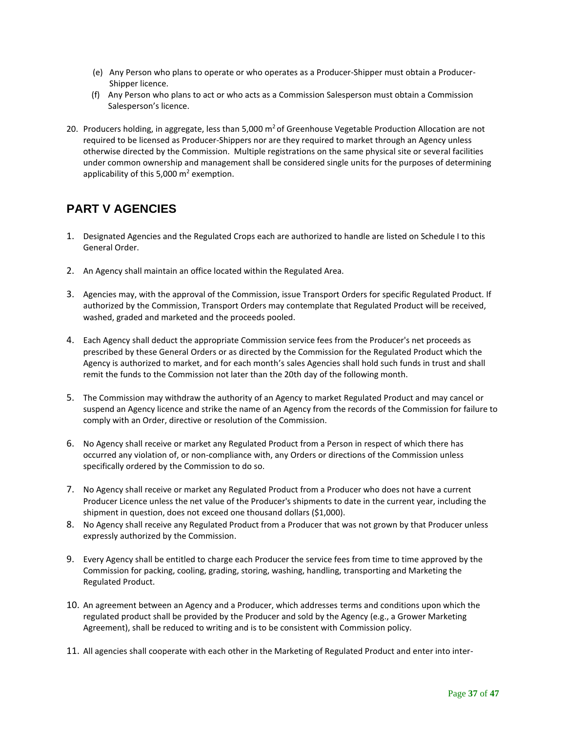(e) Any Person who plans to operate or who operates as a Producer-Shipper must obtain a Producer-Shipper licence.

(f) Any Person who plans to act or who acts as a Commission Salesperson must obtain a Commission Salesperson's licence.

20. Producers holding, in aggregate, less than 5,000 $m^2$ of Greenhouse Vegetable Production Allocation are not required to be licensed as Producer-Shippers nor are they required to market through an Agency unless otherwise directed by the Commission. Multiple registrations on the same physical site or several facilities under common ownership and management shall be considered single units for the purposes of determining applicability of this 5,000 $m^2$ exemption.

## PART V AGENCIES

1. Designated Agencies and the Regulated Crops each are authorized to handle are listed on Schedule I to this General Order.

2. An Agency shall maintain an office located within the Regulated Area.

3. Agencies may, with the approval of the Commission, issue Transport Orders for specific Regulated Product. If authorized by the Commission, Transport Orders may contemplate that Regulated Product will be received, washed, graded and marketed and the proceeds pooled.

4. Each Agency shall deduct the appropriate Commission service fees from the Producer's net proceeds as prescribed by these General Orders or as directed by the Commission for the Regulated Product which the Agency is authorized to market, and for each month's sales Agencies shall hold such funds in trust and shall remit the funds to the Commission not later than the 20th day of the following month.

5. The Commission may withdraw the authority of an Agency to market Regulated Product and may cancel or suspend an Agency licence and strike the name of an Agency from the records of the Commission for failure to comply with an Order, directive or resolution of the Commission.

6. No Agency shall receive or market any Regulated Product from a Person in respect of which there has occurred any violation of, or non-compliance with, any Orders or directions of the Commission unless specifically ordered by the Commission to do so.

7. No Agency shall receive or market any Regulated Product from a Producer who does not have a current Producer Licence unless the net value of the Producer's shipments to date in the current year, including the shipment in question, does not exceed one thousand dollars ($1,000).

8. No Agency shall receive any Regulated Product from a Producer that was not grown by that Producer unless expressly authorized by the Commission.

9. Every Agency shall be entitled to charge each Producer the service fees from time to time approved by the Commission for packing, cooling, grading, storing, washing, handling, transporting and Marketing the Regulated Product.

10. An agreement between an Agency and a Producer, which addresses terms and conditions upon which the regulated product shall be provided by the Producer and sold by the Agency (e.g., a Grower Marketing Agreement), shall be reduced to writing and is to be consistent with Commission policy.

11. All agencies shall cooperate with each other in the Marketing of Regulated Product and enter into inter-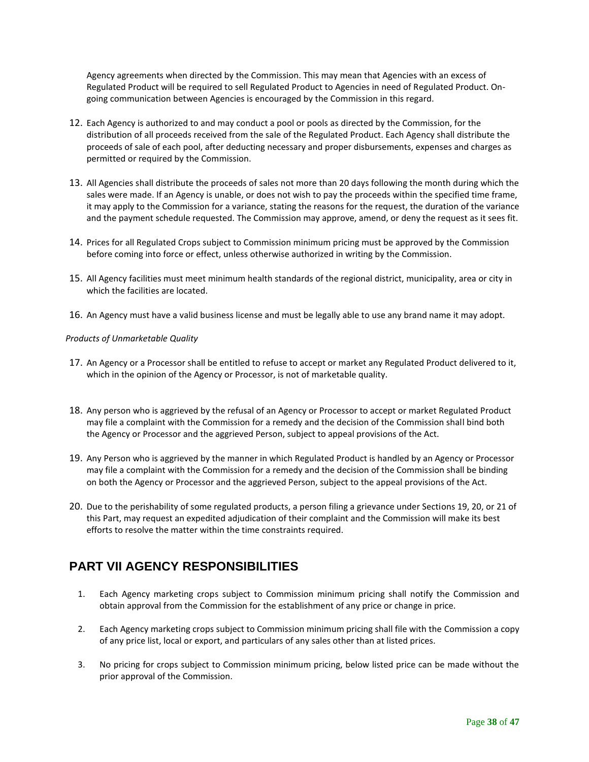Agency agreements when directed by the Commission. This may mean that Agencies with an excess of Regulated Product will be required to sell Regulated Product to Agencies in need of Regulated Product. On-going communication between Agencies is encouraged by the Commission in this regard.

12. Each Agency is authorized to and may conduct a pool or pools as directed by the Commission, for the distribution of all proceeds received from the sale of the Regulated Product. Each Agency shall distribute the proceeds of sale of each pool, after deducting necessary and proper disbursements, expenses and charges as permitted or required by the Commission.

13. All Agencies shall distribute the proceeds of sales not more than 20 days following the month during which the sales were made. If an Agency is unable, or does not wish to pay the proceeds within the specified time frame, it may apply to the Commission for a variance, stating the reasons for the request, the duration of the variance and the payment schedule requested. The Commission may approve, amend, or deny the request as it sees fit.

14. Prices for all Regulated Crops subject to Commission minimum pricing must be approved by the Commission before coming into force or effect, unless otherwise authorized in writing by the Commission.

15. All Agency facilities must meet minimum health standards of the regional district, municipality, area or city in which the facilities are located.

16. An Agency must have a valid business license and must be legally able to use any brand name it may adopt.

*Products of Unmarketable Quality*

17. An Agency or a Processor shall be entitled to refuse to accept or market any Regulated Product delivered to it, which in the opinion of the Agency or Processor, is not of marketable quality.

18. Any person who is aggrieved by the refusal of an Agency or Processor to accept or market Regulated Product may file a complaint with the Commission for a remedy and the decision of the Commission shall bind both the Agency or Processor and the aggrieved Person, subject to appeal provisions of the Act.

19. Any Person who is aggrieved by the manner in which Regulated Product is handled by an Agency or Processor may file a complaint with the Commission for a remedy and the decision of the Commission shall be binding on both the Agency or Processor and the aggrieved Person, subject to the appeal provisions of the Act.

20. Due to the perishability of some regulated products, a person filing a grievance under Sections 19, 20, or 21 of this Part, may request an expedited adjudication of their complaint and the Commission will make its best efforts to resolve the matter within the time constraints required.

## PART VII AGENCY RESPONSIBILITIES

1. Each Agency marketing crops subject to Commission minimum pricing shall notify the Commission and obtain approval from the Commission for the establishment of any price or change in price.

2. Each Agency marketing crops subject to Commission minimum pricing shall file with the Commission a copy of any price list, local or export, and particulars of any sales other than at listed prices.

3. No pricing for crops subject to Commission minimum pricing, below listed price can be made without the prior approval of the Commission.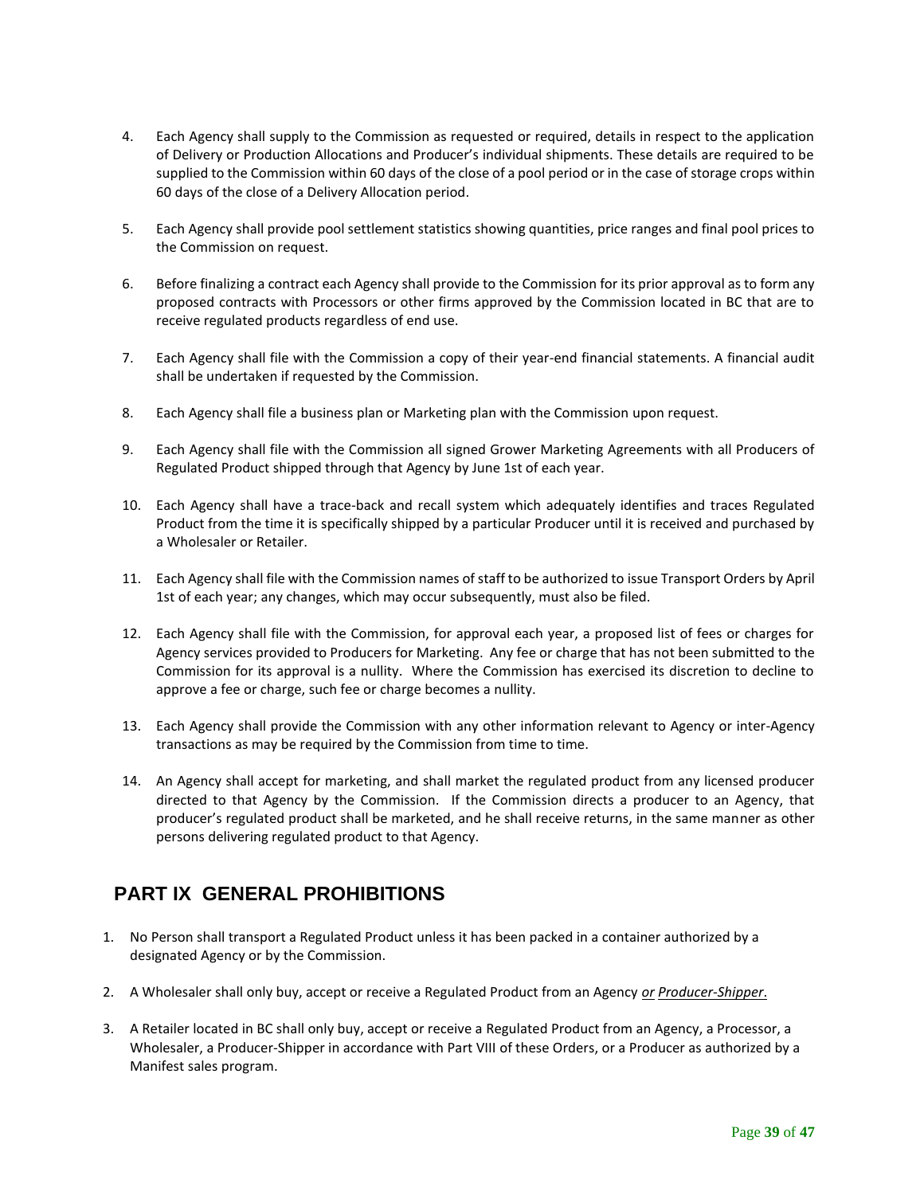4. Each Agency shall supply to the Commission as requested or required, details in respect to the application of Delivery or Production Allocations and Producer's individual shipments. These details are required to be supplied to the Commission within 60 days of the close of a pool period or in the case of storage crops within 60 days of the close of a Delivery Allocation period.

5. Each Agency shall provide pool settlement statistics showing quantities, price ranges and final pool prices to the Commission on request.

6. Before finalizing a contract each Agency shall provide to the Commission for its prior approval as to form any proposed contracts with Processors or other firms approved by the Commission located in BC that are to receive regulated products regardless of end use.

7. Each Agency shall file with the Commission a copy of their year-end financial statements. A financial audit shall be undertaken if requested by the Commission.

8. Each Agency shall file a business plan or Marketing plan with the Commission upon request.

9. Each Agency shall file with the Commission all signed Grower Marketing Agreements with all Producers of Regulated Product shipped through that Agency by June 1st of each year.

10. Each Agency shall have a trace-back and recall system which adequately identifies and traces Regulated Product from the time it is specifically shipped by a particular Producer until it is received and purchased by a Wholesaler or Retailer.

11. Each Agency shall file with the Commission names of staff to be authorized to issue Transport Orders by April 1st of each year; any changes, which may occur subsequently, must also be filed.

12. Each Agency shall file with the Commission, for approval each year, a proposed list of fees or charges for Agency services provided to Producers for Marketing. Any fee or charge that has not been submitted to the Commission for its approval is a nullity. Where the Commission has exercised its discretion to decline to approve a fee or charge, such fee or charge becomes a nullity.

13. Each Agency shall provide the Commission with any other information relevant to Agency or inter-Agency transactions as may be required by the Commission from time to time.

14. An Agency shall accept for marketing, and shall market the regulated product from any licensed producer directed to that Agency by the Commission. If the Commission directs a producer to an Agency, that producer's regulated product shall be marketed, and he shall receive returns, in the same manner as other persons delivering regulated product to that Agency.

## PART IX GENERAL PROHIBITIONS

1. No Person shall transport a Regulated Product unless it has been packed in a container authorized by a designated Agency or by the Commission.

2. A Wholesaler shall only buy, accept or receive a Regulated Product from an Agency *or Producer-Shipper*.

3. A Retailer located in BC shall only buy, accept or receive a Regulated Product from an Agency, a Processor, a Wholesaler, a Producer-Shipper in accordance with Part VIII of these Orders, or a Producer as authorized by a Manifest sales program.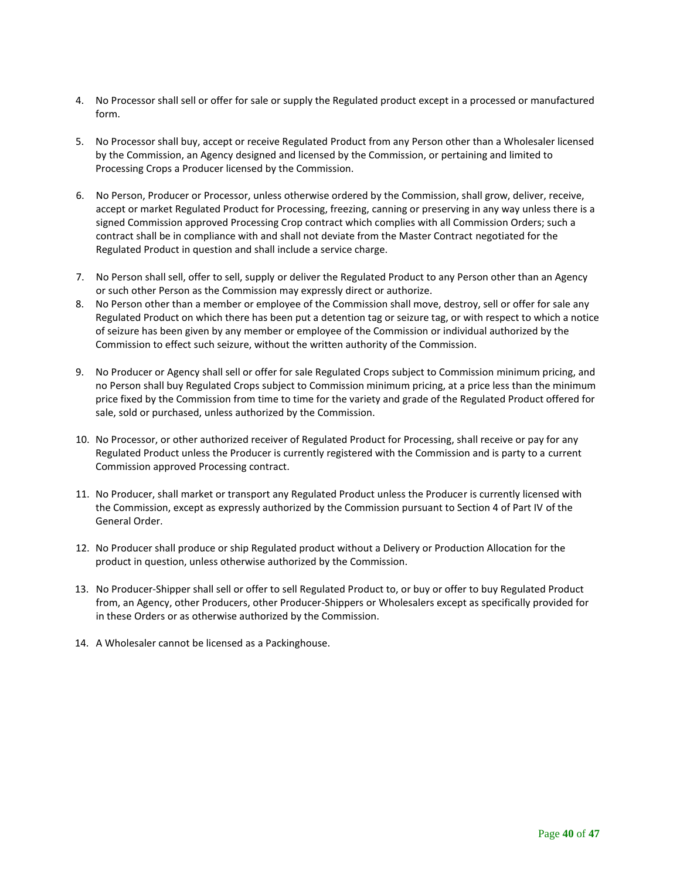4. No Processor shall sell or offer for sale or supply the Regulated product except in a processed or manufactured form.

5. No Processor shall buy, accept or receive Regulated Product from any Person other than a Wholesaler licensed by the Commission, an Agency designed and licensed by the Commission, or pertaining and limited to Processing Crops a Producer licensed by the Commission.

6. No Person, Producer or Processor, unless otherwise ordered by the Commission, shall grow, deliver, receive, accept or market Regulated Product for Processing, freezing, canning or preserving in any way unless there is a signed Commission approved Processing Crop contract which complies with all Commission Orders; such a contract shall be in compliance with and shall not deviate from the Master Contract negotiated for the Regulated Product in question and shall include a service charge.

7. No Person shall sell, offer to sell, supply or deliver the Regulated Product to any Person other than an Agency or such other Person as the Commission may expressly direct or authorize.

8. No Person other than a member or employee of the Commission shall move, destroy, sell or offer for sale any Regulated Product on which there has been put a detention tag or seizure tag, or with respect to which a notice of seizure has been given by any member or employee of the Commission or individual authorized by the Commission to effect such seizure, without the written authority of the Commission.

9. No Producer or Agency shall sell or offer for sale Regulated Crops subject to Commission minimum pricing, and no Person shall buy Regulated Crops subject to Commission minimum pricing, at a price less than the minimum price fixed by the Commission from time to time for the variety and grade of the Regulated Product offered for sale, sold or purchased, unless authorized by the Commission.

10. No Processor, or other authorized receiver of Regulated Product for Processing, shall receive or pay for any Regulated Product unless the Producer is currently registered with the Commission and is party to a current Commission approved Processing contract.

11. No Producer, shall market or transport any Regulated Product unless the Producer is currently licensed with the Commission, except as expressly authorized by the Commission pursuant to Section 4 of Part IV of the General Order.

12. No Producer shall produce or ship Regulated product without a Delivery or Production Allocation for the product in question, unless otherwise authorized by the Commission.

13. No Producer-Shipper shall sell or offer to sell Regulated Product to, or buy or offer to buy Regulated Product from, an Agency, other Producers, other Producer-Shippers or Wholesalers except as specifically provided for in these Orders or as otherwise authorized by the Commission.

14. A Wholesaler cannot be licensed as a Packinghouse.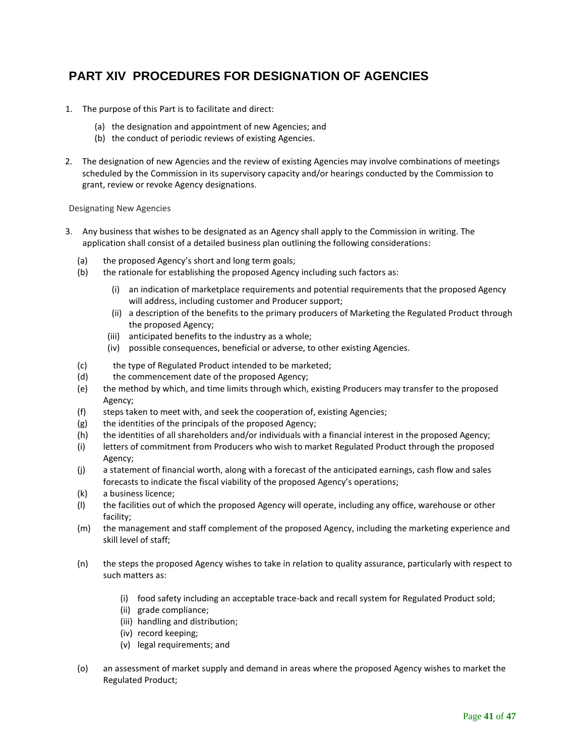# PART XIV PROCEDURES FOR DESIGNATION OF AGENCIES

1. The purpose of this Part is to facilitate and direct:

   (a) the designation and appointment of new Agencies; and
   (b) the conduct of periodic reviews of existing Agencies.

2. The designation of new Agencies and the review of existing Agencies may involve combinations of meetings scheduled by the Commission in its supervisory capacity and/or hearings conducted by the Commission to grant, review or revoke Agency designations.

Designating New Agencies

3. Any business that wishes to be designated as an Agency shall apply to the Commission in writing. The application shall consist of a detailed business plan outlining the following considerations:

   (a) the proposed Agency's short and long term goals;
   (b) the rationale for establishing the proposed Agency including such factors as:

      (i) an indication of marketplace requirements and potential requirements that the proposed Agency will address, including customer and Producer support;
      (ii) a description of the benefits to the primary producers of Marketing the Regulated Product through the proposed Agency;
      (iii) anticipated benefits to the industry as a whole;
      (iv) possible consequences, beneficial or adverse, to other existing Agencies.

   (c) the type of Regulated Product intended to be marketed;
   (d) the commencement date of the proposed Agency;
   (e) the method by which, and time limits through which, existing Producers may transfer to the proposed Agency;
   (f) steps taken to meet with, and seek the cooperation of, existing Agencies;
   (g) the identities of the principals of the proposed Agency;
   (h) the identities of all shareholders and/or individuals with a financial interest in the proposed Agency;
   (i) letters of commitment from Producers who wish to market Regulated Product through the proposed Agency;
   (j) a statement of financial worth, along with a forecast of the anticipated earnings, cash flow and sales forecasts to indicate the fiscal viability of the proposed Agency's operations;
   (k) a business licence;
   (l) the facilities out of which the proposed Agency will operate, including any office, warehouse or other facility;
   (m) the management and staff complement of the proposed Agency, including the marketing experience and skill level of staff;

   (n) the steps the proposed Agency wishes to take in relation to quality assurance, particularly with respect to such matters as:

      (i) food safety including an acceptable trace-back and recall system for Regulated Product sold;
      (ii) grade compliance;
      (iii) handling and distribution;
      (iv) record keeping;
      (v) legal requirements; and

   (o) an assessment of market supply and demand in areas where the proposed Agency wishes to market the Regulated Product;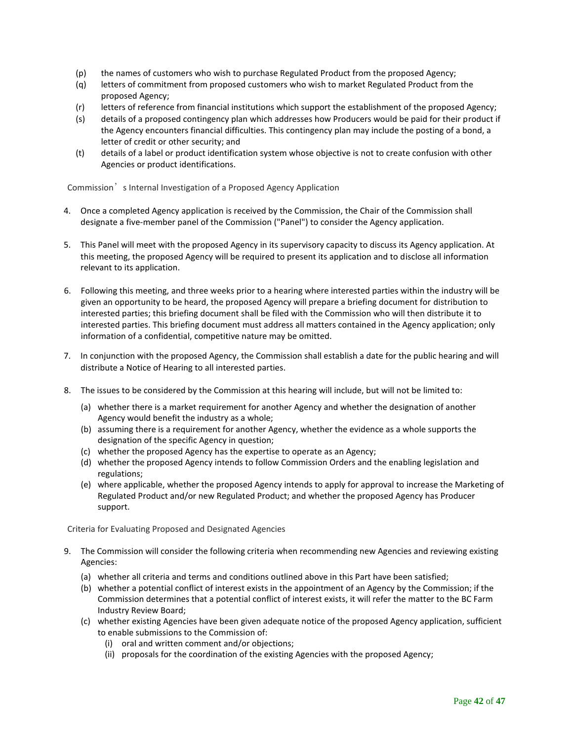(p) the names of customers who wish to purchase Regulated Product from the proposed Agency;
(q) letters of commitment from proposed customers who wish to market Regulated Product from the proposed Agency;
(r) letters of reference from financial institutions which support the establishment of the proposed Agency;
(s) details of a proposed contingency plan which addresses how Producers would be paid for their product if the Agency encounters financial difficulties. This contingency plan may include the posting of a bond, a letter of credit or other security; and
(t) details of a label or product identification system whose objective is not to create confusion with other Agencies or product identifications.

### Commission's Internal Investigation of a Proposed Agency Application

4. Once a completed Agency application is received by the Commission, the Chair of the Commission shall designate a five-member panel of the Commission ("Panel") to consider the Agency application.

5. This Panel will meet with the proposed Agency in its supervisory capacity to discuss its Agency application. At this meeting, the proposed Agency will be required to present its application and to disclose all information relevant to its application.

6. Following this meeting, and three weeks prior to a hearing where interested parties within the industry will be given an opportunity to be heard, the proposed Agency will prepare a briefing document for distribution to interested parties; this briefing document shall be filed with the Commission who will then distribute it to interested parties. This briefing document must address all matters contained in the Agency application; only information of a confidential, competitive nature may be omitted.

7. In conjunction with the proposed Agency, the Commission shall establish a date for the public hearing and will distribute a Notice of Hearing to all interested parties.

8. The issues to be considered by the Commission at this hearing will include, but will not be limited to:
   (a) whether there is a market requirement for another Agency and whether the designation of another Agency would benefit the industry as a whole;
   (b) assuming there is a requirement for another Agency, whether the evidence as a whole supports the designation of the specific Agency in question;
   (c) whether the proposed Agency has the expertise to operate as an Agency;
   (d) whether the proposed Agency intends to follow Commission Orders and the enabling legislation and regulations;
   (e) where applicable, whether the proposed Agency intends to apply for approval to increase the Marketing of Regulated Product and/or new Regulated Product; and whether the proposed Agency has Producer support.

### Criteria for Evaluating Proposed and Designated Agencies

9. The Commission will consider the following criteria when recommending new Agencies and reviewing existing Agencies:
   (a) whether all criteria and terms and conditions outlined above in this Part have been satisfied;
   (b) whether a potential conflict of interest exists in the appointment of an Agency by the Commission; if the Commission determines that a potential conflict of interest exists, it will refer the matter to the BC Farm Industry Review Board;
   (c) whether existing Agencies have been given adequate notice of the proposed Agency application, sufficient to enable submissions to the Commission of:
      (i) oral and written comment and/or objections;
      (ii) proposals for the coordination of the existing Agencies with the proposed Agency;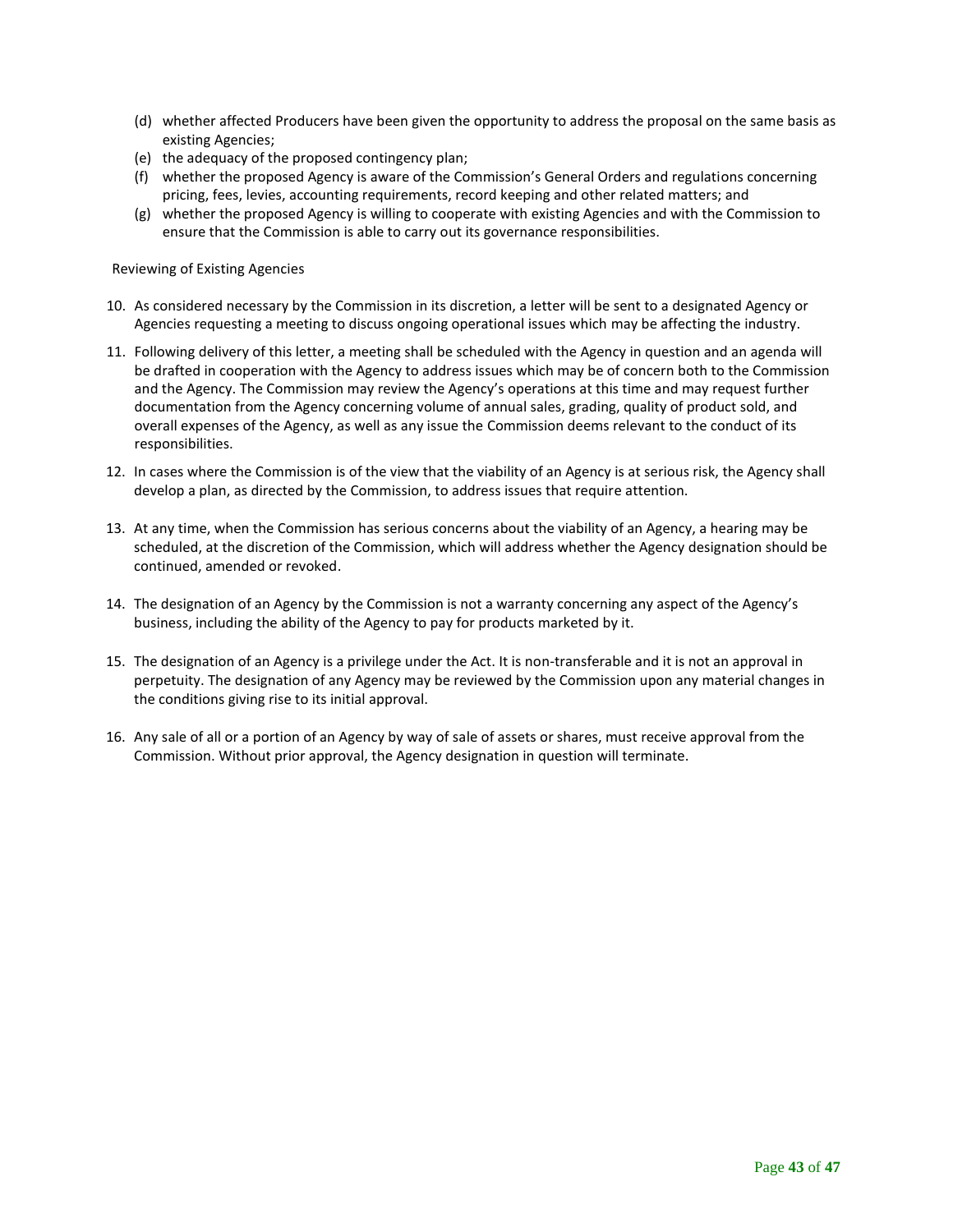(d) whether affected Producers have been given the opportunity to address the proposal on the same basis as existing Agencies;
(e) the adequacy of the proposed contingency plan;
(f) whether the proposed Agency is aware of the Commission's General Orders and regulations concerning pricing, fees, levies, accounting requirements, record keeping and other related matters; and
(g) whether the proposed Agency is willing to cooperate with existing Agencies and with the Commission to ensure that the Commission is able to carry out its governance responsibilities.

Reviewing of Existing Agencies

10. As considered necessary by the Commission in its discretion, a letter will be sent to a designated Agency or Agencies requesting a meeting to discuss ongoing operational issues which may be affecting the industry.
11. Following delivery of this letter, a meeting shall be scheduled with the Agency in question and an agenda will be drafted in cooperation with the Agency to address issues which may be of concern both to the Commission and the Agency. The Commission may review the Agency's operations at this time and may request further documentation from the Agency concerning volume of annual sales, grading, quality of product sold, and overall expenses of the Agency, as well as any issue the Commission deems relevant to the conduct of its responsibilities.
12. In cases where the Commission is of the view that the viability of an Agency is at serious risk, the Agency shall develop a plan, as directed by the Commission, to address issues that require attention.
13. At any time, when the Commission has serious concerns about the viability of an Agency, a hearing may be scheduled, at the discretion of the Commission, which will address whether the Agency designation should be continued, amended or revoked.
14. The designation of an Agency by the Commission is not a warranty concerning any aspect of the Agency's business, including the ability of the Agency to pay for products marketed by it.
15. The designation of an Agency is a privilege under the Act. It is non-transferable and it is not an approval in perpetuity. The designation of any Agency may be reviewed by the Commission upon any material changes in the conditions giving rise to its initial approval.
16. Any sale of all or a portion of an Agency by way of sale of assets or shares, must receive approval from the Commission. Without prior approval, the Agency designation in question will terminate.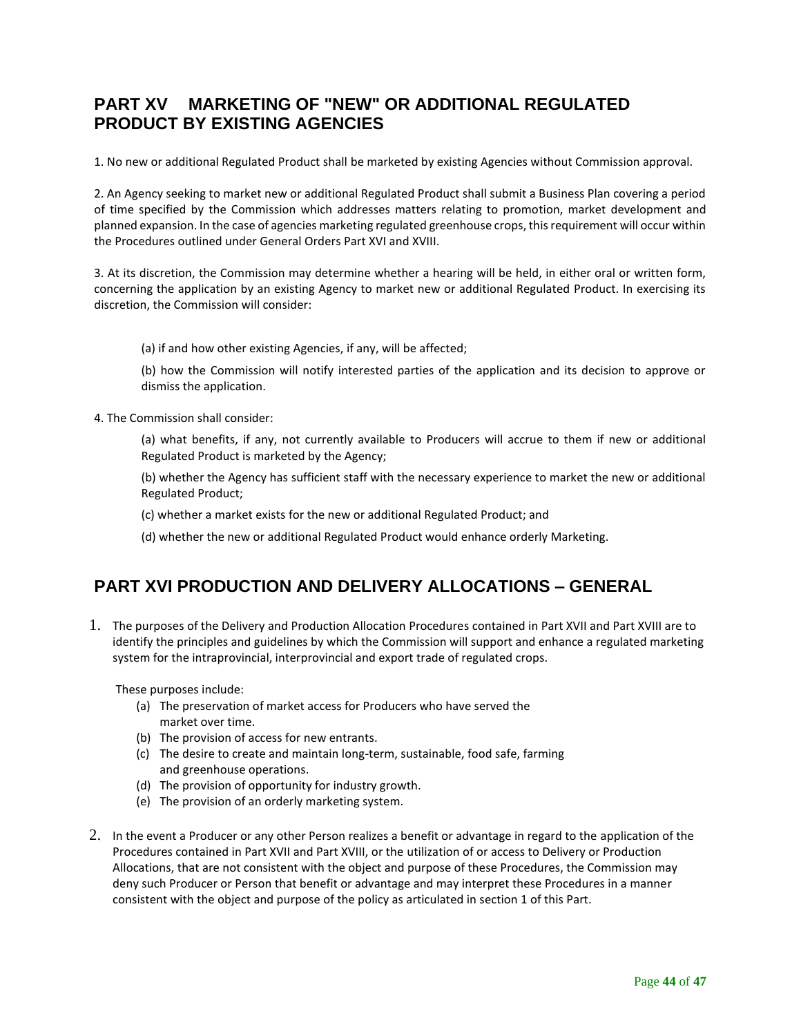## PART XV MARKETING OF "NEW" OR ADDITIONAL REGULATED PRODUCT BY EXISTING AGENCIES

1. No new or additional Regulated Product shall be marketed by existing Agencies without Commission approval.

2. An Agency seeking to market new or additional Regulated Product shall submit a Business Plan covering a period of time specified by the Commission which addresses matters relating to promotion, market development and planned expansion. In the case of agencies marketing regulated greenhouse crops, this requirement will occur within the Procedures outlined under General Orders Part XVI and XVIII.

3. At its discretion, the Commission may determine whether a hearing will be held, in either oral or written form, concerning the application by an existing Agency to market new or additional Regulated Product. In exercising its discretion, the Commission will consider:

   (a) if and how other existing Agencies, if any, will be affected;

   (b) how the Commission will notify interested parties of the application and its decision to approve or dismiss the application.

4. The Commission shall consider:

   (a) what benefits, if any, not currently available to Producers will accrue to them if new or additional Regulated Product is marketed by the Agency;

   (b) whether the Agency has sufficient staff with the necessary experience to market the new or additional Regulated Product;

   (c) whether a market exists for the new or additional Regulated Product; and

   (d) whether the new or additional Regulated Product would enhance orderly Marketing.

## PART XVI PRODUCTION AND DELIVERY ALLOCATIONS – GENERAL

1. The purposes of the Delivery and Production Allocation Procedures contained in Part XVII and Part XVIII are to identify the principles and guidelines by which the Commission will support and enhance a regulated marketing system for the intraprovincial, interprovincial and export trade of regulated crops.

   These purposes include:

   (a) The preservation of market access for Producers who have served the market over time.
   (b) The provision of access for new entrants.
   (c) The desire to create and maintain long-term, sustainable, food safe, farming and greenhouse operations.
   (d) The provision of opportunity for industry growth.
   (e) The provision of an orderly marketing system.

2. In the event a Producer or any other Person realizes a benefit or advantage in regard to the application of the Procedures contained in Part XVII and Part XVIII, or the utilization of or access to Delivery or Production Allocations, that are not consistent with the object and purpose of these Procedures, the Commission may deny such Producer or Person that benefit or advantage and may interpret these Procedures in a manner consistent with the object and purpose of the policy as articulated in section 1 of this Part.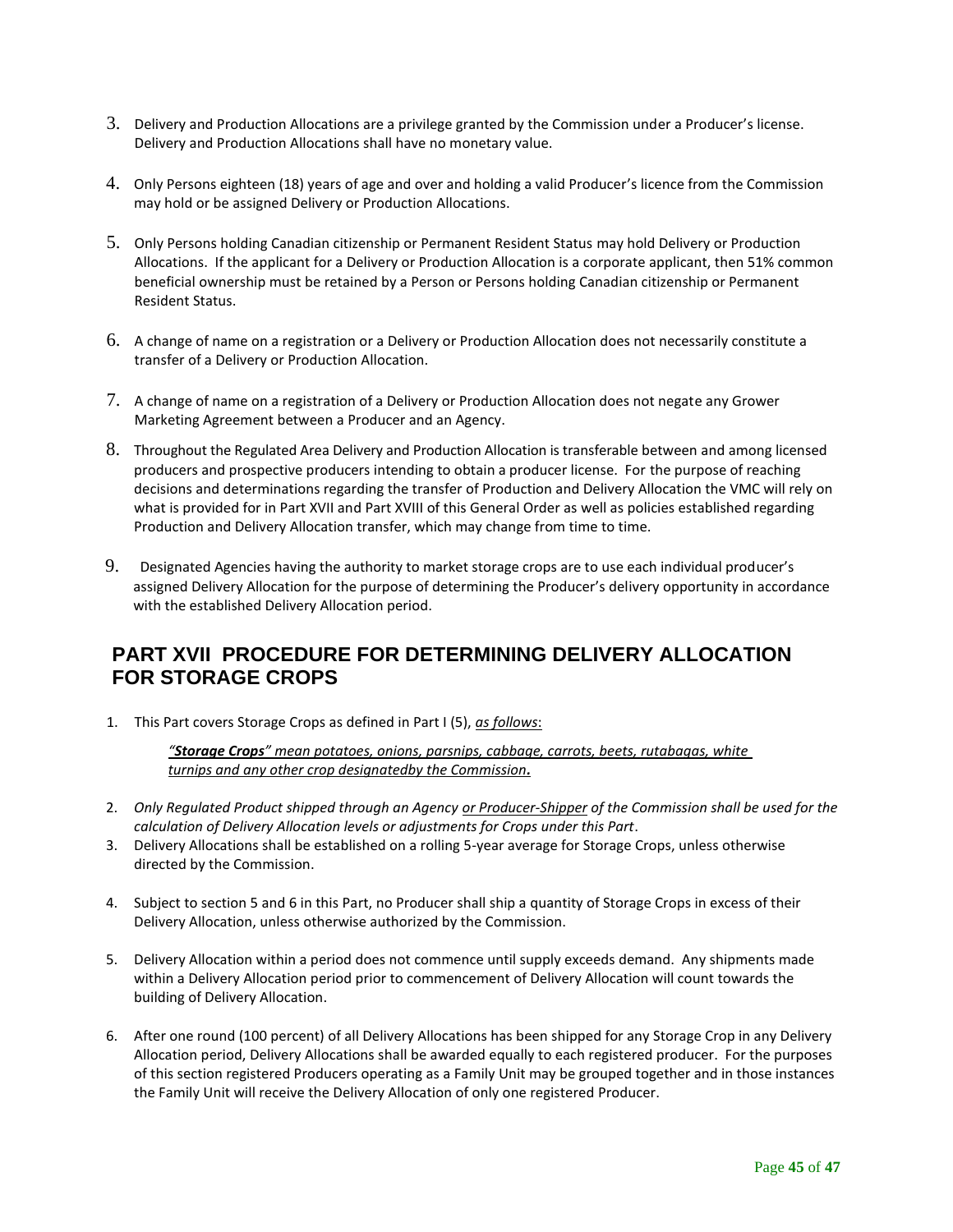3. Delivery and Production Allocations are a privilege granted by the Commission under a Producer's license. Delivery and Production Allocations shall have no monetary value.

4. Only Persons eighteen (18) years of age and over and holding a valid Producer's licence from the Commission may hold or be assigned Delivery or Production Allocations.

5. Only Persons holding Canadian citizenship or Permanent Resident Status may hold Delivery or Production Allocations. If the applicant for a Delivery or Production Allocation is a corporate applicant, then 51% common beneficial ownership must be retained by a Person or Persons holding Canadian citizenship or Permanent Resident Status.

6. A change of name on a registration or a Delivery or Production Allocation does not necessarily constitute a transfer of a Delivery or Production Allocation.

7. A change of name on a registration of a Delivery or Production Allocation does not negate any Grower Marketing Agreement between a Producer and an Agency.

8. Throughout the Regulated Area Delivery and Production Allocation is transferable between and among licensed producers and prospective producers intending to obtain a producer license. For the purpose of reaching decisions and determinations regarding the transfer of Production and Delivery Allocation the VMC will rely on what is provided for in Part XVII and Part XVIII of this General Order as well as policies established regarding Production and Delivery Allocation transfer, which may change from time to time.

9. Designated Agencies having the authority to market storage crops are to use each individual producer's assigned Delivery Allocation for the purpose of determining the Producer's delivery opportunity in accordance with the established Delivery Allocation period.

## PART XVII PROCEDURE FOR DETERMINING DELIVERY ALLOCATION FOR STORAGE CROPS

1. This Part covers Storage Crops as defined in Part I (5), <u>*as follows*</u>:

   <u>*"**Storage Crops**" mean potatoes, onions, parsnips, cabbage, carrots, beets, rutabagas, white turnips and any other crop designatedby the Commission**.***</u>

2. *Only Regulated Product shipped through an Agency <u>or Producer-Shipper</u> of the Commission shall be used for the calculation of Delivery Allocation levels or adjustments for Crops under this Part*.
3. Delivery Allocations shall be established on a rolling 5-year average for Storage Crops, unless otherwise directed by the Commission.

4. Subject to section 5 and 6 in this Part, no Producer shall ship a quantity of Storage Crops in excess of their Delivery Allocation, unless otherwise authorized by the Commission.

5. Delivery Allocation within a period does not commence until supply exceeds demand. Any shipments made within a Delivery Allocation period prior to commencement of Delivery Allocation will count towards the building of Delivery Allocation.

6. After one round (100 percent) of all Delivery Allocations has been shipped for any Storage Crop in any Delivery Allocation period, Delivery Allocations shall be awarded equally to each registered producer. For the purposes of this section registered Producers operating as a Family Unit may be grouped together and in those instances the Family Unit will receive the Delivery Allocation of only one registered Producer.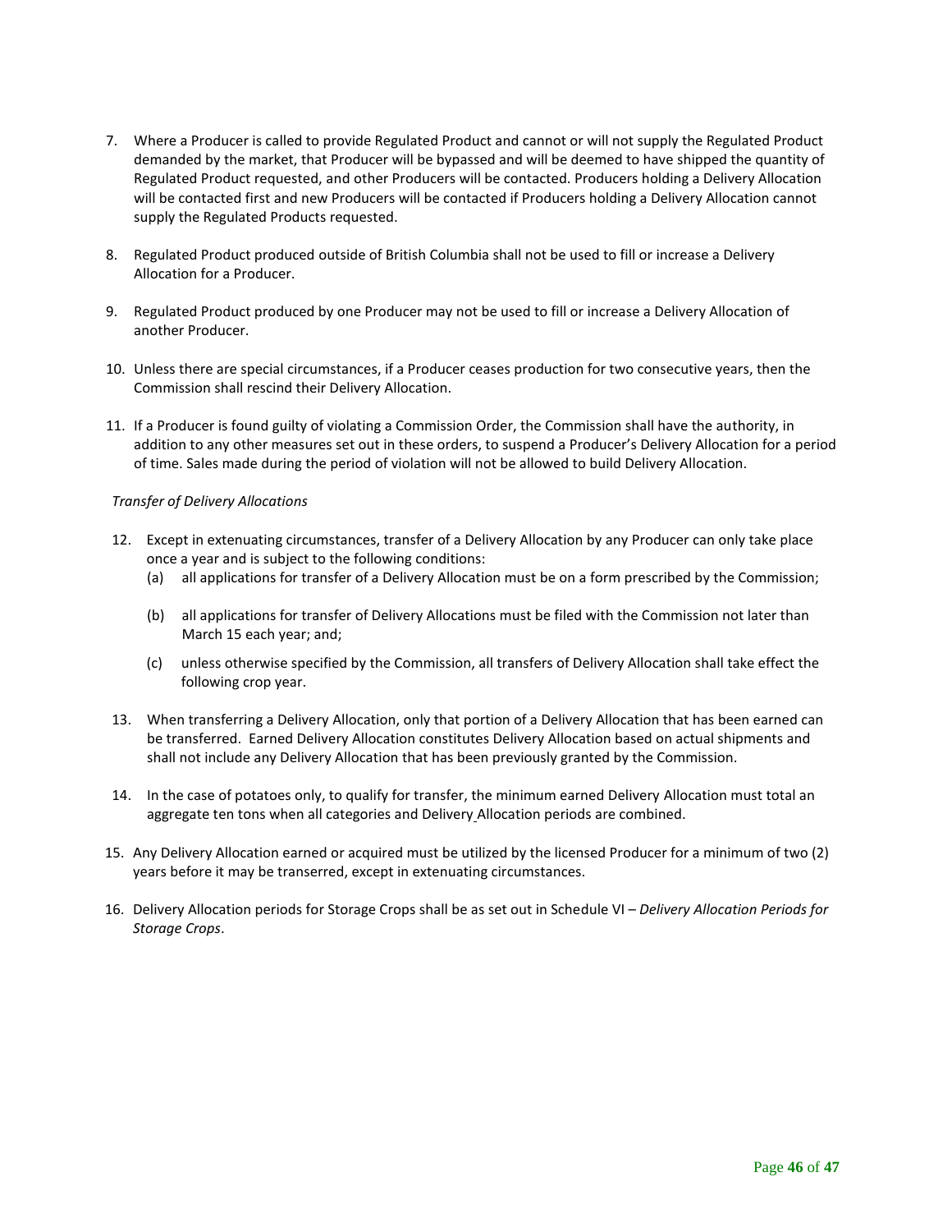7. Where a Producer is called to provide Regulated Product and cannot or will not supply the Regulated Product demanded by the market, that Producer will be bypassed and will be deemed to have shipped the quantity of Regulated Product requested, and other Producers will be contacted. Producers holding a Delivery Allocation will be contacted first and new Producers will be contacted if Producers holding a Delivery Allocation cannot supply the Regulated Products requested.

8. Regulated Product produced outside of British Columbia shall not be used to fill or increase a Delivery Allocation for a Producer.

9. Regulated Product produced by one Producer may not be used to fill or increase a Delivery Allocation of another Producer.

10. Unless there are special circumstances, if a Producer ceases production for two consecutive years, then the Commission shall rescind their Delivery Allocation.

11. If a Producer is found guilty of violating a Commission Order, the Commission shall have the authority, in addition to any other measures set out in these orders, to suspend a Producer's Delivery Allocation for a period of time. Sales made during the period of violation will not be allowed to build Delivery Allocation.

*Transfer of Delivery Allocations*

12. Except in extenuating circumstances, transfer of a Delivery Allocation by any Producer can only take place once a year and is subject to the following conditions:
    (a) all applications for transfer of a Delivery Allocation must be on a form prescribed by the Commission;

    (b) all applications for transfer of Delivery Allocations must be filed with the Commission not later than March 15 each year; and;

    (c) unless otherwise specified by the Commission, all transfers of Delivery Allocation shall take effect the following crop year.

13. When transferring a Delivery Allocation, only that portion of a Delivery Allocation that has been earned can be transferred. Earned Delivery Allocation constitutes Delivery Allocation based on actual shipments and shall not include any Delivery Allocation that has been previously granted by the Commission.

14. In the case of potatoes only, to qualify for transfer, the minimum earned Delivery Allocation must total an aggregate ten tons when all categories and Delivery Allocation periods are combined.

15. Any Delivery Allocation earned or acquired must be utilized by the licensed Producer for a minimum of two (2) years before it may be transerred, except in extenuating circumstances.

16. Delivery Allocation periods for Storage Crops shall be as set out in Schedule VI – *Delivery Allocation Periods for Storage Crops*.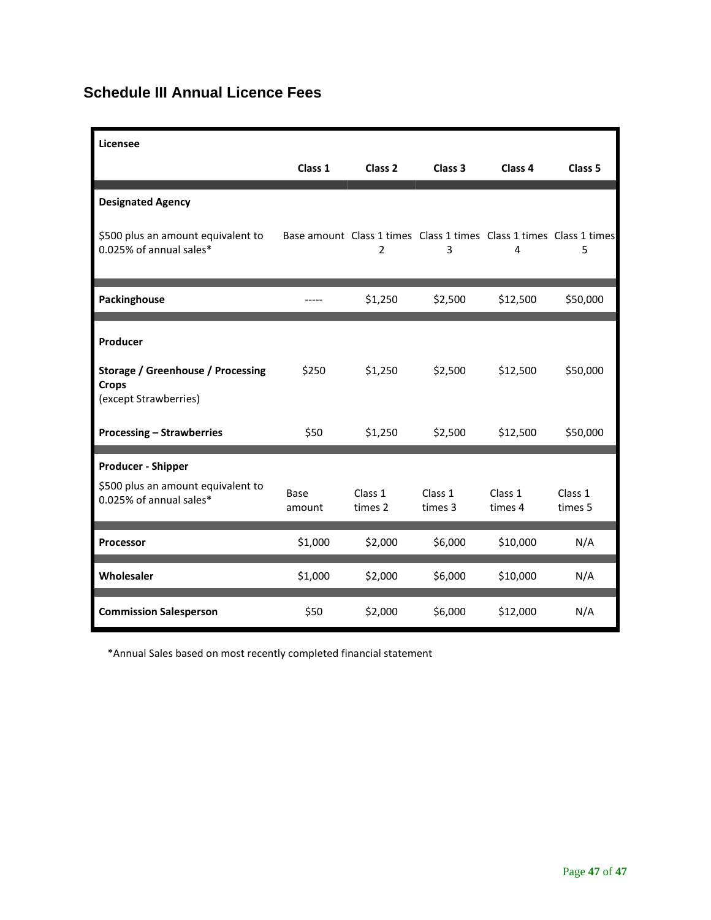## Schedule III Annual Licence Fees

| Licensee | Class 1 | Class 2 | Class 3 | Class 4 | Class 5 |
|---|---|---|---|---|---|
| **Designated Agency** | | | | | |
| $500 plus an amount equivalent to 0.025% of annual sales* | Base amount | Class 1 times 2 | Class 1 times 3 | Class 1 times 4 | Class 1 times 5 |
| **Packinghouse** | ----- | $1,250 | $2,500 | $12,500 | $50,000 |
| **Producer** | | | | | |
| **Storage / Greenhouse / Processing Crops** (except Strawberries) | $250 | $1,250 | $2,500 | $12,500 | $50,000 |
| **Processing – Strawberries** | $50 | $1,250 | $2,500 | $12,500 | $50,000 |
| **Producer - Shipper** | | | | | |
| $500 plus an amount equivalent to 0.025% of annual sales* | Base amount | Class 1 times 2 | Class 1 times 3 | Class 1 times 4 | Class 1 times 5 |
| **Processor** | $1,000 | $2,000 | $6,000 | $10,000 | N/A |
| **Wholesaler** | $1,000 | $2,000 | $6,000 | $10,000 | N/A |
| **Commission Salesperson** | $50 | $2,000 | $6,000 | $12,000 | N/A |

*Annual Sales based on most recently completed financial statement